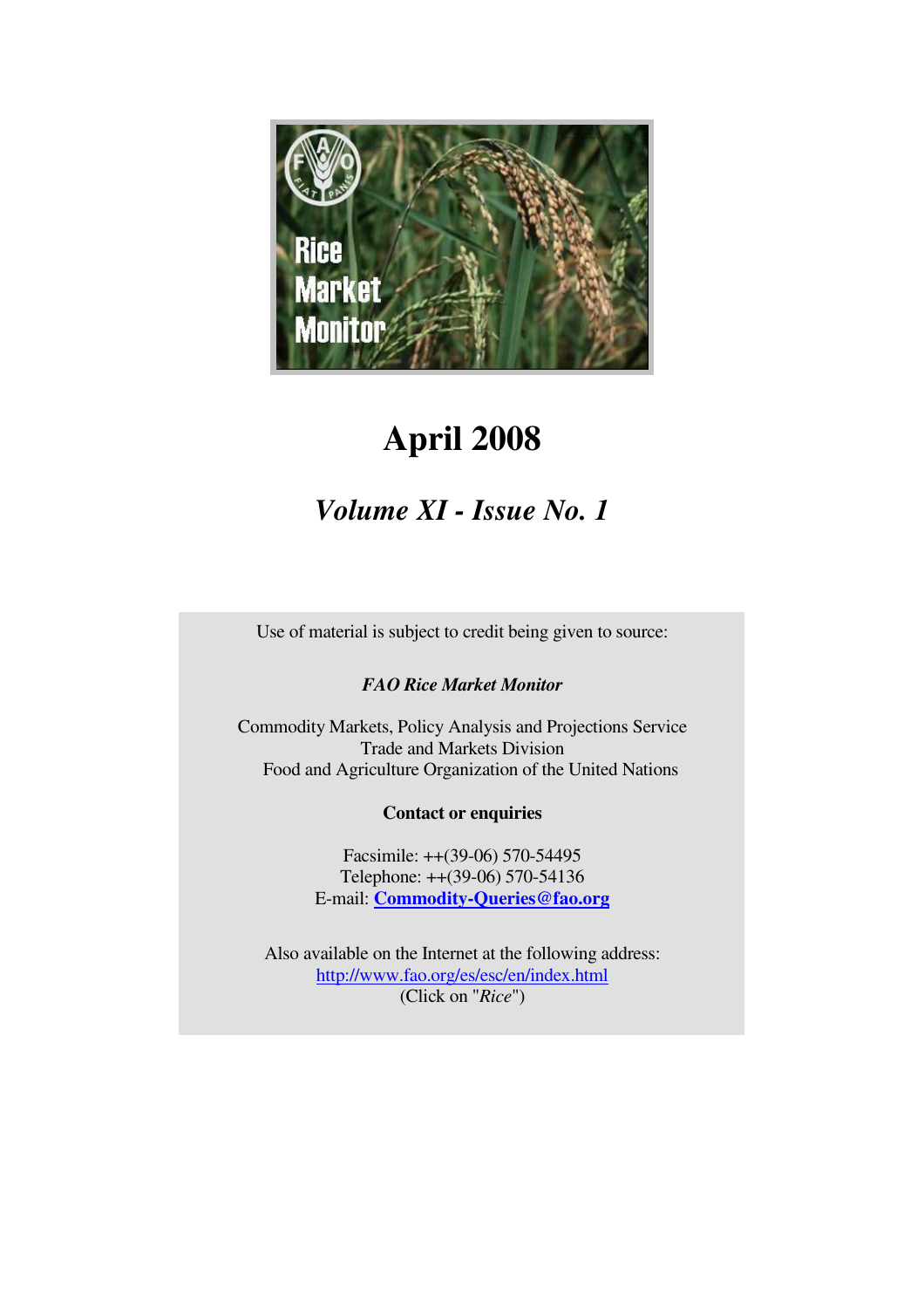Rice Market Monitor

# April 2008

## *Volume XI - Issue No. 1*

Use of material is subject to credit being given to source:

***FAO Rice Market Monitor***

Commodity Markets, Policy Analysis and Projections Service
Trade and Markets Division
Food and Agriculture Organization of the United Nations

**Contact or enquiries**

Facsimile: ++(39-06) 570-54495
Telephone: ++(39-06) 570-54136
E-mail: **Commodity-Queries@fao.org**

Also available on the Internet at the following address:
http://www.fao.org/es/esc/en/index.html
(Click on "*Rice*")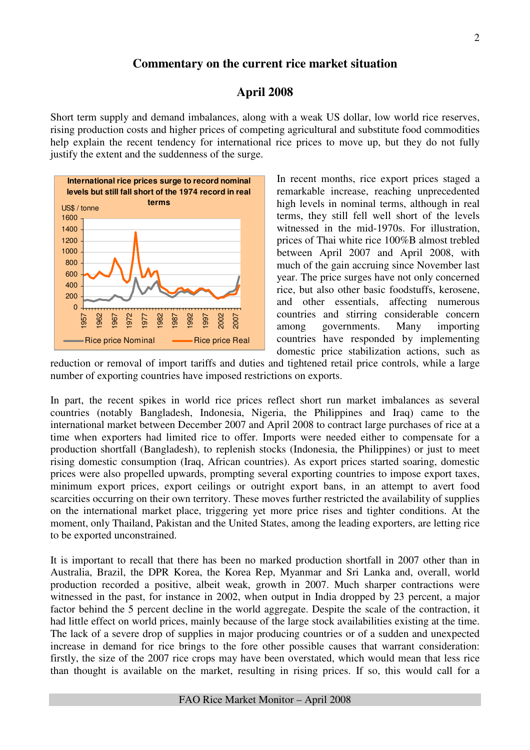# Commentary on the current rice market situation

## April 2008

Short term supply and demand imbalances, along with a weak US dollar, low world rice reserves, rising production costs and higher prices of competing agricultural and substitute food commodities help explain the recent tendency for international rice prices to move up, but they do not fully justify the extent and the suddenness of the surge.

International rice prices surge to record nominal levels but still fall short of the 1974 record in real terms

In recent months, rice export prices staged a remarkable increase, reaching unprecedented high levels in nominal terms, although in real terms, they still fell well short of the levels witnessed in the mid-1970s. For illustration, prices of Thai white rice 100%B almost trebled between April 2007 and April 2008, with much of the gain accruing since November last year. The price surges have not only concerned rice, but also other basic foodstuffs, kerosene, and other essentials, affecting numerous countries and stirring considerable concern among governments. Many importing countries have responded by implementing domestic price stabilization actions, such as reduction or removal of import tariffs and duties and tightened retail price controls, while a large number of exporting countries have imposed restrictions on exports.

In part, the recent spikes in world rice prices reflect short run market imbalances as several countries (notably Bangladesh, Indonesia, Nigeria, the Philippines and Iraq) came to the international market between December 2007 and April 2008 to contract large purchases of rice at a time when exporters had limited rice to offer. Imports were needed either to compensate for a production shortfall (Bangladesh), to replenish stocks (Indonesia, the Philippines) or just to meet rising domestic consumption (Iraq, African countries). As export prices started soaring, domestic prices were also propelled upwards, prompting several exporting countries to impose export taxes, minimum export prices, export ceilings or outright export bans, in an attempt to avert food scarcities occurring on their own territory. These moves further restricted the availability of supplies on the international market place, triggering yet more price rises and tighter conditions. At the moment, only Thailand, Pakistan and the United States, among the leading exporters, are letting rice to be exported unconstrained.

It is important to recall that there has been no marked production shortfall in 2007 other than in Australia, Brazil, the DPR Korea, the Korea Rep, Myanmar and Sri Lanka and, overall, world production recorded a positive, albeit weak, growth in 2007. Much sharper contractions were witnessed in the past, for instance in 2002, when output in India dropped by 23 percent, a major factor behind the 5 percent decline in the world aggregate. Despite the scale of the contraction, it had little effect on world prices, mainly because of the large stock availabilities existing at the time. The lack of a severe drop of supplies in major producing countries or of a sudden and unexpected increase in demand for rice brings to the fore other possible causes that warrant consideration: firstly, the size of the 2007 rice crops may have been overstated, which would mean that less rice than thought is available on the market, resulting in rising prices. If so, this would call for a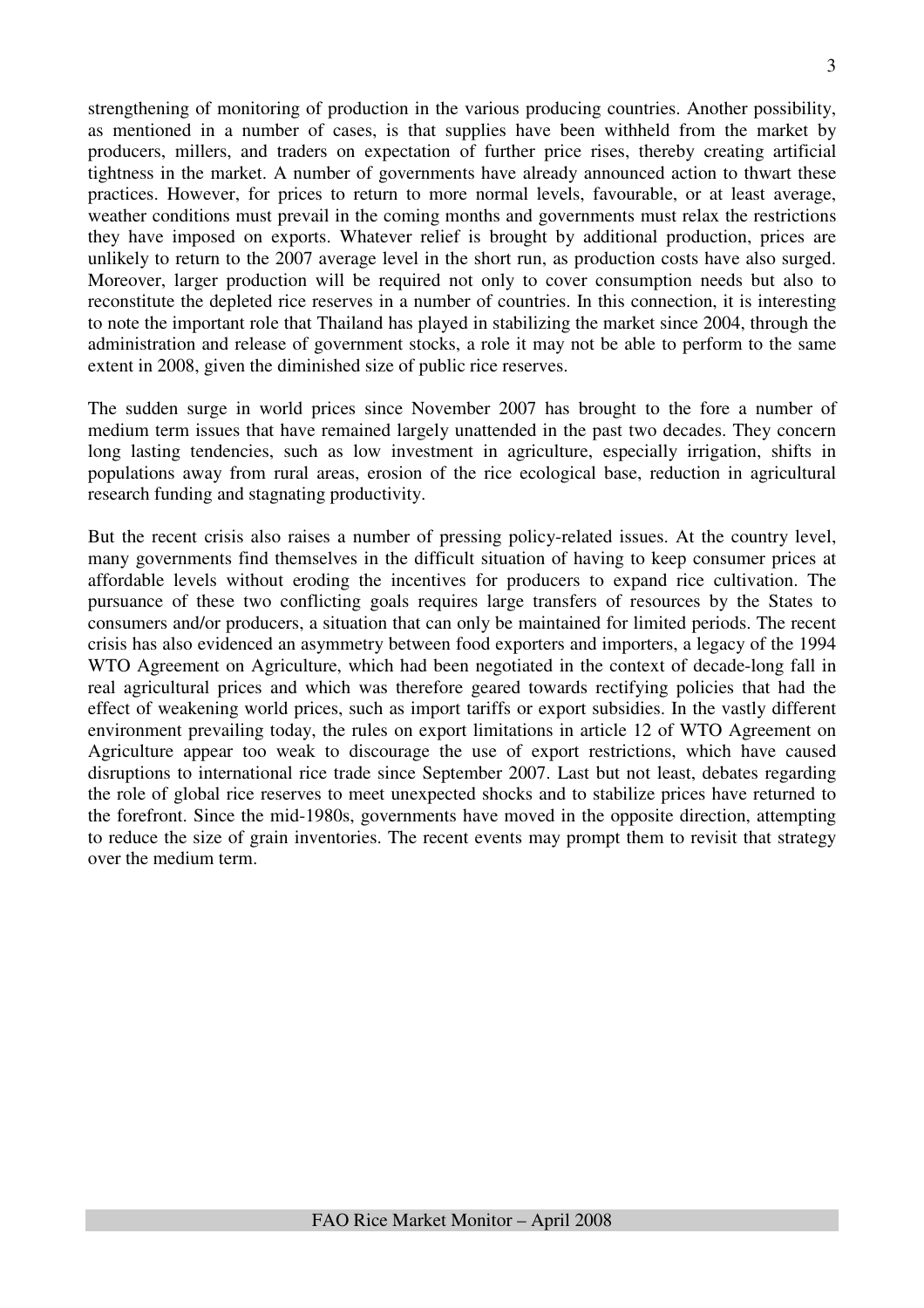strengthening of monitoring of production in the various producing countries. Another possibility, as mentioned in a number of cases, is that supplies have been withheld from the market by producers, millers, and traders on expectation of further price rises, thereby creating artificial tightness in the market. A number of governments have already announced action to thwart these practices. However, for prices to return to more normal levels, favourable, or at least average, weather conditions must prevail in the coming months and governments must relax the restrictions they have imposed on exports. Whatever relief is brought by additional production, prices are unlikely to return to the 2007 average level in the short run, as production costs have also surged. Moreover, larger production will be required not only to cover consumption needs but also to reconstitute the depleted rice reserves in a number of countries. In this connection, it is interesting to note the important role that Thailand has played in stabilizing the market since 2004, through the administration and release of government stocks, a role it may not be able to perform to the same extent in 2008, given the diminished size of public rice reserves.

The sudden surge in world prices since November 2007 has brought to the fore a number of medium term issues that have remained largely unattended in the past two decades. They concern long lasting tendencies, such as low investment in agriculture, especially irrigation, shifts in populations away from rural areas, erosion of the rice ecological base, reduction in agricultural research funding and stagnating productivity.

But the recent crisis also raises a number of pressing policy-related issues. At the country level, many governments find themselves in the difficult situation of having to keep consumer prices at affordable levels without eroding the incentives for producers to expand rice cultivation. The pursuance of these two conflicting goals requires large transfers of resources by the States to consumers and/or producers, a situation that can only be maintained for limited periods. The recent crisis has also evidenced an asymmetry between food exporters and importers, a legacy of the 1994 WTO Agreement on Agriculture, which had been negotiated in the context of decade-long fall in real agricultural prices and which was therefore geared towards rectifying policies that had the effect of weakening world prices, such as import tariffs or export subsidies. In the vastly different environment prevailing today, the rules on export limitations in article 12 of WTO Agreement on Agriculture appear too weak to discourage the use of export restrictions, which have caused disruptions to international rice trade since September 2007. Last but not least, debates regarding the role of global rice reserves to meet unexpected shocks and to stabilize prices have returned to the forefront. Since the mid-1980s, governments have moved in the opposite direction, attempting to reduce the size of grain inventories. The recent events may prompt them to revisit that strategy over the medium term.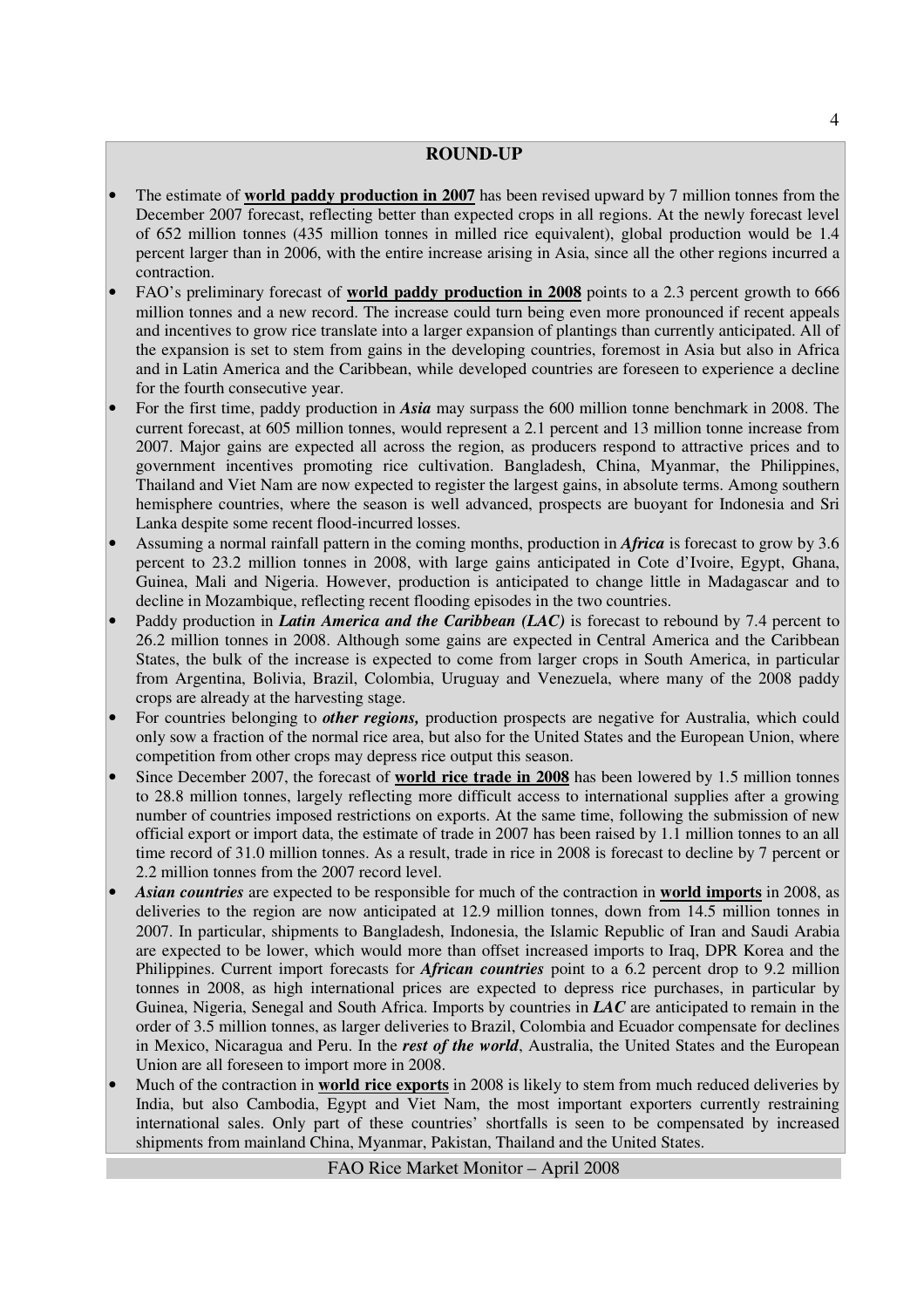## ROUND-UP

- The estimate of **world paddy production in 2007** has been revised upward by 7 million tonnes from the December 2007 forecast, reflecting better than expected crops in all regions. At the newly forecast level of 652 million tonnes (435 million tonnes in milled rice equivalent), global production would be 1.4 percent larger than in 2006, with the entire increase arising in Asia, since all the other regions incurred a contraction.
- FAO's preliminary forecast of **world paddy production in 2008** points to a 2.3 percent growth to 666 million tonnes and a new record. The increase could turn being even more pronounced if recent appeals and incentives to grow rice translate into a larger expansion of plantings than currently anticipated. All of the expansion is set to stem from gains in the developing countries, foremost in Asia but also in Africa and in Latin America and the Caribbean, while developed countries are foreseen to experience a decline for the fourth consecutive year.
- For the first time, paddy production in ***Asia*** may surpass the 600 million tonne benchmark in 2008. The current forecast, at 605 million tonnes, would represent a 2.1 percent and 13 million tonne increase from 2007. Major gains are expected all across the region, as producers respond to attractive prices and to government incentives promoting rice cultivation. Bangladesh, China, Myanmar, the Philippines, Thailand and Viet Nam are now expected to register the largest gains, in absolute terms. Among southern hemisphere countries, where the season is well advanced, prospects are buoyant for Indonesia and Sri Lanka despite some recent flood-incurred losses.
- Assuming a normal rainfall pattern in the coming months, production in ***Africa*** is forecast to grow by 3.6 percent to 23.2 million tonnes in 2008, with large gains anticipated in Cote d'Ivoire, Egypt, Ghana, Guinea, Mali and Nigeria. However, production is anticipated to change little in Madagascar and to decline in Mozambique, reflecting recent flooding episodes in the two countries.
- Paddy production in ***Latin America and the Caribbean (LAC)*** is forecast to rebound by 7.4 percent to 26.2 million tonnes in 2008. Although some gains are expected in Central America and the Caribbean States, the bulk of the increase is expected to come from larger crops in South America, in particular from Argentina, Bolivia, Brazil, Colombia, Uruguay and Venezuela, where many of the 2008 paddy crops are already at the harvesting stage.
- For countries belonging to ***other regions,*** production prospects are negative for Australia, which could only sow a fraction of the normal rice area, but also for the United States and the European Union, where competition from other crops may depress rice output this season.
- Since December 2007, the forecast of **world rice trade in 2008** has been lowered by 1.5 million tonnes to 28.8 million tonnes, largely reflecting more difficult access to international supplies after a growing number of countries imposed restrictions on exports. At the same time, following the submission of new official export or import data, the estimate of trade in 2007 has been raised by 1.1 million tonnes to an all time record of 31.0 million tonnes. As a result, trade in rice in 2008 is forecast to decline by 7 percent or 2.2 million tonnes from the 2007 record level.
- ***Asian countries*** are expected to be responsible for much of the contraction in **world imports** in 2008, as deliveries to the region are now anticipated at 12.9 million tonnes, down from 14.5 million tonnes in 2007. In particular, shipments to Bangladesh, Indonesia, the Islamic Republic of Iran and Saudi Arabia are expected to be lower, which would more than offset increased imports to Iraq, DPR Korea and the Philippines. Current import forecasts for ***African countries*** point to a 6.2 percent drop to 9.2 million tonnes in 2008, as high international prices are expected to depress rice purchases, in particular by Guinea, Nigeria, Senegal and South Africa. Imports by countries in ***LAC*** are anticipated to remain in the order of 3.5 million tonnes, as larger deliveries to Brazil, Colombia and Ecuador compensate for declines in Mexico, Nicaragua and Peru. In the ***rest of the world***, Australia, the United States and the European Union are all foreseen to import more in 2008.
- Much of the contraction in **world rice exports** in 2008 is likely to stem from much reduced deliveries by India, but also Cambodia, Egypt and Viet Nam, the most important exporters currently restraining international sales. Only part of these countries' shortfalls is seen to be compensated by increased shipments from mainland China, Myanmar, Pakistan, Thailand and the United States.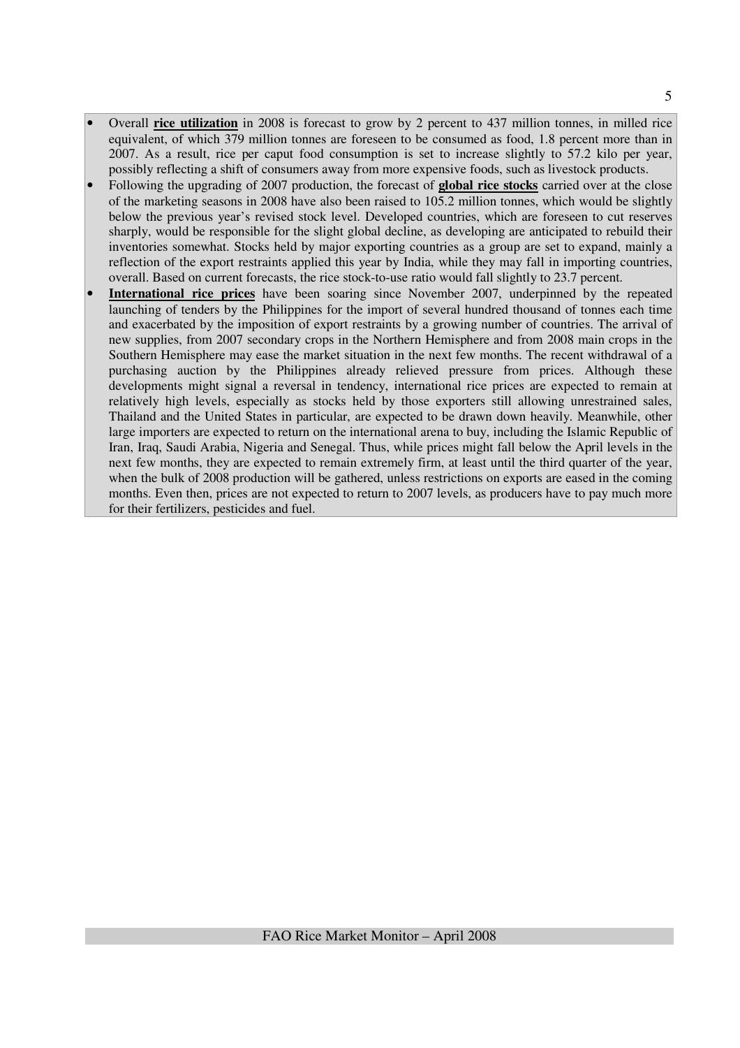- Overall **rice utilization** in 2008 is forecast to grow by 2 percent to 437 million tonnes, in milled rice equivalent, of which 379 million tonnes are foreseen to be consumed as food, 1.8 percent more than in 2007. As a result, rice per caput food consumption is set to increase slightly to 57.2 kilo per year, possibly reflecting a shift of consumers away from more expensive foods, such as livestock products.
- Following the upgrading of 2007 production, the forecast of **global rice stocks** carried over at the close of the marketing seasons in 2008 have also been raised to 105.2 million tonnes, which would be slightly below the previous year's revised stock level. Developed countries, which are foreseen to cut reserves sharply, would be responsible for the slight global decline, as developing are anticipated to rebuild their inventories somewhat. Stocks held by major exporting countries as a group are set to expand, mainly a reflection of the export restraints applied this year by India, while they may fall in importing countries, overall. Based on current forecasts, the rice stock-to-use ratio would fall slightly to 23.7 percent.
- **International rice prices** have been soaring since November 2007, underpinned by the repeated launching of tenders by the Philippines for the import of several hundred thousand of tonnes each time and exacerbated by the imposition of export restraints by a growing number of countries. The arrival of new supplies, from 2007 secondary crops in the Northern Hemisphere and from 2008 main crops in the Southern Hemisphere may ease the market situation in the next few months. The recent withdrawal of a purchasing auction by the Philippines already relieved pressure from prices. Although these developments might signal a reversal in tendency, international rice prices are expected to remain at relatively high levels, especially as stocks held by those exporters still allowing unrestrained sales, Thailand and the United States in particular, are expected to be drawn down heavily. Meanwhile, other large importers are expected to return on the international arena to buy, including the Islamic Republic of Iran, Iraq, Saudi Arabia, Nigeria and Senegal. Thus, while prices might fall below the April levels in the next few months, they are expected to remain extremely firm, at least until the third quarter of the year, when the bulk of 2008 production will be gathered, unless restrictions on exports are eased in the coming months. Even then, prices are not expected to return to 2007 levels, as producers have to pay much more for their fertilizers, pesticides and fuel.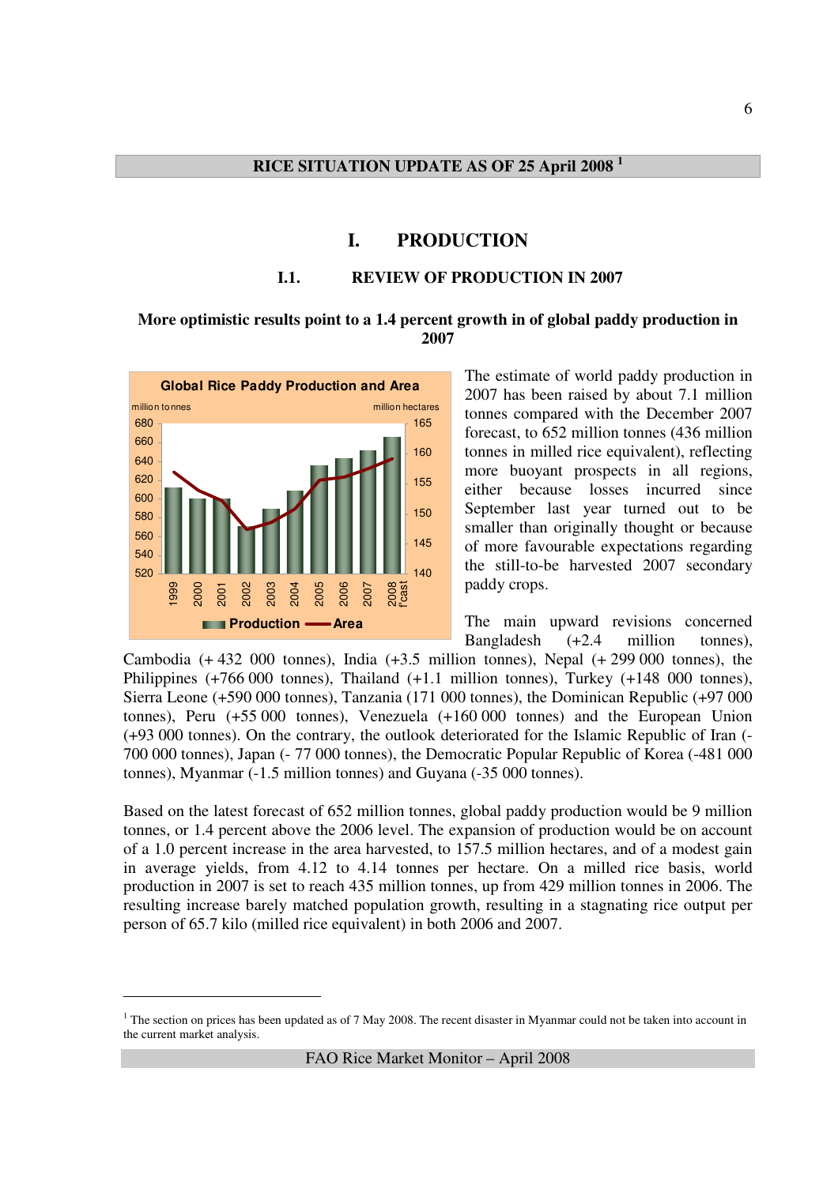## RICE SITUATION UPDATE AS OF 25 April 2008 [1]

# I. PRODUCTION

## I.1. REVIEW OF PRODUCTION IN 2007

**More optimistic results point to a 1.4 percent growth in of global paddy production in 2007**

The estimate of world paddy production in 2007 has been raised by about 7.1 million tonnes compared with the December 2007 forecast, to 652 million tonnes (436 million tonnes in milled rice equivalent), reflecting more buoyant prospects in all regions, either because losses incurred since September last year turned out to be smaller than originally thought or because of more favourable expectations regarding the still-to-be harvested 2007 secondary paddy crops.

The main upward revisions concerned Bangladesh (+2.4 million tonnes), Cambodia (+ 432 000 tonnes), India (+3.5 million tonnes), Nepal (+ 299 000 tonnes), the Philippines (+766 000 tonnes), Thailand (+1.1 million tonnes), Turkey (+148 000 tonnes), Sierra Leone (+590 000 tonnes), Tanzania (171 000 tonnes), the Dominican Republic (+97 000 tonnes), Peru (+55 000 tonnes), Venezuela (+160 000 tonnes) and the European Union (+93 000 tonnes). On the contrary, the outlook deteriorated for the Islamic Republic of Iran (-700 000 tonnes), Japan (- 77 000 tonnes), the Democratic Popular Republic of Korea (-481 000 tonnes), Myanmar (-1.5 million tonnes) and Guyana (-35 000 tonnes).

Based on the latest forecast of 652 million tonnes, global paddy production would be 9 million tonnes, or 1.4 percent above the 2006 level. The expansion of production would be on account of a 1.0 percent increase in the area harvested, to 157.5 million hectares, and of a modest gain in average yields, from 4.12 to 4.14 tonnes per hectare. On a milled rice basis, world production in 2007 is set to reach 435 million tonnes, up from 429 million tonnes in 2006. The resulting increase barely matched population growth, resulting in a stagnating rice output per person of 65.7 kilo (milled rice equivalent) in both 2006 and 2007.

---

[1] The section on prices has been updated as of 7 May 2008. The recent disaster in Myanmar could not be taken into account in the current market analysis.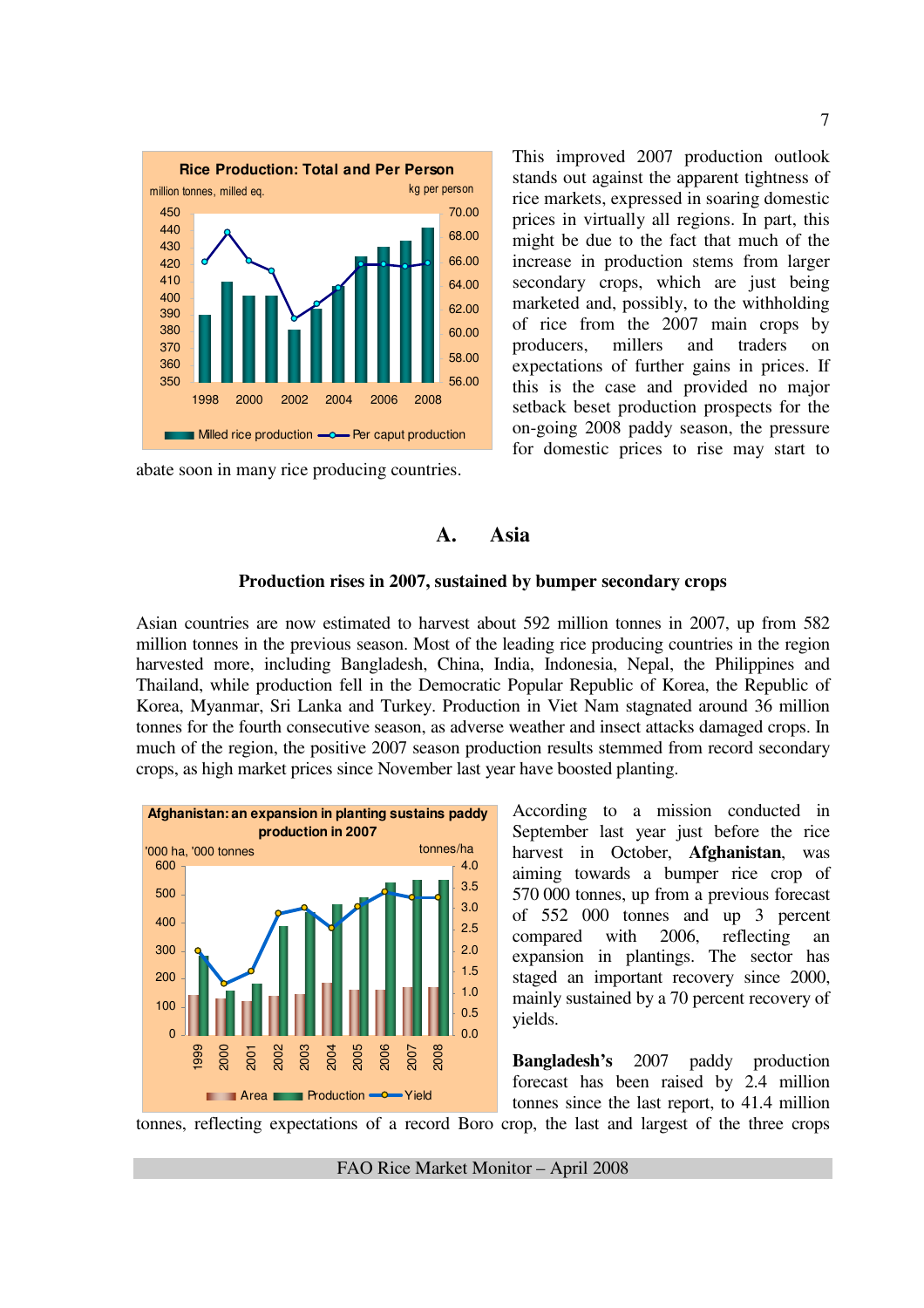This improved 2007 production outlook stands out against the apparent tightness of rice markets, expressed in soaring domestic prices in virtually all regions. In part, this might be due to the fact that much of the increase in production stems from larger secondary crops, which are just being marketed and, possibly, to the withholding of rice from the 2007 main crops by producers, millers and traders on expectations of further gains in prices. If this is the case and provided no major setback beset production prospects for the on-going 2008 paddy season, the pressure for domestic prices to rise may start to abate soon in many rice producing countries.

## A. Asia

### Production rises in 2007, sustained by bumper secondary crops

Asian countries are now estimated to harvest about 592 million tonnes in 2007, up from 582 million tonnes in the previous season. Most of the leading rice producing countries in the region harvested more, including Bangladesh, China, India, Indonesia, Nepal, the Philippines and Thailand, while production fell in the Democratic Popular Republic of Korea, the Republic of Korea, Myanmar, Sri Lanka and Turkey. Production in Viet Nam stagnated around 36 million tonnes for the fourth consecutive season, as adverse weather and insect attacks damaged crops. In much of the region, the positive 2007 season production results stemmed from record secondary crops, as high market prices since November last year have boosted planting.

According to a mission conducted in September last year just before the rice harvest in October, **Afghanistan**, was aiming towards a bumper rice crop of 570 000 tonnes, up from a previous forecast of 552 000 tonnes and up 3 percent compared with 2006, reflecting an expansion in plantings. The sector has staged an important recovery since 2000, mainly sustained by a 70 percent recovery of yields.

**Bangladesh's** 2007 paddy production forecast has been raised by 2.4 million tonnes since the last report, to 41.4 million tonnes, reflecting expectations of a record Boro crop, the last and largest of the three crops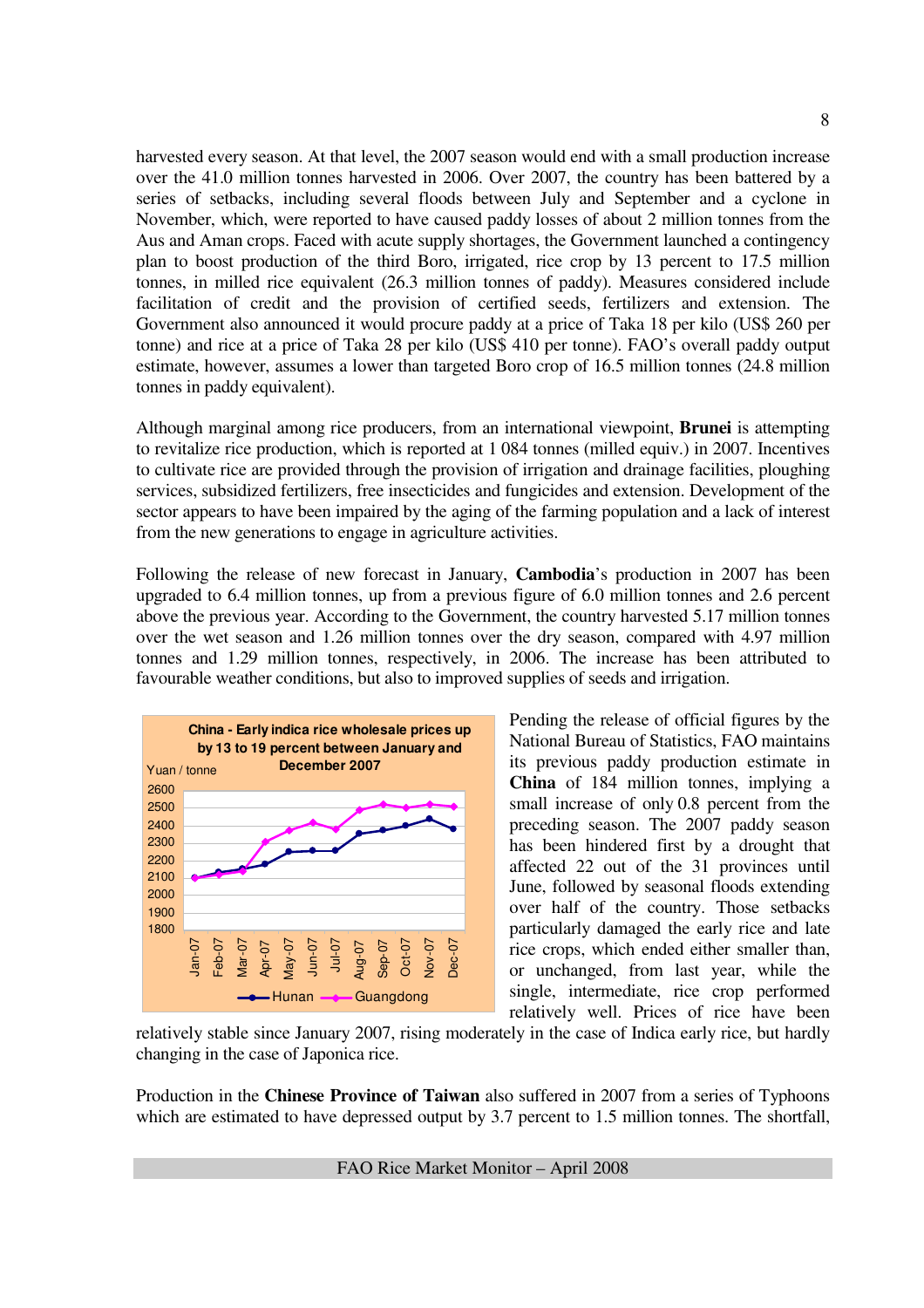harvested every season. At that level, the 2007 season would end with a small production increase over the 41.0 million tonnes harvested in 2006. Over 2007, the country has been battered by a series of setbacks, including several floods between July and September and a cyclone in November, which, were reported to have caused paddy losses of about 2 million tonnes from the Aus and Aman crops. Faced with acute supply shortages, the Government launched a contingency plan to boost production of the third Boro, irrigated, rice crop by 13 percent to 17.5 million tonnes, in milled rice equivalent (26.3 million tonnes of paddy). Measures considered include facilitation of credit and the provision of certified seeds, fertilizers and extension. The Government also announced it would procure paddy at a price of Taka 18 per kilo (US$ 260 per tonne) and rice at a price of Taka 28 per kilo (US$ 410 per tonne). FAO's overall paddy output estimate, however, assumes a lower than targeted Boro crop of 16.5 million tonnes (24.8 million tonnes in paddy equivalent).

Although marginal among rice producers, from an international viewpoint, **Brunei** is attempting to revitalize rice production, which is reported at 1 084 tonnes (milled equiv.) in 2007. Incentives to cultivate rice are provided through the provision of irrigation and drainage facilities, ploughing services, subsidized fertilizers, free insecticides and fungicides and extension. Development of the sector appears to have been impaired by the aging of the farming population and a lack of interest from the new generations to engage in agriculture activities.

Following the release of new forecast in January, **Cambodia**'s production in 2007 has been upgraded to 6.4 million tonnes, up from a previous figure of 6.0 million tonnes and 2.6 percent above the previous year. According to the Government, the country harvested 5.17 million tonnes over the wet season and 1.26 million tonnes over the dry season, compared with 4.97 million tonnes and 1.29 million tonnes, respectively, in 2006. The increase has been attributed to favourable weather conditions, but also to improved supplies of seeds and irrigation.

**China - Early indica rice wholesale prices up by 13 to 19 percent between January and December 2007**

Yuan / tonne

Legend: Hunan, Guangdong

Pending the release of official figures by the National Bureau of Statistics, FAO maintains its previous paddy production estimate in **China** of 184 million tonnes, implying a small increase of only 0.8 percent from the preceding season. The 2007 paddy season has been hindered first by a drought that affected 22 out of the 31 provinces until June, followed by seasonal floods extending over half of the country. Those setbacks particularly damaged the early rice and late rice crops, which ended either smaller than, or unchanged, from last year, while the single, intermediate, rice crop performed relatively well. Prices of rice have been relatively stable since January 2007, rising moderately in the case of Indica early rice, but hardly changing in the case of Japonica rice.

Production in the **Chinese Province of Taiwan** also suffered in 2007 from a series of Typhoons which are estimated to have depressed output by 3.7 percent to 1.5 million tonnes. The shortfall,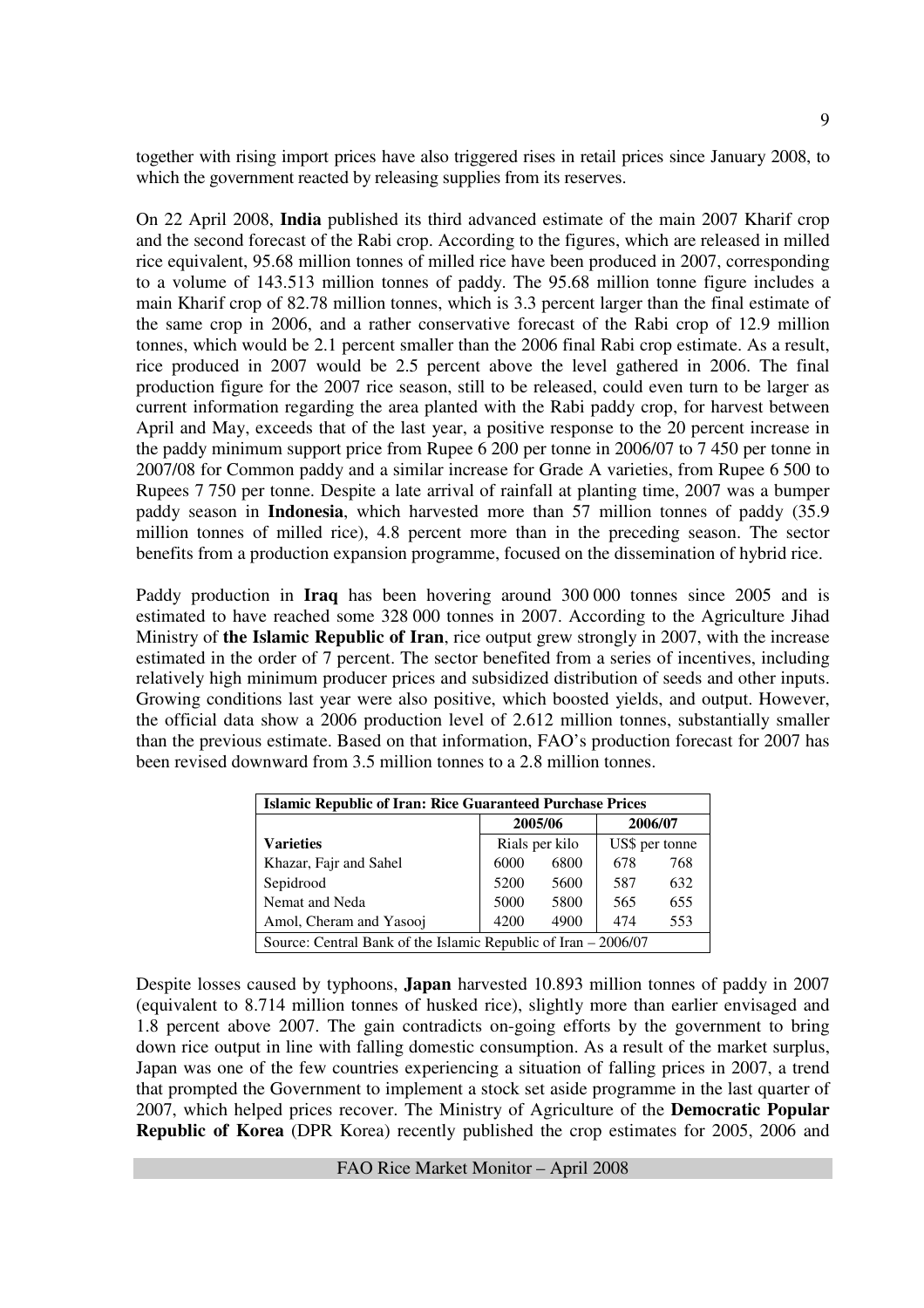together with rising import prices have also triggered rises in retail prices since January 2008, to which the government reacted by releasing supplies from its reserves.

On 22 April 2008, **India** published its third advanced estimate of the main 2007 Kharif crop and the second forecast of the Rabi crop. According to the figures, which are released in milled rice equivalent, 95.68 million tonnes of milled rice have been produced in 2007, corresponding to a volume of 143.513 million tonnes of paddy. The 95.68 million tonne figure includes a main Kharif crop of 82.78 million tonnes, which is 3.3 percent larger than the final estimate of the same crop in 2006, and a rather conservative forecast of the Rabi crop of 12.9 million tonnes, which would be 2.1 percent smaller than the 2006 final Rabi crop estimate. As a result, rice produced in 2007 would be 2.5 percent above the level gathered in 2006. The final production figure for the 2007 rice season, still to be released, could even turn to be larger as current information regarding the area planted with the Rabi paddy crop, for harvest between April and May, exceeds that of the last year, a positive response to the 20 percent increase in the paddy minimum support price from Rupee 6 200 per tonne in 2006/07 to 7 450 per tonne in 2007/08 for Common paddy and a similar increase for Grade A varieties, from Rupee 6 500 to Rupees 7 750 per tonne. Despite a late arrival of rainfall at planting time, 2007 was a bumper paddy season in **Indonesia**, which harvested more than 57 million tonnes of paddy (35.9 million tonnes of milled rice), 4.8 percent more than in the preceding season. The sector benefits from a production expansion programme, focused on the dissemination of hybrid rice.

Paddy production in **Iraq** has been hovering around 300 000 tonnes since 2005 and is estimated to have reached some 328 000 tonnes in 2007. According to the Agriculture Jihad Ministry of **the Islamic Republic of Iran**, rice output grew strongly in 2007, with the increase estimated in the order of 7 percent. The sector benefited from a series of incentives, including relatively high minimum producer prices and subsidized distribution of seeds and other inputs. Growing conditions last year were also positive, which boosted yields, and output. However, the official data show a 2006 production level of 2.612 million tonnes, substantially smaller than the previous estimate. Based on that information, FAO's production forecast for 2007 has been revised downward from 3.5 million tonnes to a 2.8 million tonnes.

| **Islamic Republic of Iran: Rice Guaranteed Purchase Prices** | | | | |
|---|---|---|---|---|
| | **2005/06** | | **2006/07** | |
| **Varieties** | Rials per kilo | | US$ per tonne | |
| Khazar, Fajr and Sahel | 6000 | 6800 | 678 | 768 |
| Sepidrood | 5200 | 5600 | 587 | 632 |
| Nemat and Neda | 5000 | 5800 | 565 | 655 |
| Amol, Cheram and Yasooj | 4200 | 4900 | 474 | 553 |
| Source: Central Bank of the Islamic Republic of Iran – 2006/07 | | | | |

Despite losses caused by typhoons, **Japan** harvested 10.893 million tonnes of paddy in 2007 (equivalent to 8.714 million tonnes of husked rice), slightly more than earlier envisaged and 1.8 percent above 2007. The gain contradicts on-going efforts by the government to bring down rice output in line with falling domestic consumption. As a result of the market surplus, Japan was one of the few countries experiencing a situation of falling prices in 2007, a trend that prompted the Government to implement a stock set aside programme in the last quarter of 2007, which helped prices recover. The Ministry of Agriculture of the **Democratic Popular Republic of Korea** (DPR Korea) recently published the crop estimates for 2005, 2006 and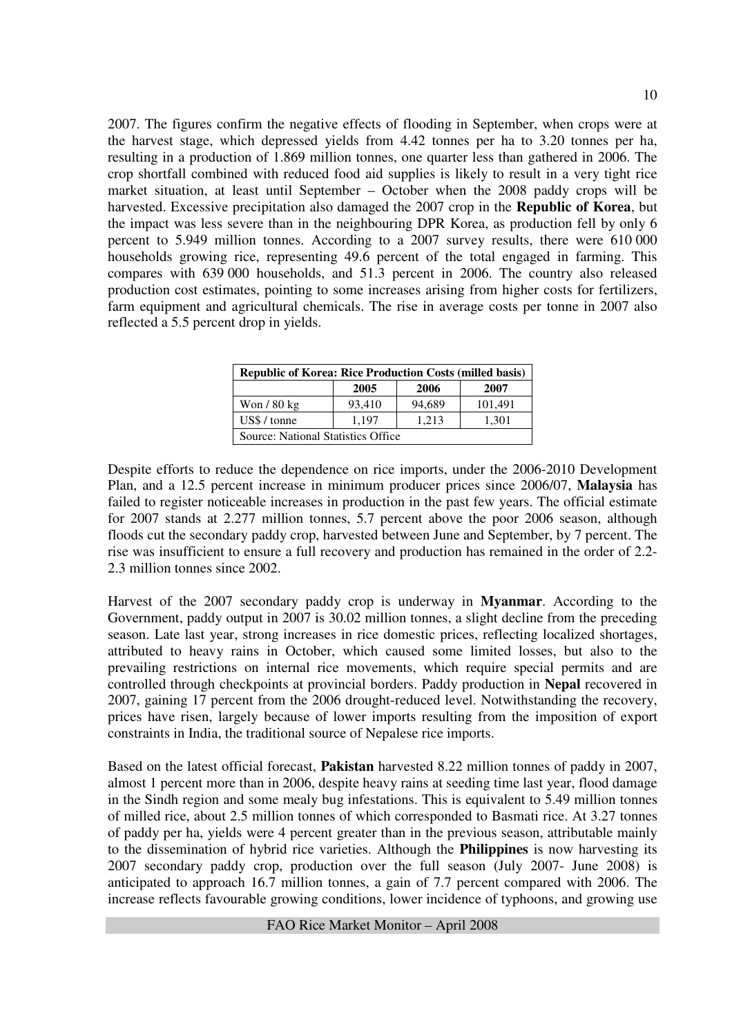2007. The figures confirm the negative effects of flooding in September, when crops were at the harvest stage, which depressed yields from 4.42 tonnes per ha to 3.20 tonnes per ha, resulting in a production of 1.869 million tonnes, one quarter less than gathered in 2006. The crop shortfall combined with reduced food aid supplies is likely to result in a very tight rice market situation, at least until September – October when the 2008 paddy crops will be harvested. Excessive precipitation also damaged the 2007 crop in the **Republic of Korea**, but the impact was less severe than in the neighbouring DPR Korea, as production fell by only 6 percent to 5.949 million tonnes. According to a 2007 survey results, there were 610 000 households growing rice, representing 49.6 percent of the total engaged in farming. This compares with 639 000 households, and 51.3 percent in 2006. The country also released production cost estimates, pointing to some increases arising from higher costs for fertilizers, farm equipment and agricultural chemicals. The rise in average costs per tonne in 2007 also reflected a 5.5 percent drop in yields.

| **Republic of Korea: Rice Production Costs (milled basis)** | | | |
|---|---|---|---|
| | **2005** | **2006** | **2007** |
| Won / 80 kg | 93,410 | 94,689 | 101,491 |
| US$ / tonne | 1,197 | 1,213 | 1,301 |
| Source: National Statistics Office | | | |

Despite efforts to reduce the dependence on rice imports, under the 2006-2010 Development Plan, and a 12.5 percent increase in minimum producer prices since 2006/07, **Malaysia** has failed to register noticeable increases in production in the past few years. The official estimate for 2007 stands at 2.277 million tonnes, 5.7 percent above the poor 2006 season, although floods cut the secondary paddy crop, harvested between June and September, by 7 percent. The rise was insufficient to ensure a full recovery and production has remained in the order of 2.2-2.3 million tonnes since 2002.

Harvest of the 2007 secondary paddy crop is underway in **Myanmar**. According to the Government, paddy output in 2007 is 30.02 million tonnes, a slight decline from the preceding season. Late last year, strong increases in rice domestic prices, reflecting localized shortages, attributed to heavy rains in October, which caused some limited losses, but also to the prevailing restrictions on internal rice movements, which require special permits and are controlled through checkpoints at provincial borders. Paddy production in **Nepal** recovered in 2007, gaining 17 percent from the 2006 drought-reduced level. Notwithstanding the recovery, prices have risen, largely because of lower imports resulting from the imposition of export constraints in India, the traditional source of Nepalese rice imports.

Based on the latest official forecast, **Pakistan** harvested 8.22 million tonnes of paddy in 2007, almost 1 percent more than in 2006, despite heavy rains at seeding time last year, flood damage in the Sindh region and some mealy bug infestations. This is equivalent to 5.49 million tonnes of milled rice, about 2.5 million tonnes of which corresponded to Basmati rice. At 3.27 tonnes of paddy per ha, yields were 4 percent greater than in the previous season, attributable mainly to the dissemination of hybrid rice varieties. Although the **Philippines** is now harvesting its 2007 secondary paddy crop, production over the full season (July 2007- June 2008) is anticipated to approach 16.7 million tonnes, a gain of 7.7 percent compared with 2006. The increase reflects favourable growing conditions, lower incidence of typhoons, and growing use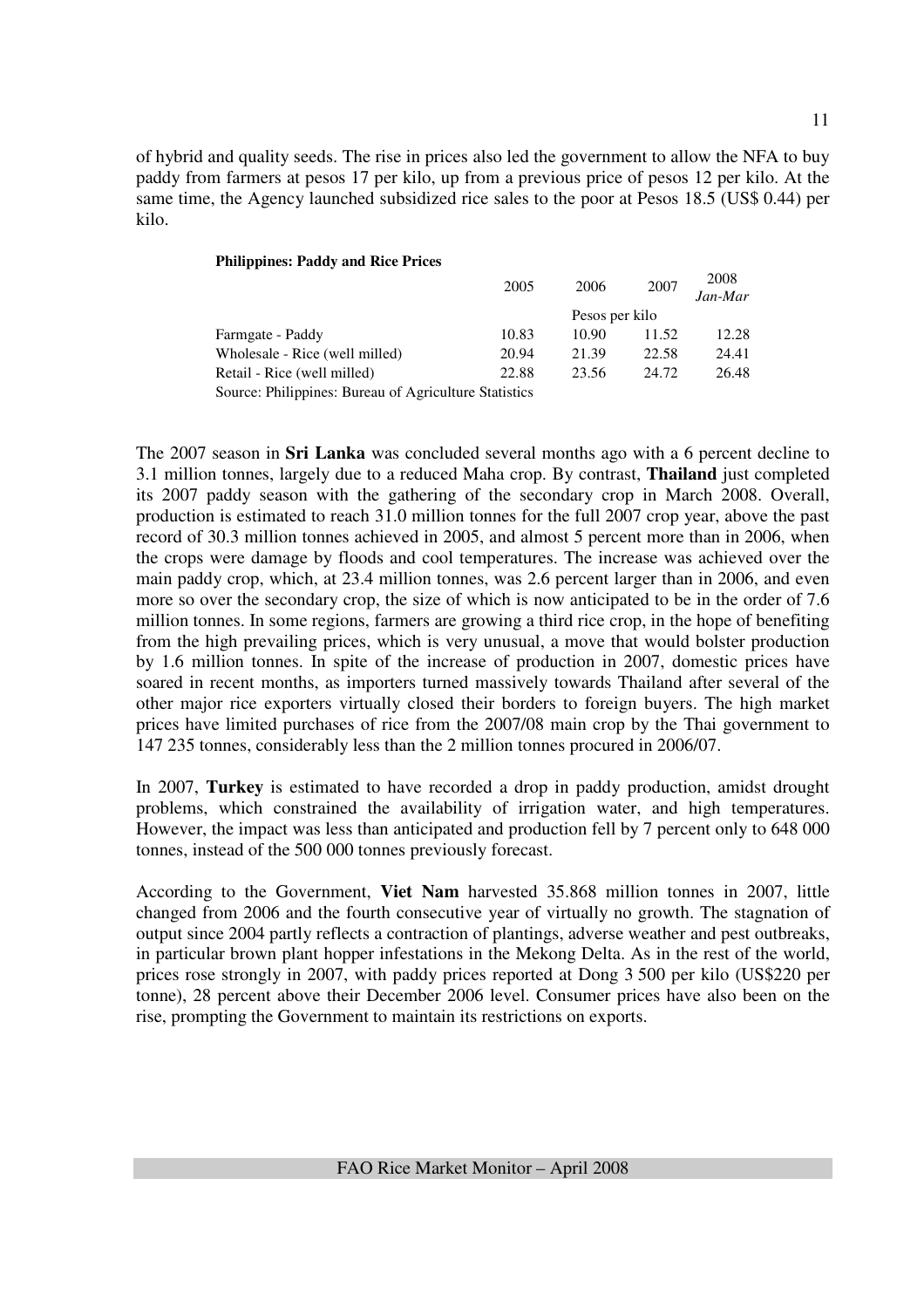of hybrid and quality seeds. The rise in prices also led the government to allow the NFA to buy paddy from farmers at pesos 17 per kilo, up from a previous price of pesos 12 per kilo. At the same time, the Agency launched subsidized rice sales to the poor at Pesos 18.5 (US$ 0.44) per kilo.

**Philippines: Paddy and Rice Prices**

| | 2005 | 2006 | 2007 | 2008 *Jan-Mar* |
|---|---|---|---|---|
| | | Pesos per kilo | | |
| Farmgate - Paddy | 10.83 | 10.90 | 11.52 | 12.28 |
| Wholesale - Rice (well milled) | 20.94 | 21.39 | 22.58 | 24.41 |
| Retail - Rice (well milled) | 22.88 | 23.56 | 24.72 | 26.48 |

Source: Philippines: Bureau of Agriculture Statistics

The 2007 season in **Sri Lanka** was concluded several months ago with a 6 percent decline to 3.1 million tonnes, largely due to a reduced Maha crop. By contrast, **Thailand** just completed its 2007 paddy season with the gathering of the secondary crop in March 2008. Overall, production is estimated to reach 31.0 million tonnes for the full 2007 crop year, above the past record of 30.3 million tonnes achieved in 2005, and almost 5 percent more than in 2006, when the crops were damage by floods and cool temperatures. The increase was achieved over the main paddy crop, which, at 23.4 million tonnes, was 2.6 percent larger than in 2006, and even more so over the secondary crop, the size of which is now anticipated to be in the order of 7.6 million tonnes. In some regions, farmers are growing a third rice crop, in the hope of benefiting from the high prevailing prices, which is very unusual, a move that would bolster production by 1.6 million tonnes. In spite of the increase of production in 2007, domestic prices have soared in recent months, as importers turned massively towards Thailand after several of the other major rice exporters virtually closed their borders to foreign buyers. The high market prices have limited purchases of rice from the 2007/08 main crop by the Thai government to 147 235 tonnes, considerably less than the 2 million tonnes procured in 2006/07.

In 2007, **Turkey** is estimated to have recorded a drop in paddy production, amidst drought problems, which constrained the availability of irrigation water, and high temperatures. However, the impact was less than anticipated and production fell by 7 percent only to 648 000 tonnes, instead of the 500 000 tonnes previously forecast.

According to the Government, **Viet Nam** harvested 35.868 million tonnes in 2007, little changed from 2006 and the fourth consecutive year of virtually no growth. The stagnation of output since 2004 partly reflects a contraction of plantings, adverse weather and pest outbreaks, in particular brown plant hopper infestations in the Mekong Delta. As in the rest of the world, prices rose strongly in 2007, with paddy prices reported at Dong 3 500 per kilo (US$220 per tonne), 28 percent above their December 2006 level. Consumer prices have also been on the rise, prompting the Government to maintain its restrictions on exports.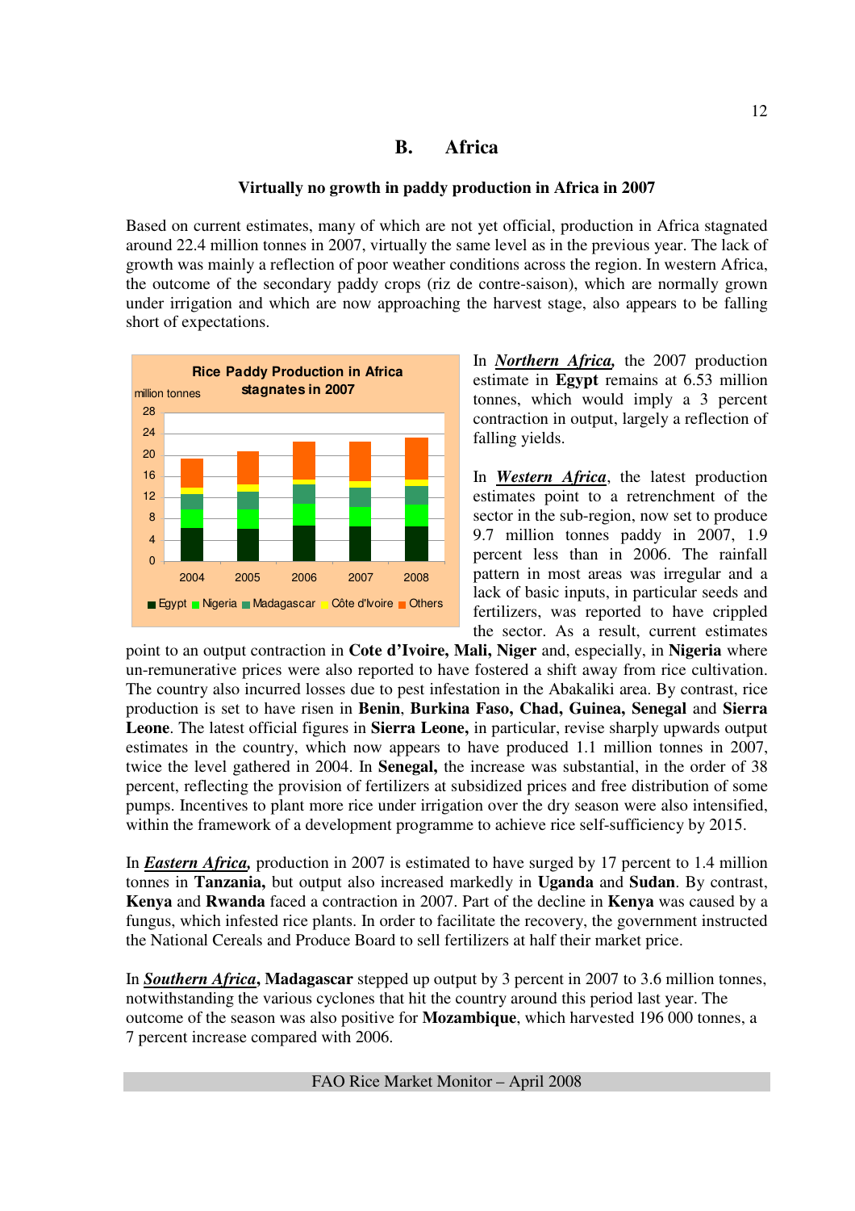## B. Africa

### Virtually no growth in paddy production in Africa in 2007

Based on current estimates, many of which are not yet official, production in Africa stagnated around 22.4 million tonnes in 2007, virtually the same level as in the previous year. The lack of growth was mainly a reflection of poor weather conditions across the region. In western Africa, the outcome of the secondary paddy crops (riz de contre-saison), which are normally grown under irrigation and which are now approaching the harvest stage, also appears to be falling short of expectations.

**Rice Paddy Production in Africa stagnates in 2007**

In ***Northern Africa,*** the 2007 production estimate in **Egypt** remains at 6.53 million tonnes, which would imply a 3 percent contraction in output, largely a reflection of falling yields.

In ***Western Africa***, the latest production estimates point to a retrenchment of the sector in the sub-region, now set to produce 9.7 million tonnes paddy in 2007, 1.9 percent less than in 2006. The rainfall pattern in most areas was irregular and a lack of basic inputs, in particular seeds and fertilizers, was reported to have crippled the sector. As a result, current estimates point to an output contraction in **Cote d'Ivoire, Mali, Niger** and, especially, in **Nigeria** where un-remunerative prices were also reported to have fostered a shift away from rice cultivation. The country also incurred losses due to pest infestation in the Abakaliki area. By contrast, rice production is set to have risen in **Benin**, **Burkina Faso, Chad, Guinea, Senegal** and **Sierra Leone**. The latest official figures in **Sierra Leone,** in particular, revise sharply upwards output estimates in the country, which now appears to have produced 1.1 million tonnes in 2007, twice the level gathered in 2004. In **Senegal,** the increase was substantial, in the order of 38 percent, reflecting the provision of fertilizers at subsidized prices and free distribution of some pumps. Incentives to plant more rice under irrigation over the dry season were also intensified, within the framework of a development programme to achieve rice self-sufficiency by 2015.

In ***Eastern Africa,*** production in 2007 is estimated to have surged by 17 percent to 1.4 million tonnes in **Tanzania,** but output also increased markedly in **Uganda** and **Sudan**. By contrast, **Kenya** and **Rwanda** faced a contraction in 2007. Part of the decline in **Kenya** was caused by a fungus, which infested rice plants. In order to facilitate the recovery, the government instructed the National Cereals and Produce Board to sell fertilizers at half their market price.

In ***Southern Africa*****, Madagascar** stepped up output by 3 percent in 2007 to 3.6 million tonnes, notwithstanding the various cyclones that hit the country around this period last year. The outcome of the season was also positive for **Mozambique**, which harvested 196 000 tonnes, a 7 percent increase compared with 2006.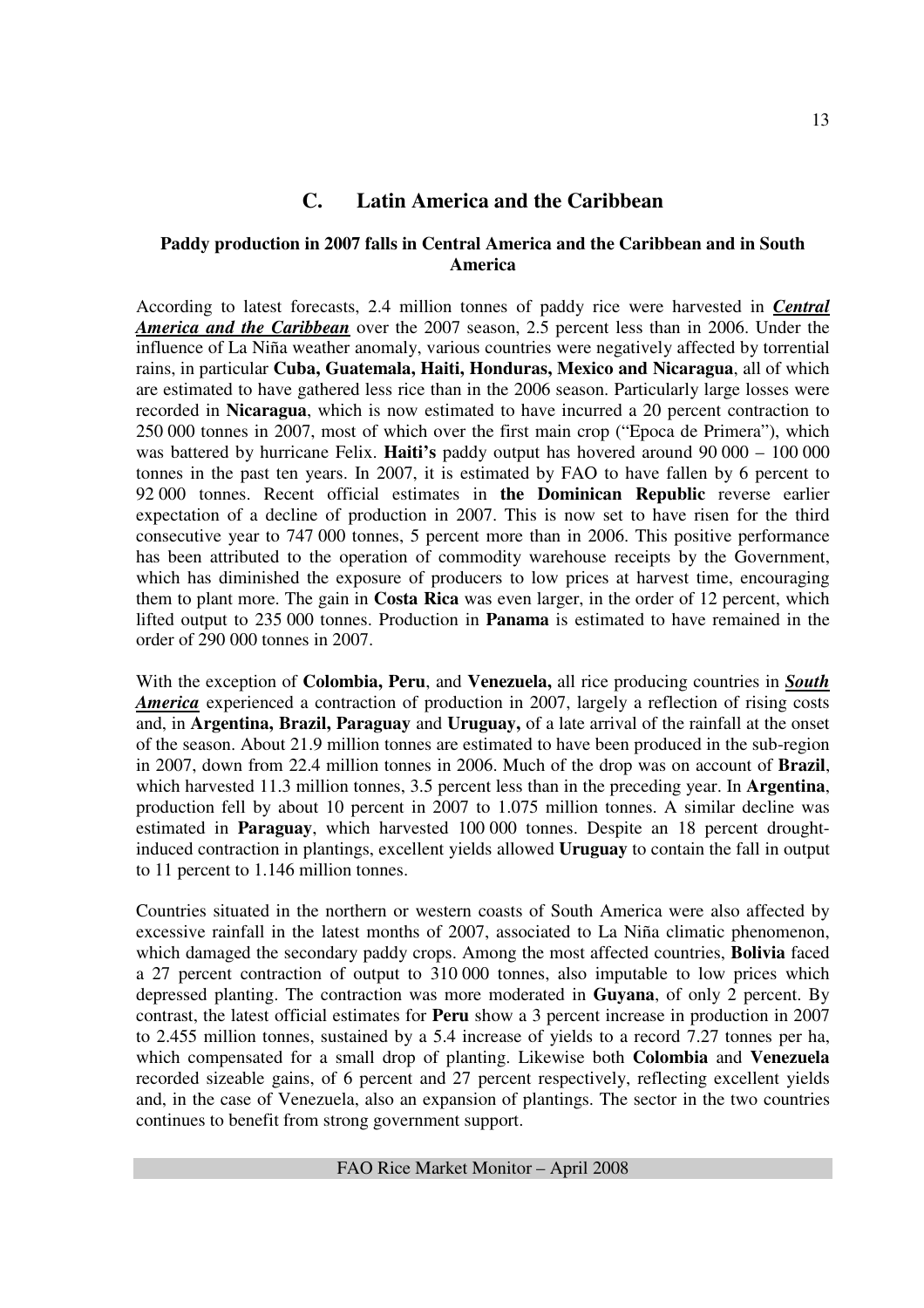## C. Latin America and the Caribbean

### Paddy production in 2007 falls in Central America and the Caribbean and in South America

According to latest forecasts, 2.4 million tonnes of paddy rice were harvested in ***Central America and the Caribbean*** over the 2007 season, 2.5 percent less than in 2006. Under the influence of La Niña weather anomaly, various countries were negatively affected by torrential rains, in particular **Cuba, Guatemala, Haiti, Honduras, Mexico and Nicaragua**, all of which are estimated to have gathered less rice than in the 2006 season. Particularly large losses were recorded in **Nicaragua**, which is now estimated to have incurred a 20 percent contraction to 250 000 tonnes in 2007, most of which over the first main crop ("Epoca de Primera"), which was battered by hurricane Felix. **Haiti's** paddy output has hovered around 90 000 – 100 000 tonnes in the past ten years. In 2007, it is estimated by FAO to have fallen by 6 percent to 92 000 tonnes. Recent official estimates in **the Dominican Republic** reverse earlier expectation of a decline of production in 2007. This is now set to have risen for the third consecutive year to 747 000 tonnes, 5 percent more than in 2006. This positive performance has been attributed to the operation of commodity warehouse receipts by the Government, which has diminished the exposure of producers to low prices at harvest time, encouraging them to plant more. The gain in **Costa Rica** was even larger, in the order of 12 percent, which lifted output to 235 000 tonnes. Production in **Panama** is estimated to have remained in the order of 290 000 tonnes in 2007.

With the exception of **Colombia, Peru**, and **Venezuela,** all rice producing countries in ***South America*** experienced a contraction of production in 2007, largely a reflection of rising costs and, in **Argentina, Brazil, Paraguay** and **Uruguay,** of a late arrival of the rainfall at the onset of the season. About 21.9 million tonnes are estimated to have been produced in the sub-region in 2007, down from 22.4 million tonnes in 2006. Much of the drop was on account of **Brazil**, which harvested 11.3 million tonnes, 3.5 percent less than in the preceding year. In **Argentina**, production fell by about 10 percent in 2007 to 1.075 million tonnes. A similar decline was estimated in **Paraguay**, which harvested 100 000 tonnes. Despite an 18 percent drought-induced contraction in plantings, excellent yields allowed **Uruguay** to contain the fall in output to 11 percent to 1.146 million tonnes.

Countries situated in the northern or western coasts of South America were also affected by excessive rainfall in the latest months of 2007, associated to La Niña climatic phenomenon, which damaged the secondary paddy crops. Among the most affected countries, **Bolivia** faced a 27 percent contraction of output to 310 000 tonnes, also imputable to low prices which depressed planting. The contraction was more moderated in **Guyana**, of only 2 percent. By contrast, the latest official estimates for **Peru** show a 3 percent increase in production in 2007 to 2.455 million tonnes, sustained by a 5.4 increase of yields to a record 7.27 tonnes per ha, which compensated for a small drop of planting. Likewise both **Colombia** and **Venezuela** recorded sizeable gains, of 6 percent and 27 percent respectively, reflecting excellent yields and, in the case of Venezuela, also an expansion of plantings. The sector in the two countries continues to benefit from strong government support.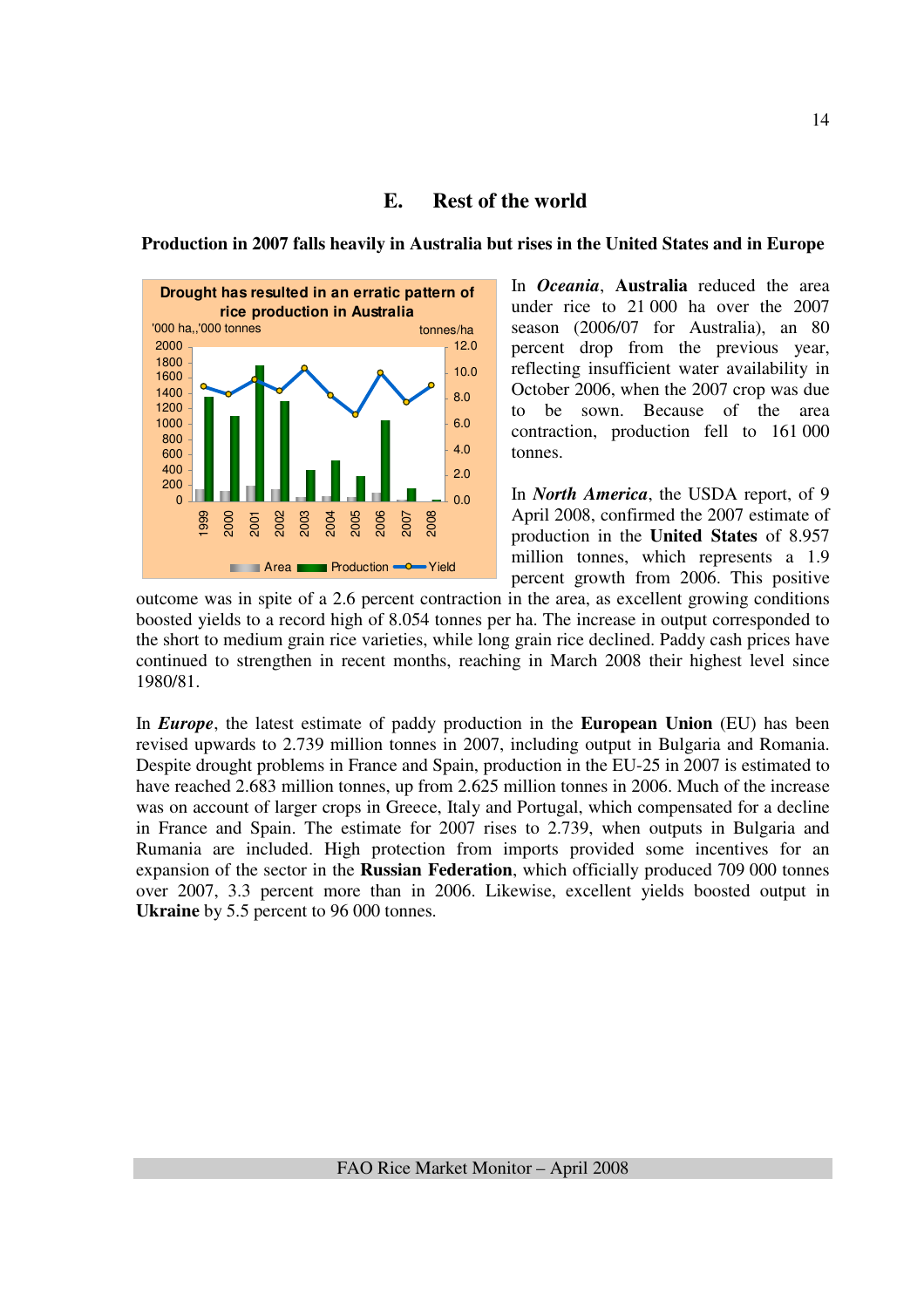## E. Rest of the world

**Production in 2007 falls heavily in Australia but rises in the United States and in Europe**

Drought has resulted in an erratic pattern of rice production in Australia

In ***Oceania***, **Australia** reduced the area under rice to 21 000 ha over the 2007 season (2006/07 for Australia), an 80 percent drop from the previous year, reflecting insufficient water availability in October 2006, when the 2007 crop was due to be sown. Because of the area contraction, production fell to 161 000 tonnes.

In ***North America***, the USDA report, of 9 April 2008, confirmed the 2007 estimate of production in the **United States** of 8.957 million tonnes, which represents a 1.9 percent growth from 2006. This positive outcome was in spite of a 2.6 percent contraction in the area, as excellent growing conditions boosted yields to a record high of 8.054 tonnes per ha. The increase in output corresponded to the short to medium grain rice varieties, while long grain rice declined. Paddy cash prices have continued to strengthen in recent months, reaching in March 2008 their highest level since 1980/81.

In ***Europe***, the latest estimate of paddy production in the **European Union** (EU) has been revised upwards to 2.739 million tonnes in 2007, including output in Bulgaria and Romania. Despite drought problems in France and Spain, production in the EU-25 in 2007 is estimated to have reached 2.683 million tonnes, up from 2.625 million tonnes in 2006. Much of the increase was on account of larger crops in Greece, Italy and Portugal, which compensated for a decline in France and Spain. The estimate for 2007 rises to 2.739, when outputs in Bulgaria and Rumania are included. High protection from imports provided some incentives for an expansion of the sector in the **Russian Federation**, which officially produced 709 000 tonnes over 2007, 3.3 percent more than in 2006. Likewise, excellent yields boosted output in **Ukraine** by 5.5 percent to 96 000 tonnes.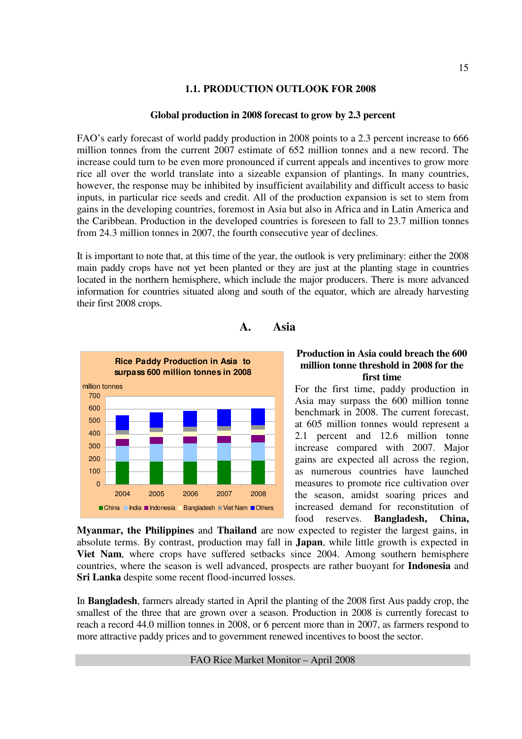### 1.1. PRODUCTION OUTLOOK FOR 2008

#### Global production in 2008 forecast to grow by 2.3 percent

FAO's early forecast of world paddy production in 2008 points to a 2.3 percent increase to 666 million tonnes from the current 2007 estimate of 652 million tonnes and a new record. The increase could turn to be even more pronounced if current appeals and incentives to grow more rice all over the world translate into a sizeable expansion of plantings. In many countries, however, the response may be inhibited by insufficient availability and difficult access to basic inputs, in particular rice seeds and credit. All of the production expansion is set to stem from gains in the developing countries, foremost in Asia but also in Africa and in Latin America and the Caribbean. Production in the developed countries is foreseen to fall to 23.7 million tonnes from 24.3 million tonnes in 2007, the fourth consecutive year of declines.

It is important to note that, at this time of the year, the outlook is very preliminary: either the 2008 main paddy crops have not yet been planted or they are just at the planting stage in countries located in the northern hemisphere, which include the major producers. There is more advanced information for countries situated along and south of the equator, which are already harvesting their first 2008 crops.

## A. Asia

Rice Paddy Production in Asia to surpass 600 million tonnes in 2008

#### Production in Asia could breach the 600 million tonne threshold in 2008 for the first time

For the first time, paddy production in Asia may surpass the 600 million tonne benchmark in 2008. The current forecast, at 605 million tonnes would represent a 2.1 percent and 12.6 million tonne increase compared with 2007. Major gains are expected all across the region, as numerous countries have launched measures to promote rice cultivation over the season, amidst soaring prices and increased demand for reconstitution of food reserves. **Bangladesh, China, Myanmar, the Philippines** and **Thailand** are now expected to register the largest gains, in absolute terms. By contrast, production may fall in **Japan**, while little growth is expected in **Viet Nam**, where crops have suffered setbacks since 2004. Among southern hemisphere countries, where the season is well advanced, prospects are rather buoyant for **Indonesia** and **Sri Lanka** despite some recent flood-incurred losses.

In **Bangladesh**, farmers already started in April the planting of the 2008 first Aus paddy crop, the smallest of the three that are grown over a season. Production in 2008 is currently forecast to reach a record 44.0 million tonnes in 2008, or 6 percent more than in 2007, as farmers respond to more attractive paddy prices and to government renewed incentives to boost the sector.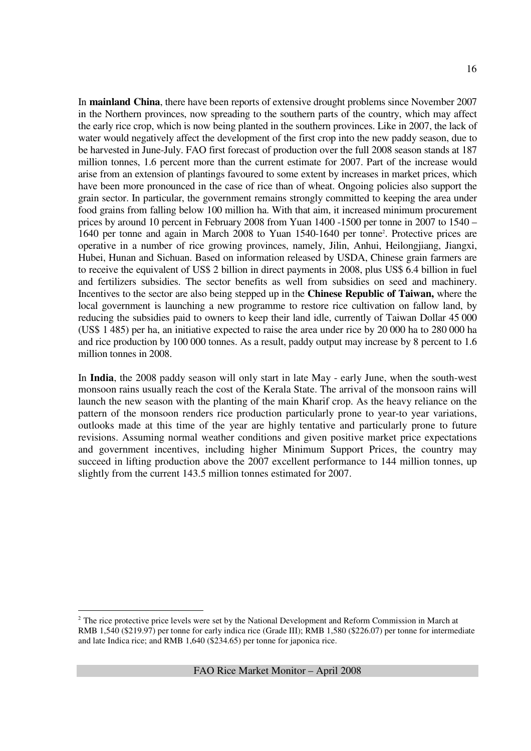In **mainland China**, there have been reports of extensive drought problems since November 2007 in the Northern provinces, now spreading to the southern parts of the country, which may affect the early rice crop, which is now being planted in the southern provinces. Like in 2007, the lack of water would negatively affect the development of the first crop into the new paddy season, due to be harvested in June-July. FAO first forecast of production over the full 2008 season stands at 187 million tonnes, 1.6 percent more than the current estimate for 2007. Part of the increase would arise from an extension of plantings favoured to some extent by increases in market prices, which have been more pronounced in the case of rice than of wheat. Ongoing policies also support the grain sector. In particular, the government remains strongly committed to keeping the area under food grains from falling below 100 million ha. With that aim, it increased minimum procurement prices by around 10 percent in February 2008 from Yuan 1400 -1500 per tonne in 2007 to 1540 – 1640 per tonne and again in March 2008 to Yuan 1540-1640 per tonne[2]. Protective prices are operative in a number of rice growing provinces, namely, Jilin, Anhui, Heilongjiang, Jiangxi, Hubei, Hunan and Sichuan. Based on information released by USDA, Chinese grain farmers are to receive the equivalent of US$ 2 billion in direct payments in 2008, plus US$ 6.4 billion in fuel and fertilizers subsidies. The sector benefits as well from subsidies on seed and machinery. Incentives to the sector are also being stepped up in the **Chinese Republic of Taiwan,** where the local government is launching a new programme to restore rice cultivation on fallow land, by reducing the subsidies paid to owners to keep their land idle, currently of Taiwan Dollar 45 000 (US$ 1 485) per ha, an initiative expected to raise the area under rice by 20 000 ha to 280 000 ha and rice production by 100 000 tonnes. As a result, paddy output may increase by 8 percent to 1.6 million tonnes in 2008.

In **India**, the 2008 paddy season will only start in late May - early June, when the south-west monsoon rains usually reach the cost of the Kerala State. The arrival of the monsoon rains will launch the new season with the planting of the main Kharif crop. As the heavy reliance on the pattern of the monsoon renders rice production particularly prone to year-to year variations, outlooks made at this time of the year are highly tentative and particularly prone to future revisions. Assuming normal weather conditions and given positive market price expectations and government incentives, including higher Minimum Support Prices, the country may succeed in lifting production above the 2007 excellent performance to 144 million tonnes, up slightly from the current 143.5 million tonnes estimated for 2007.

---

[2] The rice protective price levels were set by the National Development and Reform Commission in March at RMB 1,540 ($219.97) per tonne for early indica rice (Grade III); RMB 1,580 ($226.07) per tonne for intermediate and late Indica rice; and RMB 1,640 ($234.65) per tonne for japonica rice.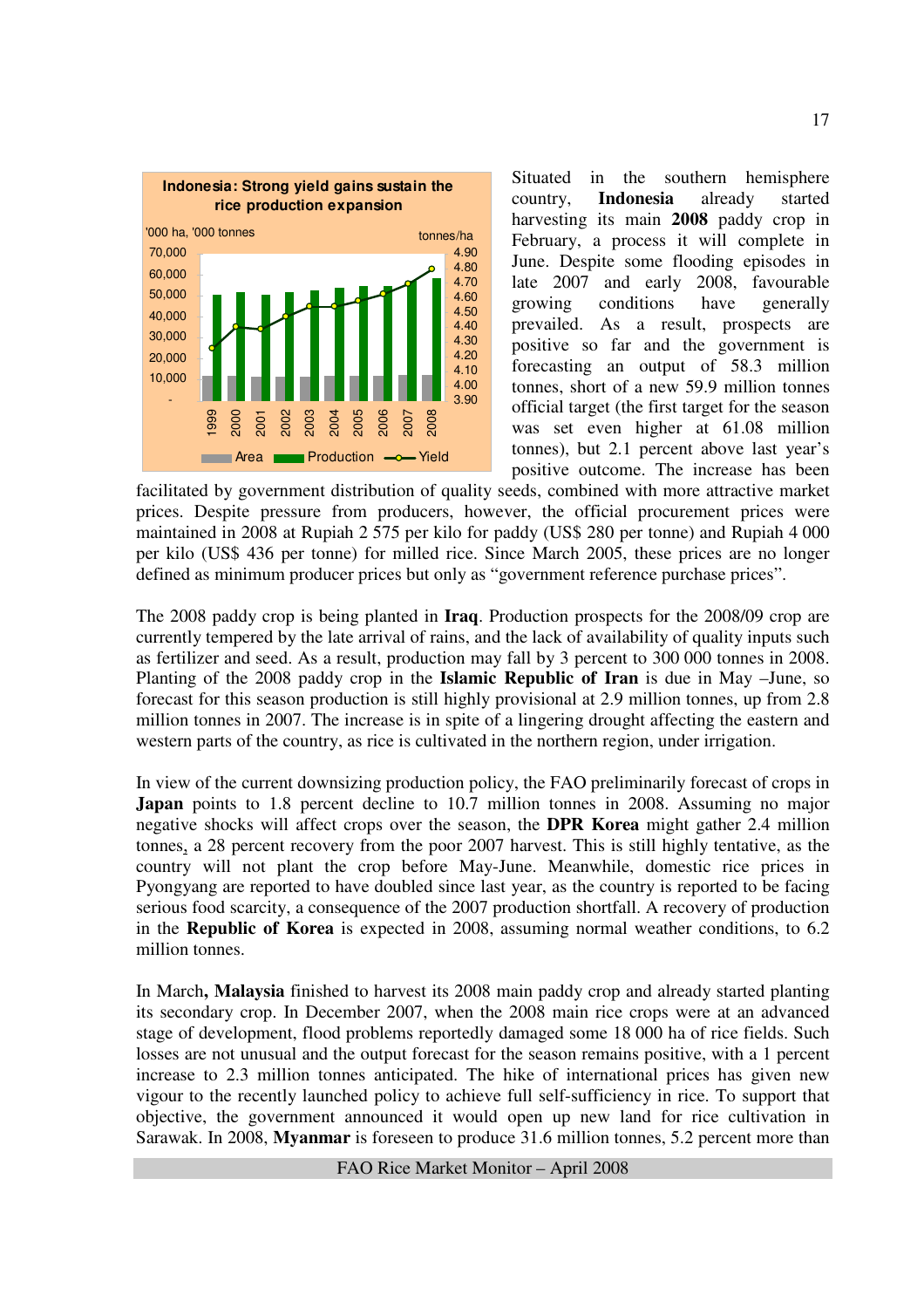**Indonesia: Strong yield gains sustain the rice production expansion**

Situated in the southern hemisphere country, **Indonesia** already started harvesting its main **2008** paddy crop in February, a process it will complete in June. Despite some flooding episodes in late 2007 and early 2008, favourable growing conditions have generally prevailed. As a result, prospects are positive so far and the government is forecasting an output of 58.3 million tonnes, short of a new 59.9 million tonnes official target (the first target for the season was set even higher at 61.08 million tonnes), but 2.1 percent above last year's positive outcome. The increase has been facilitated by government distribution of quality seeds, combined with more attractive market prices. Despite pressure from producers, however, the official procurement prices were maintained in 2008 at Rupiah 2 575 per kilo for paddy (US$ 280 per tonne) and Rupiah 4 000 per kilo (US$ 436 per tonne) for milled rice. Since March 2005, these prices are no longer defined as minimum producer prices but only as "government reference purchase prices".

The 2008 paddy crop is being planted in **Iraq**. Production prospects for the 2008/09 crop are currently tempered by the late arrival of rains, and the lack of availability of quality inputs such as fertilizer and seed. As a result, production may fall by 3 percent to 300 000 tonnes in 2008. Planting of the 2008 paddy crop in the **Islamic Republic of Iran** is due in May –June, so forecast for this season production is still highly provisional at 2.9 million tonnes, up from 2.8 million tonnes in 2007. The increase is in spite of a lingering drought affecting the eastern and western parts of the country, as rice is cultivated in the northern region, under irrigation.

In view of the current downsizing production policy, the FAO preliminarily forecast of crops in **Japan** points to 1.8 percent decline to 10.7 million tonnes in 2008. Assuming no major negative shocks will affect crops over the season, the **DPR Korea** might gather 2.4 million tonnes, a 28 percent recovery from the poor 2007 harvest. This is still highly tentative, as the country will not plant the crop before May-June. Meanwhile, domestic rice prices in Pyongyang are reported to have doubled since last year, as the country is reported to be facing serious food scarcity, a consequence of the 2007 production shortfall. A recovery of production in the **Republic of Korea** is expected in 2008, assuming normal weather conditions, to 6.2 million tonnes.

In March**, Malaysia** finished to harvest its 2008 main paddy crop and already started planting its secondary crop. In December 2007, when the 2008 main rice crops were at an advanced stage of development, flood problems reportedly damaged some 18 000 ha of rice fields. Such losses are not unusual and the output forecast for the season remains positive, with a 1 percent increase to 2.3 million tonnes anticipated. The hike of international prices has given new vigour to the recently launched policy to achieve full self-sufficiency in rice. To support that objective, the government announced it would open up new land for rice cultivation in Sarawak. In 2008, **Myanmar** is foreseen to produce 31.6 million tonnes, 5.2 percent more than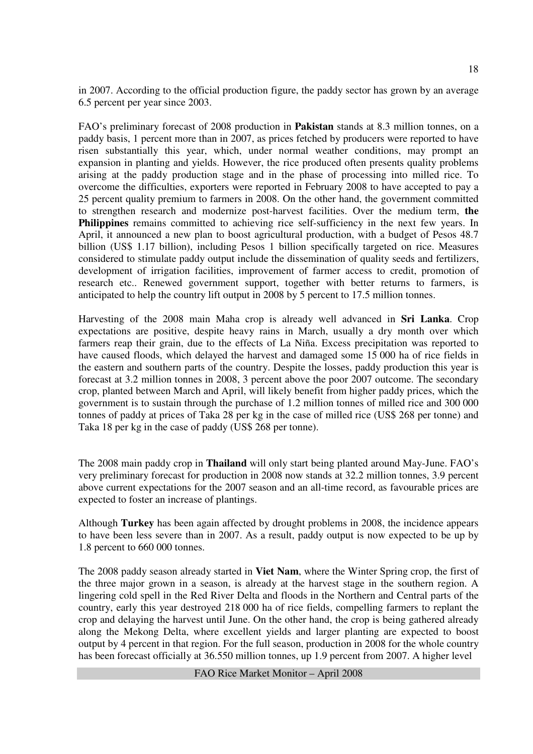in 2007. According to the official production figure, the paddy sector has grown by an average 6.5 percent per year since 2003.

FAO's preliminary forecast of 2008 production in **Pakistan** stands at 8.3 million tonnes, on a paddy basis, 1 percent more than in 2007, as prices fetched by producers were reported to have risen substantially this year, which, under normal weather conditions, may prompt an expansion in planting and yields. However, the rice produced often presents quality problems arising at the paddy production stage and in the phase of processing into milled rice. To overcome the difficulties, exporters were reported in February 2008 to have accepted to pay a 25 percent quality premium to farmers in 2008. On the other hand, the government committed to strengthen research and modernize post-harvest facilities. Over the medium term, **the Philippines** remains committed to achieving rice self-sufficiency in the next few years. In April, it announced a new plan to boost agricultural production, with a budget of Pesos 48.7 billion (US$ 1.17 billion), including Pesos 1 billion specifically targeted on rice. Measures considered to stimulate paddy output include the dissemination of quality seeds and fertilizers, development of irrigation facilities, improvement of farmer access to credit, promotion of research etc.. Renewed government support, together with better returns to farmers, is anticipated to help the country lift output in 2008 by 5 percent to 17.5 million tonnes.

Harvesting of the 2008 main Maha crop is already well advanced in **Sri Lanka**. Crop expectations are positive, despite heavy rains in March, usually a dry month over which farmers reap their grain, due to the effects of La Niña. Excess precipitation was reported to have caused floods, which delayed the harvest and damaged some 15 000 ha of rice fields in the eastern and southern parts of the country. Despite the losses, paddy production this year is forecast at 3.2 million tonnes in 2008, 3 percent above the poor 2007 outcome. The secondary crop, planted between March and April, will likely benefit from higher paddy prices, which the government is to sustain through the purchase of 1.2 million tonnes of milled rice and 300 000 tonnes of paddy at prices of Taka 28 per kg in the case of milled rice (US$ 268 per tonne) and Taka 18 per kg in the case of paddy (US$ 268 per tonne).

The 2008 main paddy crop in **Thailand** will only start being planted around May-June. FAO's very preliminary forecast for production in 2008 now stands at 32.2 million tonnes, 3.9 percent above current expectations for the 2007 season and an all-time record, as favourable prices are expected to foster an increase of plantings.

Although **Turkey** has been again affected by drought problems in 2008, the incidence appears to have been less severe than in 2007. As a result, paddy output is now expected to be up by 1.8 percent to 660 000 tonnes.

The 2008 paddy season already started in **Viet Nam**, where the Winter Spring crop, the first of the three major grown in a season, is already at the harvest stage in the southern region. A lingering cold spell in the Red River Delta and floods in the Northern and Central parts of the country, early this year destroyed 218 000 ha of rice fields, compelling farmers to replant the crop and delaying the harvest until June. On the other hand, the crop is being gathered already along the Mekong Delta, where excellent yields and larger planting are expected to boost output by 4 percent in that region. For the full season, production in 2008 for the whole country has been forecast officially at 36.550 million tonnes, up 1.9 percent from 2007. A higher level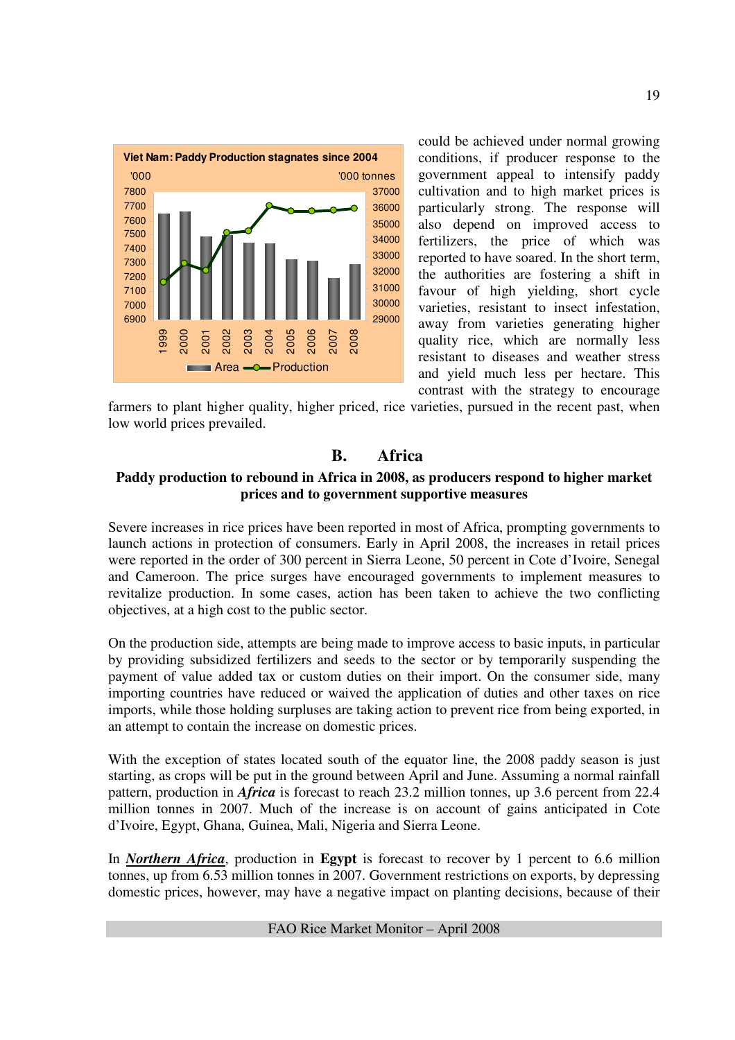could be achieved under normal growing conditions, if producer response to the government appeal to intensify paddy cultivation and to high market prices is particularly strong. The response will also depend on improved access to fertilizers, the price of which was reported to have soared. In the short term, the authorities are fostering a shift in favour of high yielding, short cycle varieties, resistant to insect infestation, away from varieties generating higher quality rice, which are normally less resistant to diseases and weather stress and yield much less per hectare. This contrast with the strategy to encourage farmers to plant higher quality, higher priced, rice varieties, pursued in the recent past, when low world prices prevailed.

**Viet Nam: Paddy Production stagnates since 2004**

## B. Africa

### Paddy production to rebound in Africa in 2008, as producers respond to higher market prices and to government supportive measures

Severe increases in rice prices have been reported in most of Africa, prompting governments to launch actions in protection of consumers. Early in April 2008, the increases in retail prices were reported in the order of 300 percent in Sierra Leone, 50 percent in Cote d'Ivoire, Senegal and Cameroon. The price surges have encouraged governments to implement measures to revitalize production. In some cases, action has been taken to achieve the two conflicting objectives, at a high cost to the public sector.

On the production side, attempts are being made to improve access to basic inputs, in particular by providing subsidized fertilizers and seeds to the sector or by temporarily suspending the payment of value added tax or custom duties on their import. On the consumer side, many importing countries have reduced or waived the application of duties and other taxes on rice imports, while those holding surpluses are taking action to prevent rice from being exported, in an attempt to contain the increase on domestic prices.

With the exception of states located south of the equator line, the 2008 paddy season is just starting, as crops will be put in the ground between April and June. Assuming a normal rainfall pattern, production in ***Africa*** is forecast to reach 23.2 million tonnes, up 3.6 percent from 22.4 million tonnes in 2007. Much of the increase is on account of gains anticipated in Cote d'Ivoire, Egypt, Ghana, Guinea, Mali, Nigeria and Sierra Leone.

In ***Northern Africa***, production in **Egypt** is forecast to recover by 1 percent to 6.6 million tonnes, up from 6.53 million tonnes in 2007. Government restrictions on exports, by depressing domestic prices, however, may have a negative impact on planting decisions, because of their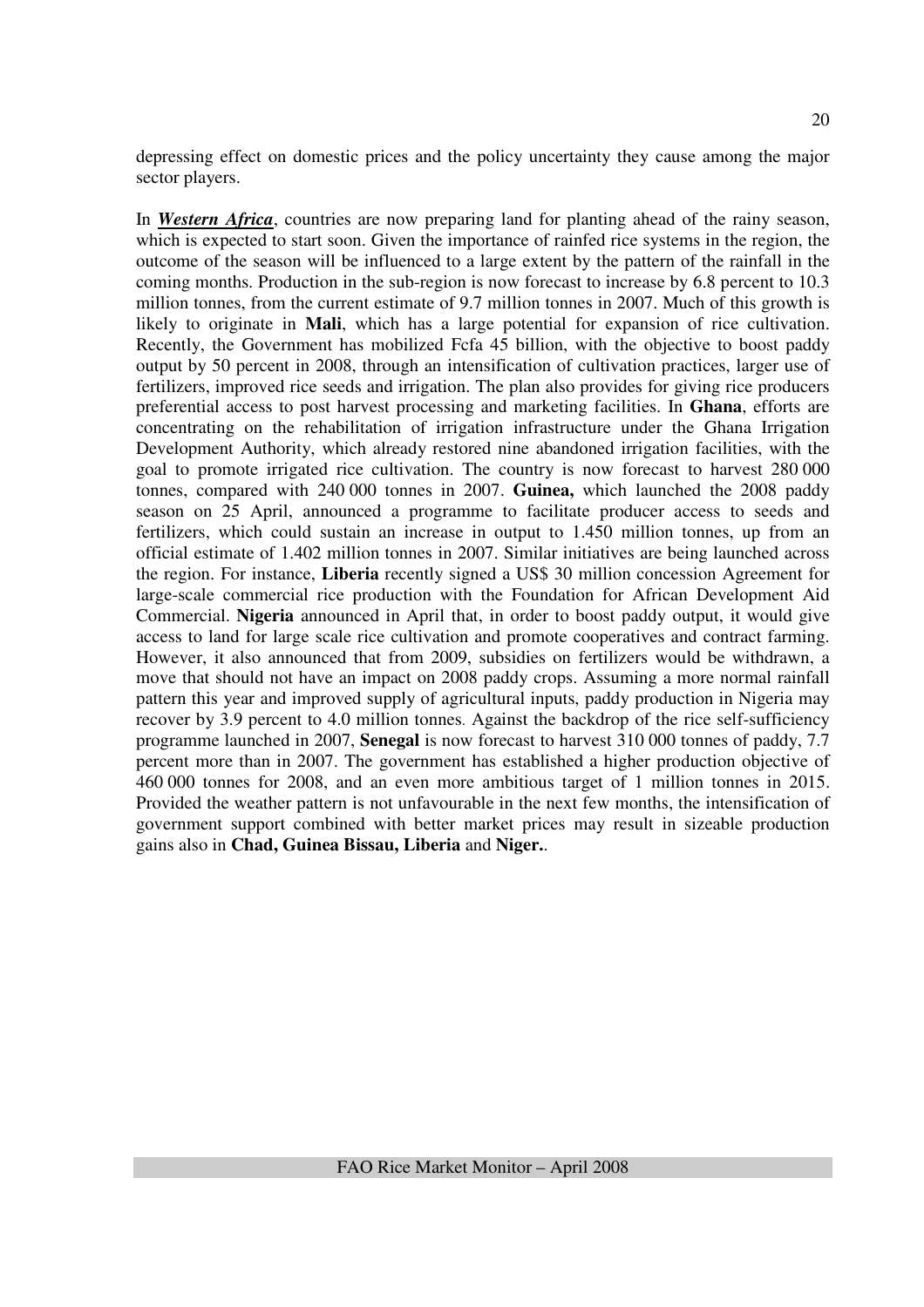depressing effect on domestic prices and the policy uncertainty they cause among the major sector players.

In ***Western Africa***, countries are now preparing land for planting ahead of the rainy season, which is expected to start soon. Given the importance of rainfed rice systems in the region, the outcome of the season will be influenced to a large extent by the pattern of the rainfall in the coming months. Production in the sub-region is now forecast to increase by 6.8 percent to 10.3 million tonnes, from the current estimate of 9.7 million tonnes in 2007. Much of this growth is likely to originate in **Mali**, which has a large potential for expansion of rice cultivation. Recently, the Government has mobilized Fcfa 45 billion, with the objective to boost paddy output by 50 percent in 2008, through an intensification of cultivation practices, larger use of fertilizers, improved rice seeds and irrigation. The plan also provides for giving rice producers preferential access to post harvest processing and marketing facilities. In **Ghana**, efforts are concentrating on the rehabilitation of irrigation infrastructure under the Ghana Irrigation Development Authority, which already restored nine abandoned irrigation facilities, with the goal to promote irrigated rice cultivation. The country is now forecast to harvest 280 000 tonnes, compared with 240 000 tonnes in 2007. **Guinea,** which launched the 2008 paddy season on 25 April, announced a programme to facilitate producer access to seeds and fertilizers, which could sustain an increase in output to 1.450 million tonnes, up from an official estimate of 1.402 million tonnes in 2007. Similar initiatives are being launched across the region. For instance, **Liberia** recently signed a US$ 30 million concession Agreement for large-scale commercial rice production with the Foundation for African Development Aid Commercial. **Nigeria** announced in April that, in order to boost paddy output, it would give access to land for large scale rice cultivation and promote cooperatives and contract farming. However, it also announced that from 2009, subsidies on fertilizers would be withdrawn, a move that should not have an impact on 2008 paddy crops. Assuming a more normal rainfall pattern this year and improved supply of agricultural inputs, paddy production in Nigeria may recover by 3.9 percent to 4.0 million tonnes. Against the backdrop of the rice self-sufficiency programme launched in 2007, **Senegal** is now forecast to harvest 310 000 tonnes of paddy, 7.7 percent more than in 2007. The government has established a higher production objective of 460 000 tonnes for 2008, and an even more ambitious target of 1 million tonnes in 2015. Provided the weather pattern is not unfavourable in the next few months, the intensification of government support combined with better market prices may result in sizeable production gains also in **Chad, Guinea Bissau, Liberia** and **Niger.**.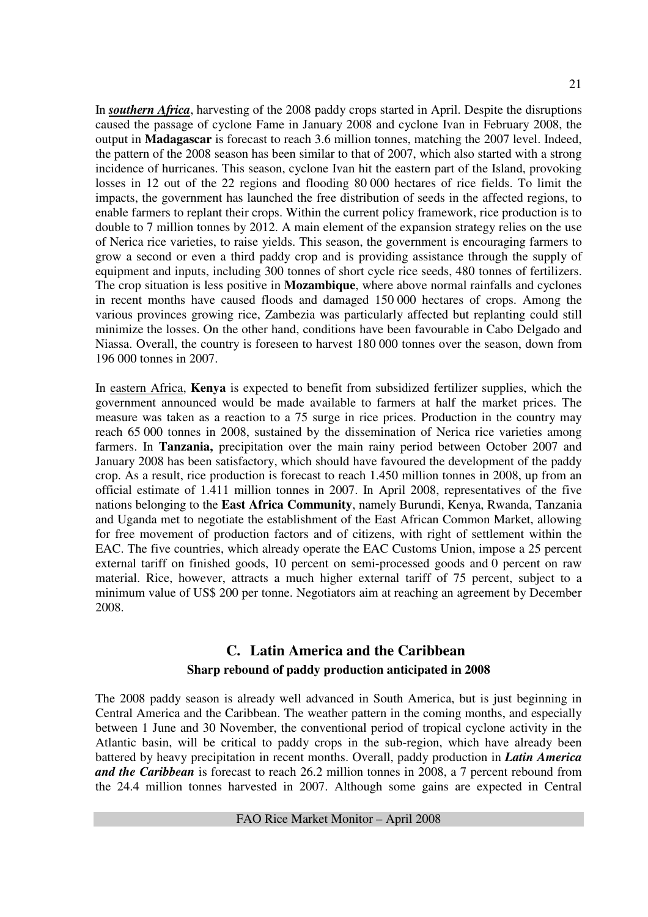In ***southern Africa***, harvesting of the 2008 paddy crops started in April. Despite the disruptions caused the passage of cyclone Fame in January 2008 and cyclone Ivan in February 2008, the output in **Madagascar** is forecast to reach 3.6 million tonnes, matching the 2007 level. Indeed, the pattern of the 2008 season has been similar to that of 2007, which also started with a strong incidence of hurricanes. This season, cyclone Ivan hit the eastern part of the Island, provoking losses in 12 out of the 22 regions and flooding 80 000 hectares of rice fields. To limit the impacts, the government has launched the free distribution of seeds in the affected regions, to enable farmers to replant their crops. Within the current policy framework, rice production is to double to 7 million tonnes by 2012. A main element of the expansion strategy relies on the use of Nerica rice varieties, to raise yields. This season, the government is encouraging farmers to grow a second or even a third paddy crop and is providing assistance through the supply of equipment and inputs, including 300 tonnes of short cycle rice seeds, 480 tonnes of fertilizers. The crop situation is less positive in **Mozambique**, where above normal rainfalls and cyclones in recent months have caused floods and damaged 150 000 hectares of crops. Among the various provinces growing rice, Zambezia was particularly affected but replanting could still minimize the losses. On the other hand, conditions have been favourable in Cabo Delgado and Niassa. Overall, the country is foreseen to harvest 180 000 tonnes over the season, down from 196 000 tonnes in 2007.

In eastern Africa, **Kenya** is expected to benefit from subsidized fertilizer supplies, which the government announced would be made available to farmers at half the market prices. The measure was taken as a reaction to a 75 surge in rice prices. Production in the country may reach 65 000 tonnes in 2008, sustained by the dissemination of Nerica rice varieties among farmers. In **Tanzania,** precipitation over the main rainy period between October 2007 and January 2008 has been satisfactory, which should have favoured the development of the paddy crop. As a result, rice production is forecast to reach 1.450 million tonnes in 2008, up from an official estimate of 1.411 million tonnes in 2007. In April 2008, representatives of the five nations belonging to the **East Africa Community**, namely Burundi, Kenya, Rwanda, Tanzania and Uganda met to negotiate the establishment of the East African Common Market, allowing for free movement of production factors and of citizens, with right of settlement within the EAC. The five countries, which already operate the EAC Customs Union, impose a 25 percent external tariff on finished goods, 10 percent on semi-processed goods and 0 percent on raw material. Rice, however, attracts a much higher external tariff of 75 percent, subject to a minimum value of US$ 200 per tonne. Negotiators aim at reaching an agreement by December 2008.

## C. Latin America and the Caribbean

### Sharp rebound of paddy production anticipated in 2008

The 2008 paddy season is already well advanced in South America, but is just beginning in Central America and the Caribbean. The weather pattern in the coming months, and especially between 1 June and 30 November, the conventional period of tropical cyclone activity in the Atlantic basin, will be critical to paddy crops in the sub-region, which have already been battered by heavy precipitation in recent months. Overall, paddy production in ***Latin America and the Caribbean*** is forecast to reach 26.2 million tonnes in 2008, a 7 percent rebound from the 24.4 million tonnes harvested in 2007. Although some gains are expected in Central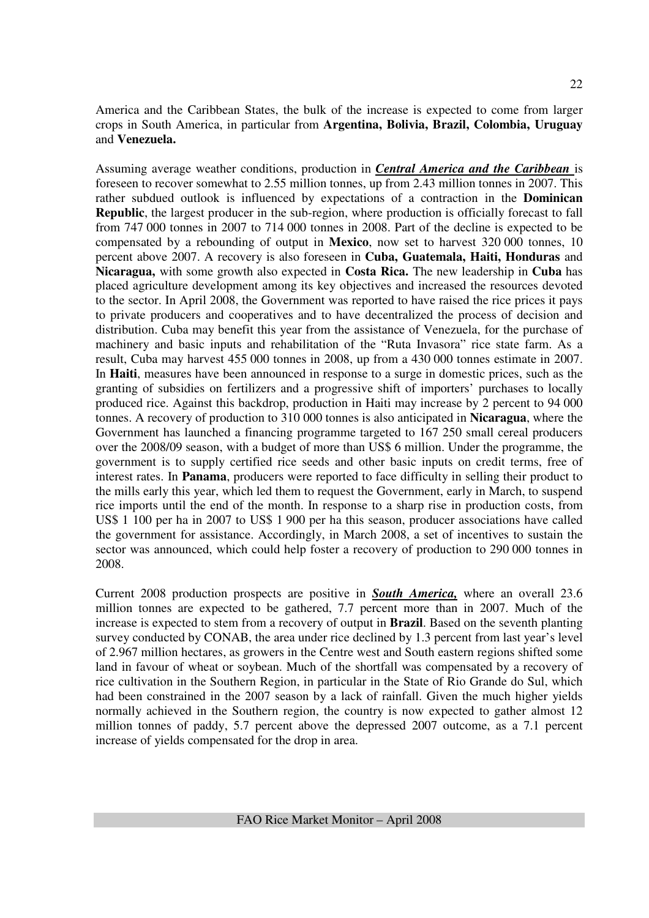America and the Caribbean States, the bulk of the increase is expected to come from larger crops in South America, in particular from **Argentina, Bolivia, Brazil, Colombia, Uruguay** and **Venezuela.**

Assuming average weather conditions, production in ***Central America and the Caribbean*** is foreseen to recover somewhat to 2.55 million tonnes, up from 2.43 million tonnes in 2007. This rather subdued outlook is influenced by expectations of a contraction in the **Dominican Republic**, the largest producer in the sub-region, where production is officially forecast to fall from 747 000 tonnes in 2007 to 714 000 tonnes in 2008. Part of the decline is expected to be compensated by a rebounding of output in **Mexico**, now set to harvest 320 000 tonnes, 10 percent above 2007. A recovery is also foreseen in **Cuba, Guatemala, Haiti, Honduras** and **Nicaragua,** with some growth also expected in **Costa Rica.** The new leadership in **Cuba** has placed agriculture development among its key objectives and increased the resources devoted to the sector. In April 2008, the Government was reported to have raised the rice prices it pays to private producers and cooperatives and to have decentralized the process of decision and distribution. Cuba may benefit this year from the assistance of Venezuela, for the purchase of machinery and basic inputs and rehabilitation of the "Ruta Invasora" rice state farm. As a result, Cuba may harvest 455 000 tonnes in 2008, up from a 430 000 tonnes estimate in 2007. In **Haiti**, measures have been announced in response to a surge in domestic prices, such as the granting of subsidies on fertilizers and a progressive shift of importers' purchases to locally produced rice. Against this backdrop, production in Haiti may increase by 2 percent to 94 000 tonnes. A recovery of production to 310 000 tonnes is also anticipated in **Nicaragua**, where the Government has launched a financing programme targeted to 167 250 small cereal producers over the 2008/09 season, with a budget of more than US$ 6 million. Under the programme, the government is to supply certified rice seeds and other basic inputs on credit terms, free of interest rates. In **Panama**, producers were reported to face difficulty in selling their product to the mills early this year, which led them to request the Government, early in March, to suspend rice imports until the end of the month. In response to a sharp rise in production costs, from US$ 1 100 per ha in 2007 to US$ 1 900 per ha this season, producer associations have called the government for assistance. Accordingly, in March 2008, a set of incentives to sustain the sector was announced, which could help foster a recovery of production to 290 000 tonnes in 2008.

Current 2008 production prospects are positive in ***South America,*** where an overall 23.6 million tonnes are expected to be gathered, 7.7 percent more than in 2007. Much of the increase is expected to stem from a recovery of output in **Brazil**. Based on the seventh planting survey conducted by CONAB, the area under rice declined by 1.3 percent from last year's level of 2.967 million hectares, as growers in the Centre west and South eastern regions shifted some land in favour of wheat or soybean. Much of the shortfall was compensated by a recovery of rice cultivation in the Southern Region, in particular in the State of Rio Grande do Sul, which had been constrained in the 2007 season by a lack of rainfall. Given the much higher yields normally achieved in the Southern region, the country is now expected to gather almost 12 million tonnes of paddy, 5.7 percent above the depressed 2007 outcome, as a 7.1 percent increase of yields compensated for the drop in area.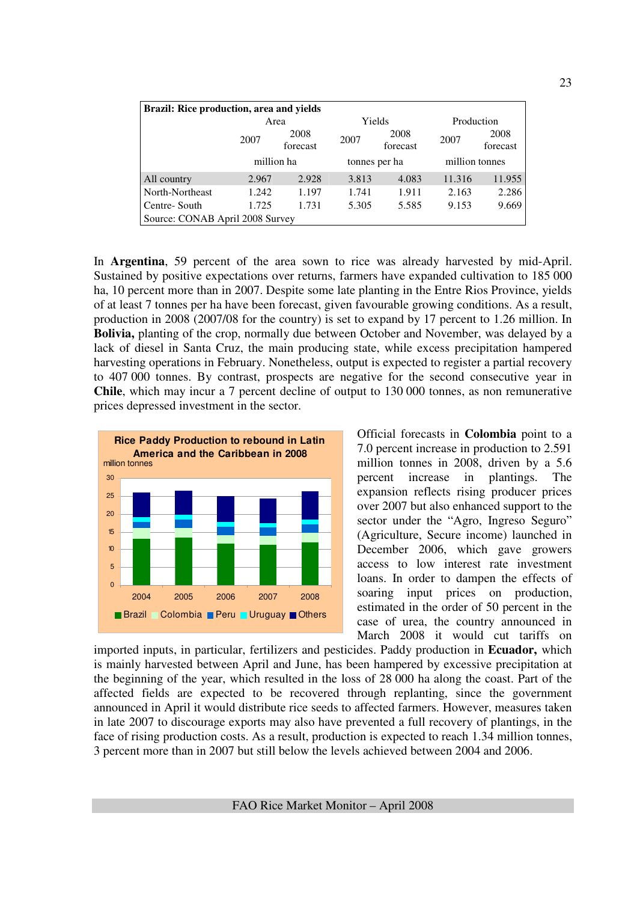| Brazil: Rice production, area and yields | | | | | | |
|---|---|---|---|---|---|---|
| | Area | | Yields | | Production | |
| | 2007 | 2008 forecast | 2007 | 2008 forecast | 2007 | 2008 forecast |
| | million ha | | tonnes per ha | | million tonnes | |
| All country | 2.967 | 2.928 | 3.813 | 4.083 | 11.316 | 11.955 |
| North-Northeast | 1.242 | 1.197 | 1.741 | 1.911 | 2.163 | 2.286 |
| Centre- South | 1.725 | 1.731 | 5.305 | 5.585 | 9.153 | 9.669 |

Source: CONAB April 2008 Survey

In **Argentina**, 59 percent of the area sown to rice was already harvested by mid-April. Sustained by positive expectations over returns, farmers have expanded cultivation to 185 000 ha, 10 percent more than in 2007. Despite some late planting in the Entre Rios Province, yields of at least 7 tonnes per ha have been forecast, given favourable growing conditions. As a result, production in 2008 (2007/08 for the country) is set to expand by 17 percent to 1.26 million. In **Bolivia,** planting of the crop, normally due between October and November, was delayed by a lack of diesel in Santa Cruz, the main producing state, while excess precipitation hampered harvesting operations in February. Nonetheless, output is expected to register a partial recovery to 407 000 tonnes. By contrast, prospects are negative for the second consecutive year in **Chile**, which may incur a 7 percent decline of output to 130 000 tonnes, as non remunerative prices depressed investment in the sector.

**Rice Paddy Production to rebound in Latin America and the Caribbean in 2008**

Official forecasts in **Colombia** point to a 7.0 percent increase in production to 2.591 million tonnes in 2008, driven by a 5.6 percent increase in plantings. The expansion reflects rising producer prices over 2007 but also enhanced support to the sector under the "Agro, Ingreso Seguro" (Agriculture, Secure income) launched in December 2006, which gave growers access to low interest rate investment loans. In order to dampen the effects of soaring input prices on production, estimated in the order of 50 percent in the case of urea, the country announced in March 2008 it would cut tariffs on imported inputs, in particular, fertilizers and pesticides. Paddy production in **Ecuador,** which is mainly harvested between April and June, has been hampered by excessive precipitation at the beginning of the year, which resulted in the loss of 28 000 ha along the coast. Part of the affected fields are expected to be recovered through replanting, since the government announced in April it would distribute rice seeds to affected farmers. However, measures taken in late 2007 to discourage exports may also have prevented a full recovery of plantings, in the face of rising production costs. As a result, production is expected to reach 1.34 million tonnes, 3 percent more than in 2007 but still below the levels achieved between 2004 and 2006.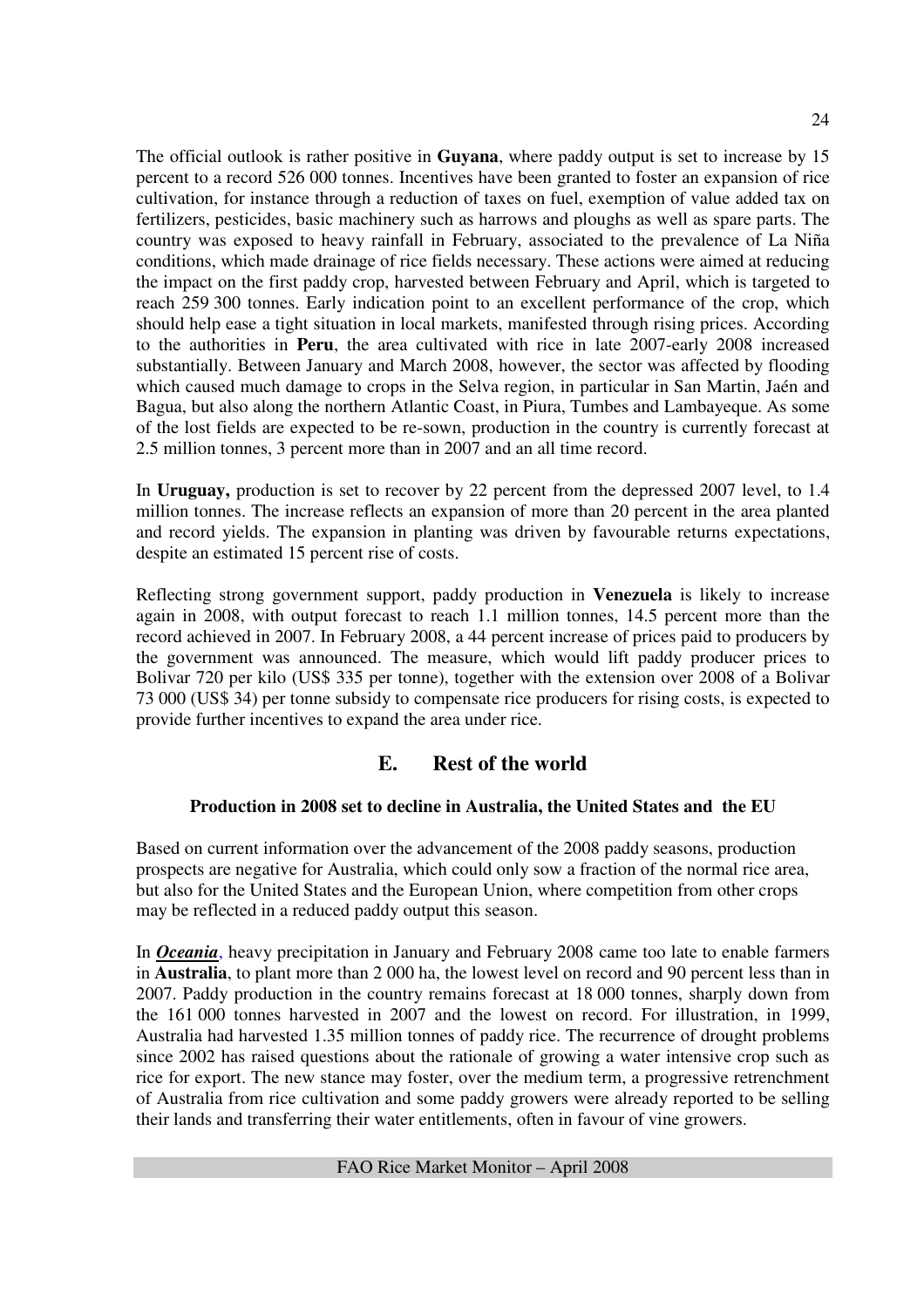The official outlook is rather positive in **Guyana**, where paddy output is set to increase by 15 percent to a record 526 000 tonnes. Incentives have been granted to foster an expansion of rice cultivation, for instance through a reduction of taxes on fuel, exemption of value added tax on fertilizers, pesticides, basic machinery such as harrows and ploughs as well as spare parts. The country was exposed to heavy rainfall in February, associated to the prevalence of La Niña conditions, which made drainage of rice fields necessary. These actions were aimed at reducing the impact on the first paddy crop, harvested between February and April, which is targeted to reach 259 300 tonnes. Early indication point to an excellent performance of the crop, which should help ease a tight situation in local markets, manifested through rising prices. According to the authorities in **Peru**, the area cultivated with rice in late 2007-early 2008 increased substantially. Between January and March 2008, however, the sector was affected by flooding which caused much damage to crops in the Selva region, in particular in San Martin, Jaén and Bagua, but also along the northern Atlantic Coast, in Piura, Tumbes and Lambayeque. As some of the lost fields are expected to be re-sown, production in the country is currently forecast at 2.5 million tonnes, 3 percent more than in 2007 and an all time record.

In **Uruguay,** production is set to recover by 22 percent from the depressed 2007 level, to 1.4 million tonnes. The increase reflects an expansion of more than 20 percent in the area planted and record yields. The expansion in planting was driven by favourable returns expectations, despite an estimated 15 percent rise of costs.

Reflecting strong government support, paddy production in **Venezuela** is likely to increase again in 2008, with output forecast to reach 1.1 million tonnes, 14.5 percent more than the record achieved in 2007. In February 2008, a 44 percent increase of prices paid to producers by the government was announced. The measure, which would lift paddy producer prices to Bolivar 720 per kilo (US$ 335 per tonne), together with the extension over 2008 of a Bolivar 73 000 (US$ 34) per tonne subsidy to compensate rice producers for rising costs, is expected to provide further incentives to expand the area under rice.

## E. Rest of the world

### Production in 2008 set to decline in Australia, the United States and the EU

Based on current information over the advancement of the 2008 paddy seasons, production prospects are negative for Australia, which could only sow a fraction of the normal rice area, but also for the United States and the European Union, where competition from other crops may be reflected in a reduced paddy output this season.

In ***Oceania***, heavy precipitation in January and February 2008 came too late to enable farmers in **Australia**, to plant more than 2 000 ha, the lowest level on record and 90 percent less than in 2007. Paddy production in the country remains forecast at 18 000 tonnes, sharply down from the 161 000 tonnes harvested in 2007 and the lowest on record. For illustration, in 1999, Australia had harvested 1.35 million tonnes of paddy rice. The recurrence of drought problems since 2002 has raised questions about the rationale of growing a water intensive crop such as rice for export. The new stance may foster, over the medium term, a progressive retrenchment of Australia from rice cultivation and some paddy growers were already reported to be selling their lands and transferring their water entitlements, often in favour of vine growers.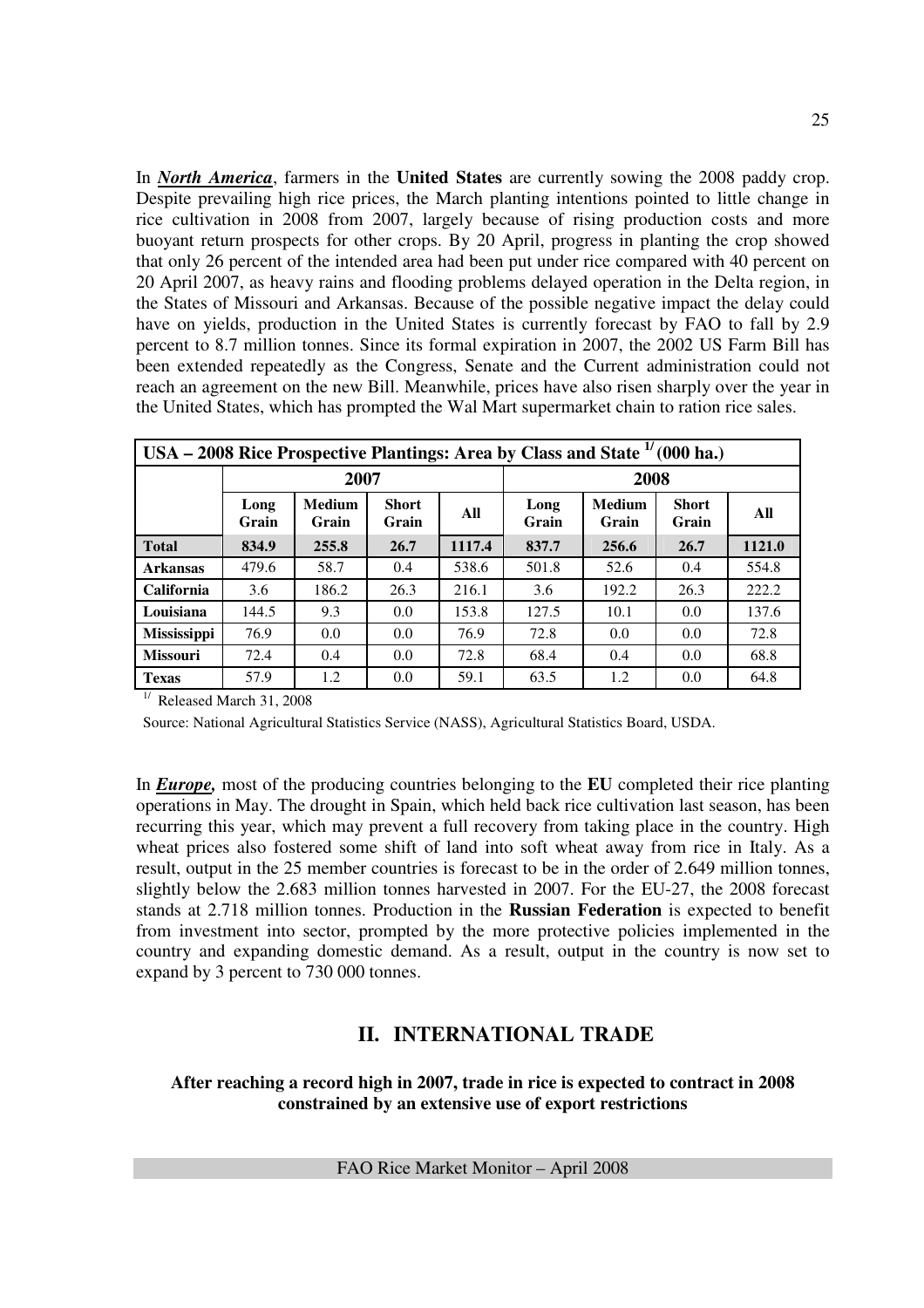In ***North America***, farmers in the **United States** are currently sowing the 2008 paddy crop. Despite prevailing high rice prices, the March planting intentions pointed to little change in rice cultivation in 2008 from 2007, largely because of rising production costs and more buoyant return prospects for other crops. By 20 April, progress in planting the crop showed that only 26 percent of the intended area had been put under rice compared with 40 percent on 20 April 2007, as heavy rains and flooding problems delayed operation in the Delta region, in the States of Missouri and Arkansas. Because of the possible negative impact the delay could have on yields, production in the United States is currently forecast by FAO to fall by 2.9 percent to 8.7 million tonnes. Since its formal expiration in 2007, the 2002 US Farm Bill has been extended repeatedly as the Congress, Senate and the Current administration could not reach an agreement on the new Bill. Meanwhile, prices have also risen sharply over the year in the United States, which has prompted the Wal Mart supermarket chain to ration rice sales.

| USA – 2008 Rice Prospective Plantings: Area by Class and State [1/] (000 ha.) | | | | | | | | |
|---|---|---|---|---|---|---|---|---|
| | 2007 | | | | 2008 | | | |
| | Long Grain | Medium Grain | Short Grain | All | Long Grain | Medium Grain | Short Grain | All |
| **Total** | **834.9** | **255.8** | **26.7** | **1117.4** | **837.7** | **256.6** | **26.7** | **1121.0** |
| **Arkansas** | 479.6 | 58.7 | 0.4 | 538.6 | 501.8 | 52.6 | 0.4 | 554.8 |
| **California** | 3.6 | 186.2 | 26.3 | 216.1 | 3.6 | 192.2 | 26.3 | 222.2 |
| **Louisiana** | 144.5 | 9.3 | 0.0 | 153.8 | 127.5 | 10.1 | 0.0 | 137.6 |
| **Mississippi** | 76.9 | 0.0 | 0.0 | 76.9 | 72.8 | 0.0 | 0.0 | 72.8 |
| **Missouri** | 72.4 | 0.4 | 0.0 | 72.8 | 68.4 | 0.4 | 0.0 | 68.8 |
| **Texas** | 57.9 | 1.2 | 0.0 | 59.1 | 63.5 | 1.2 | 0.0 | 64.8 |

[1/] Released March 31, 2008

Source: National Agricultural Statistics Service (NASS), Agricultural Statistics Board, USDA.

In ***Europe,*** most of the producing countries belonging to the **EU** completed their rice planting operations in May. The drought in Spain, which held back rice cultivation last season, has been recurring this year, which may prevent a full recovery from taking place in the country. High wheat prices also fostered some shift of land into soft wheat away from rice in Italy. As a result, output in the 25 member countries is forecast to be in the order of 2.649 million tonnes, slightly below the 2.683 million tonnes harvested in 2007. For the EU-27, the 2008 forecast stands at 2.718 million tonnes. Production in the **Russian Federation** is expected to benefit from investment into sector, prompted by the more protective policies implemented in the country and expanding domestic demand. As a result, output in the country is now set to expand by 3 percent to 730 000 tonnes.

## II. INTERNATIONAL TRADE

**After reaching a record high in 2007, trade in rice is expected to contract in 2008 constrained by an extensive use of export restrictions**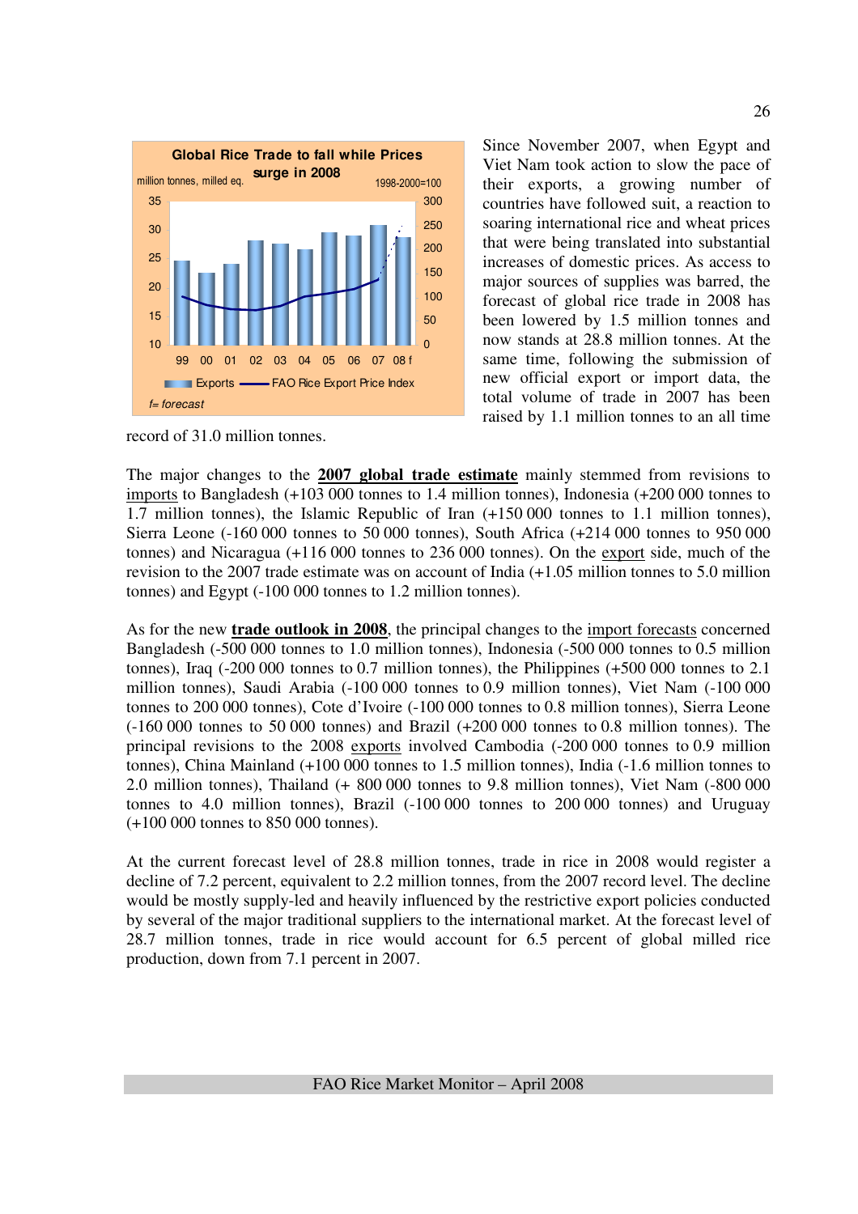Global Rice Trade to fall while Prices surge in 2008

Since November 2007, when Egypt and Viet Nam took action to slow the pace of their exports, a growing number of countries have followed suit, a reaction to soaring international rice and wheat prices that were being translated into substantial increases of domestic prices. As access to major sources of supplies was barred, the forecast of global rice trade in 2008 has been lowered by 1.5 million tonnes and now stands at 28.8 million tonnes. At the same time, following the submission of new official export or import data, the total volume of trade in 2007 has been raised by 1.1 million tonnes to an all time record of 31.0 million tonnes.

The major changes to the **2007 global trade estimate** mainly stemmed from revisions to imports to Bangladesh (+103 000 tonnes to 1.4 million tonnes), Indonesia (+200 000 tonnes to 1.7 million tonnes), the Islamic Republic of Iran (+150 000 tonnes to 1.1 million tonnes), Sierra Leone (-160 000 tonnes to 50 000 tonnes), South Africa (+214 000 tonnes to 950 000 tonnes) and Nicaragua (+116 000 tonnes to 236 000 tonnes). On the export side, much of the revision to the 2007 trade estimate was on account of India (+1.05 million tonnes to 5.0 million tonnes) and Egypt (-100 000 tonnes to 1.2 million tonnes).

As for the new **trade outlook in 2008**, the principal changes to the import forecasts concerned Bangladesh (-500 000 tonnes to 1.0 million tonnes), Indonesia (-500 000 tonnes to 0.5 million tonnes), Iraq (-200 000 tonnes to 0.7 million tonnes), the Philippines (+500 000 tonnes to 2.1 million tonnes), Saudi Arabia (-100 000 tonnes to 0.9 million tonnes), Viet Nam (-100 000 tonnes to 200 000 tonnes), Cote d'Ivoire (-100 000 tonnes to 0.8 million tonnes), Sierra Leone (-160 000 tonnes to 50 000 tonnes) and Brazil (+200 000 tonnes to 0.8 million tonnes). The principal revisions to the 2008 exports involved Cambodia (-200 000 tonnes to 0.9 million tonnes), China Mainland (+100 000 tonnes to 1.5 million tonnes), India (-1.6 million tonnes to 2.0 million tonnes), Thailand (+ 800 000 tonnes to 9.8 million tonnes), Viet Nam (-800 000 tonnes to 4.0 million tonnes), Brazil (-100 000 tonnes to 200 000 tonnes) and Uruguay (+100 000 tonnes to 850 000 tonnes).

At the current forecast level of 28.8 million tonnes, trade in rice in 2008 would register a decline of 7.2 percent, equivalent to 2.2 million tonnes, from the 2007 record level. The decline would be mostly supply-led and heavily influenced by the restrictive export policies conducted by several of the major traditional suppliers to the international market. At the forecast level of 28.7 million tonnes, trade in rice would account for 6.5 percent of global milled rice production, down from 7.1 percent in 2007.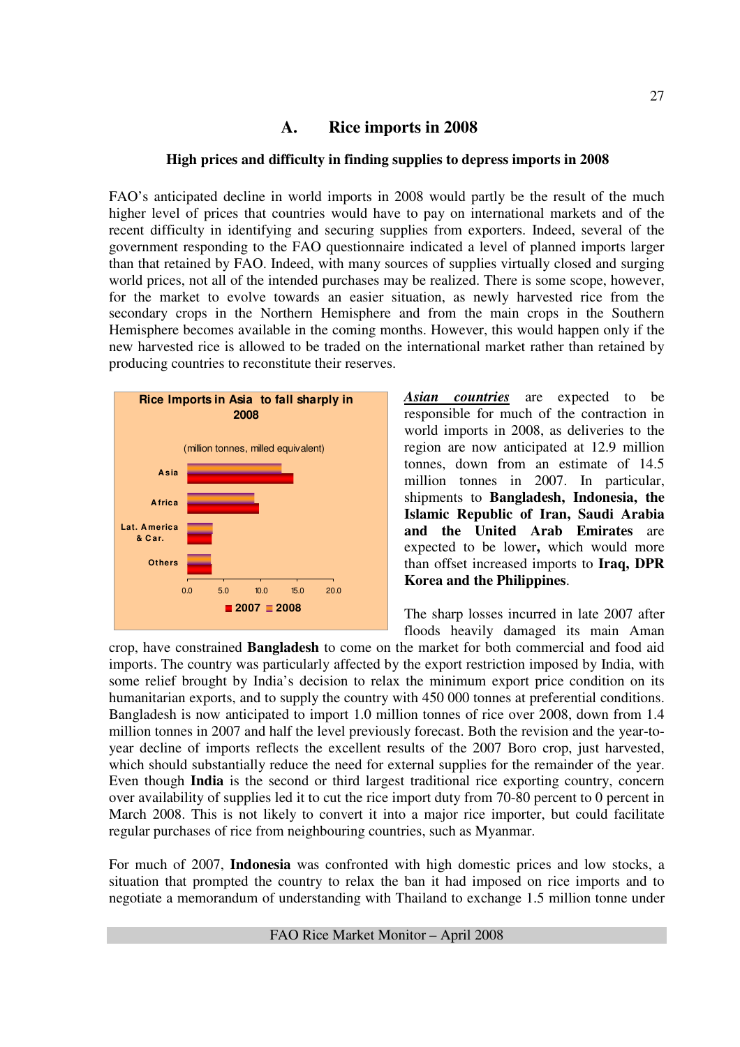## A. Rice imports in 2008

### High prices and difficulty in finding supplies to depress imports in 2008

FAO's anticipated decline in world imports in 2008 would partly be the result of the much higher level of prices that countries would have to pay on international markets and of the recent difficulty in identifying and securing supplies from exporters. Indeed, several of the government responding to the FAO questionnaire indicated a level of planned imports larger than that retained by FAO. Indeed, with many sources of supplies virtually closed and surging world prices, not all of the intended purchases may be realized. There is some scope, however, for the market to evolve towards an easier situation, as newly harvested rice from the secondary crops in the Northern Hemisphere and from the main crops in the Southern Hemisphere becomes available in the coming months. However, this would happen only if the new harvested rice is allowed to be traded on the international market rather than retained by producing countries to reconstitute their reserves.

**Rice Imports in Asia to fall sharply in 2008**

(million tonnes, milled equivalent)

Asia, Africa, Lat. America & Car., Others

0.0 5.0 10.0 15.0 20.0

2007 2008

***Asian countries*** are expected to be responsible for much of the contraction in world imports in 2008, as deliveries to the region are now anticipated at 12.9 million tonnes, down from an estimate of 14.5 million tonnes in 2007. In particular, shipments to **Bangladesh, Indonesia, the Islamic Republic of Iran, Saudi Arabia and the United Arab Emirates** are expected to be lower**,** which would more than offset increased imports to **Iraq, DPR Korea and the Philippines**.

The sharp losses incurred in late 2007 after floods heavily damaged its main Aman crop, have constrained **Bangladesh** to come on the market for both commercial and food aid imports. The country was particularly affected by the export restriction imposed by India, with some relief brought by India's decision to relax the minimum export price condition on its humanitarian exports, and to supply the country with 450 000 tonnes at preferential conditions. Bangladesh is now anticipated to import 1.0 million tonnes of rice over 2008, down from 1.4 million tonnes in 2007 and half the level previously forecast. Both the revision and the year-to-year decline of imports reflects the excellent results of the 2007 Boro crop, just harvested, which should substantially reduce the need for external supplies for the remainder of the year. Even though **India** is the second or third largest traditional rice exporting country, concern over availability of supplies led it to cut the rice import duty from 70-80 percent to 0 percent in March 2008. This is not likely to convert it into a major rice importer, but could facilitate regular purchases of rice from neighbouring countries, such as Myanmar.

For much of 2007, **Indonesia** was confronted with high domestic prices and low stocks, a situation that prompted the country to relax the ban it had imposed on rice imports and to negotiate a memorandum of understanding with Thailand to exchange 1.5 million tonne under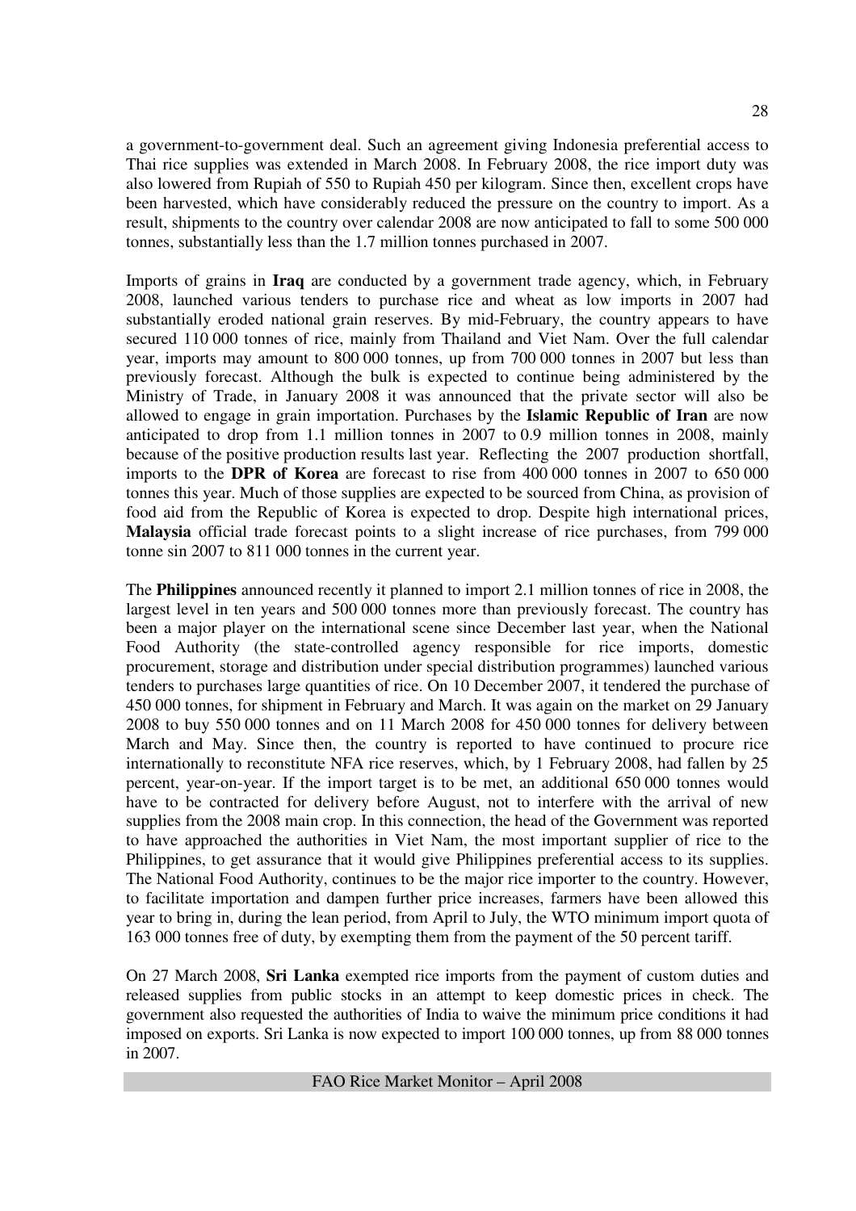a government-to-government deal. Such an agreement giving Indonesia preferential access to Thai rice supplies was extended in March 2008. In February 2008, the rice import duty was also lowered from Rupiah of 550 to Rupiah 450 per kilogram. Since then, excellent crops have been harvested, which have considerably reduced the pressure on the country to import. As a result, shipments to the country over calendar 2008 are now anticipated to fall to some 500 000 tonnes, substantially less than the 1.7 million tonnes purchased in 2007.

Imports of grains in **Iraq** are conducted by a government trade agency, which, in February 2008, launched various tenders to purchase rice and wheat as low imports in 2007 had substantially eroded national grain reserves. By mid-February, the country appears to have secured 110 000 tonnes of rice, mainly from Thailand and Viet Nam. Over the full calendar year, imports may amount to 800 000 tonnes, up from 700 000 tonnes in 2007 but less than previously forecast. Although the bulk is expected to continue being administered by the Ministry of Trade, in January 2008 it was announced that the private sector will also be allowed to engage in grain importation. Purchases by the **Islamic Republic of Iran** are now anticipated to drop from 1.1 million tonnes in 2007 to 0.9 million tonnes in 2008, mainly because of the positive production results last year. Reflecting the 2007 production shortfall, imports to the **DPR of Korea** are forecast to rise from 400 000 tonnes in 2007 to 650 000 tonnes this year. Much of those supplies are expected to be sourced from China, as provision of food aid from the Republic of Korea is expected to drop. Despite high international prices, **Malaysia** official trade forecast points to a slight increase of rice purchases, from 799 000 tonne sin 2007 to 811 000 tonnes in the current year.

The **Philippines** announced recently it planned to import 2.1 million tonnes of rice in 2008, the largest level in ten years and 500 000 tonnes more than previously forecast. The country has been a major player on the international scene since December last year, when the National Food Authority (the state-controlled agency responsible for rice imports, domestic procurement, storage and distribution under special distribution programmes) launched various tenders to purchases large quantities of rice. On 10 December 2007, it tendered the purchase of 450 000 tonnes, for shipment in February and March. It was again on the market on 29 January 2008 to buy 550 000 tonnes and on 11 March 2008 for 450 000 tonnes for delivery between March and May. Since then, the country is reported to have continued to procure rice internationally to reconstitute NFA rice reserves, which, by 1 February 2008, had fallen by 25 percent, year-on-year. If the import target is to be met, an additional 650 000 tonnes would have to be contracted for delivery before August, not to interfere with the arrival of new supplies from the 2008 main crop. In this connection, the head of the Government was reported to have approached the authorities in Viet Nam, the most important supplier of rice to the Philippines, to get assurance that it would give Philippines preferential access to its supplies. The National Food Authority, continues to be the major rice importer to the country. However, to facilitate importation and dampen further price increases, farmers have been allowed this year to bring in, during the lean period, from April to July, the WTO minimum import quota of 163 000 tonnes free of duty, by exempting them from the payment of the 50 percent tariff.

On 27 March 2008, **Sri Lanka** exempted rice imports from the payment of custom duties and released supplies from public stocks in an attempt to keep domestic prices in check. The government also requested the authorities of India to waive the minimum price conditions it had imposed on exports. Sri Lanka is now expected to import 100 000 tonnes, up from 88 000 tonnes in 2007.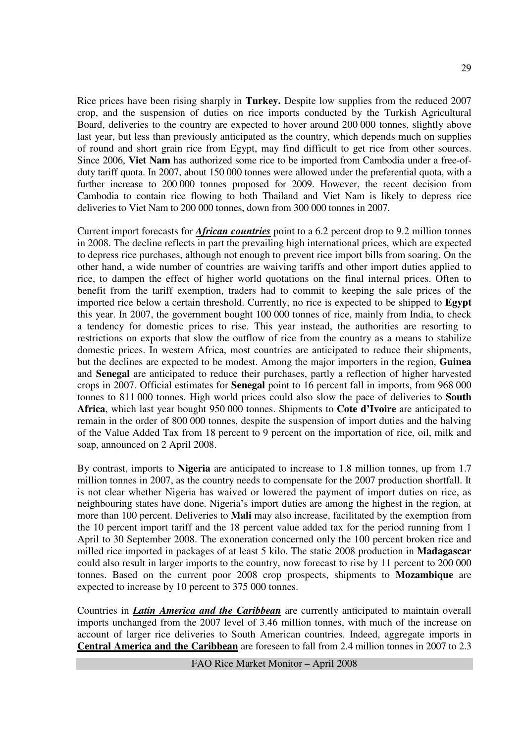Rice prices have been rising sharply in **Turkey.** Despite low supplies from the reduced 2007 crop, and the suspension of duties on rice imports conducted by the Turkish Agricultural Board, deliveries to the country are expected to hover around 200 000 tonnes, slightly above last year, but less than previously anticipated as the country, which depends much on supplies of round and short grain rice from Egypt, may find difficult to get rice from other sources. Since 2006, **Viet Nam** has authorized some rice to be imported from Cambodia under a free-of-duty tariff quota. In 2007, about 150 000 tonnes were allowed under the preferential quota, with a further increase to 200 000 tonnes proposed for 2009. However, the recent decision from Cambodia to contain rice flowing to both Thailand and Viet Nam is likely to depress rice deliveries to Viet Nam to 200 000 tonnes, down from 300 000 tonnes in 2007.

Current import forecasts for ***African countries*** point to a 6.2 percent drop to 9.2 million tonnes in 2008. The decline reflects in part the prevailing high international prices, which are expected to depress rice purchases, although not enough to prevent rice import bills from soaring. On the other hand, a wide number of countries are waiving tariffs and other import duties applied to rice, to dampen the effect of higher world quotations on the final internal prices. Often to benefit from the tariff exemption, traders had to commit to keeping the sale prices of the imported rice below a certain threshold. Currently, no rice is expected to be shipped to **Egypt** this year. In 2007, the government bought 100 000 tonnes of rice, mainly from India, to check a tendency for domestic prices to rise. This year instead, the authorities are resorting to restrictions on exports that slow the outflow of rice from the country as a means to stabilize domestic prices. In western Africa, most countries are anticipated to reduce their shipments, but the declines are expected to be modest. Among the major importers in the region, **Guinea** and **Senegal** are anticipated to reduce their purchases, partly a reflection of higher harvested crops in 2007. Official estimates for **Senegal** point to 16 percent fall in imports, from 968 000 tonnes to 811 000 tonnes. High world prices could also slow the pace of deliveries to **South Africa**, which last year bought 950 000 tonnes. Shipments to **Cote d'Ivoire** are anticipated to remain in the order of 800 000 tonnes, despite the suspension of import duties and the halving of the Value Added Tax from 18 percent to 9 percent on the importation of rice, oil, milk and soap, announced on 2 April 2008.

By contrast, imports to **Nigeria** are anticipated to increase to 1.8 million tonnes, up from 1.7 million tonnes in 2007, as the country needs to compensate for the 2007 production shortfall. It is not clear whether Nigeria has waived or lowered the payment of import duties on rice, as neighbouring states have done. Nigeria's import duties are among the highest in the region, at more than 100 percent. Deliveries to **Mali** may also increase, facilitated by the exemption from the 10 percent import tariff and the 18 percent value added tax for the period running from 1 April to 30 September 2008. The exoneration concerned only the 100 percent broken rice and milled rice imported in packages of at least 5 kilo. The static 2008 production in **Madagascar** could also result in larger imports to the country, now forecast to rise by 11 percent to 200 000 tonnes. Based on the current poor 2008 crop prospects, shipments to **Mozambique** are expected to increase by 10 percent to 375 000 tonnes.

Countries in ***Latin America and the Caribbean*** are currently anticipated to maintain overall imports unchanged from the 2007 level of 3.46 million tonnes, with much of the increase on account of larger rice deliveries to South American countries. Indeed, aggregate imports in **Central America and the Caribbean** are foreseen to fall from 2.4 million tonnes in 2007 to 2.3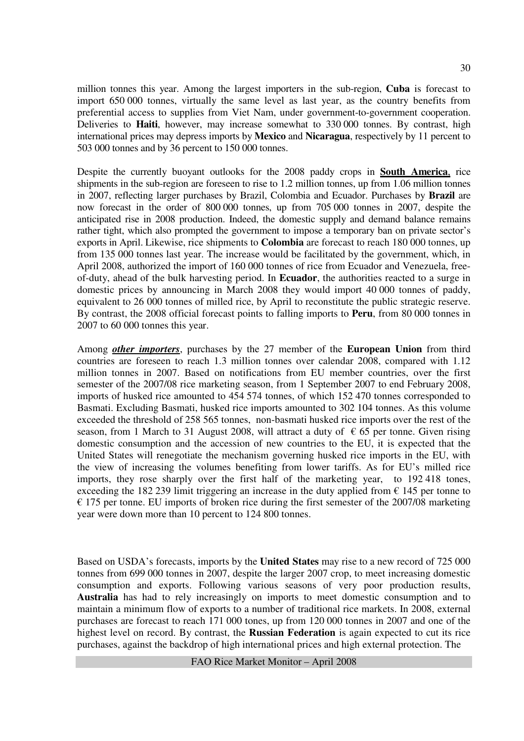million tonnes this year. Among the largest importers in the sub-region, **Cuba** is forecast to import 650 000 tonnes, virtually the same level as last year, as the country benefits from preferential access to supplies from Viet Nam, under government-to-government cooperation. Deliveries to **Haiti**, however, may increase somewhat to 330 000 tonnes. By contrast, high international prices may depress imports by **Mexico** and **Nicaragua**, respectively by 11 percent to 503 000 tonnes and by 36 percent to 150 000 tonnes.

Despite the currently buoyant outlooks for the 2008 paddy crops in **South America**, rice shipments in the sub-region are foreseen to rise to 1.2 million tonnes, up from 1.06 million tonnes in 2007, reflecting larger purchases by Brazil, Colombia and Ecuador. Purchases by **Brazil** are now forecast in the order of 800 000 tonnes, up from 705 000 tonnes in 2007, despite the anticipated rise in 2008 production. Indeed, the domestic supply and demand balance remains rather tight, which also prompted the government to impose a temporary ban on private sector's exports in April. Likewise, rice shipments to **Colombia** are forecast to reach 180 000 tonnes, up from 135 000 tonnes last year. The increase would be facilitated by the government, which, in April 2008, authorized the import of 160 000 tonnes of rice from Ecuador and Venezuela, free-of-duty, ahead of the bulk harvesting period. In **Ecuador**, the authorities reacted to a surge in domestic prices by announcing in March 2008 they would import 40 000 tonnes of paddy, equivalent to 26 000 tonnes of milled rice, by April to reconstitute the public strategic reserve. By contrast, the 2008 official forecast points to falling imports to **Peru**, from 80 000 tonnes in 2007 to 60 000 tonnes this year.

Among ***other importers***, purchases by the 27 member of the **European Union** from third countries are foreseen to reach 1.3 million tonnes over calendar 2008, compared with 1.12 million tonnes in 2007. Based on notifications from EU member countries, over the first semester of the 2007/08 rice marketing season, from 1 September 2007 to end February 2008, imports of husked rice amounted to 454 574 tonnes, of which 152 470 tonnes corresponded to Basmati. Excluding Basmati, husked rice imports amounted to 302 104 tonnes. As this volume exceeded the threshold of 258 565 tonnes, non-basmati husked rice imports over the rest of the season, from 1 March to 31 August 2008, will attract a duty of € 65 per tonne. Given rising domestic consumption and the accession of new countries to the EU, it is expected that the United States will renegotiate the mechanism governing husked rice imports in the EU, with the view of increasing the volumes benefiting from lower tariffs. As for EU's milled rice imports, they rose sharply over the first half of the marketing year, to 192 418 tones, exceeding the 182 239 limit triggering an increase in the duty applied from € 145 per tonne to € 175 per tonne. EU imports of broken rice during the first semester of the 2007/08 marketing year were down more than 10 percent to 124 800 tonnes.

Based on USDA's forecasts, imports by the **United States** may rise to a new record of 725 000 tonnes from 699 000 tonnes in 2007, despite the larger 2007 crop, to meet increasing domestic consumption and exports. Following various seasons of very poor production results, **Australia** has had to rely increasingly on imports to meet domestic consumption and to maintain a minimum flow of exports to a number of traditional rice markets. In 2008, external purchases are forecast to reach 171 000 tones, up from 120 000 tonnes in 2007 and one of the highest level on record. By contrast, the **Russian Federation** is again expected to cut its rice purchases, against the backdrop of high international prices and high external protection. The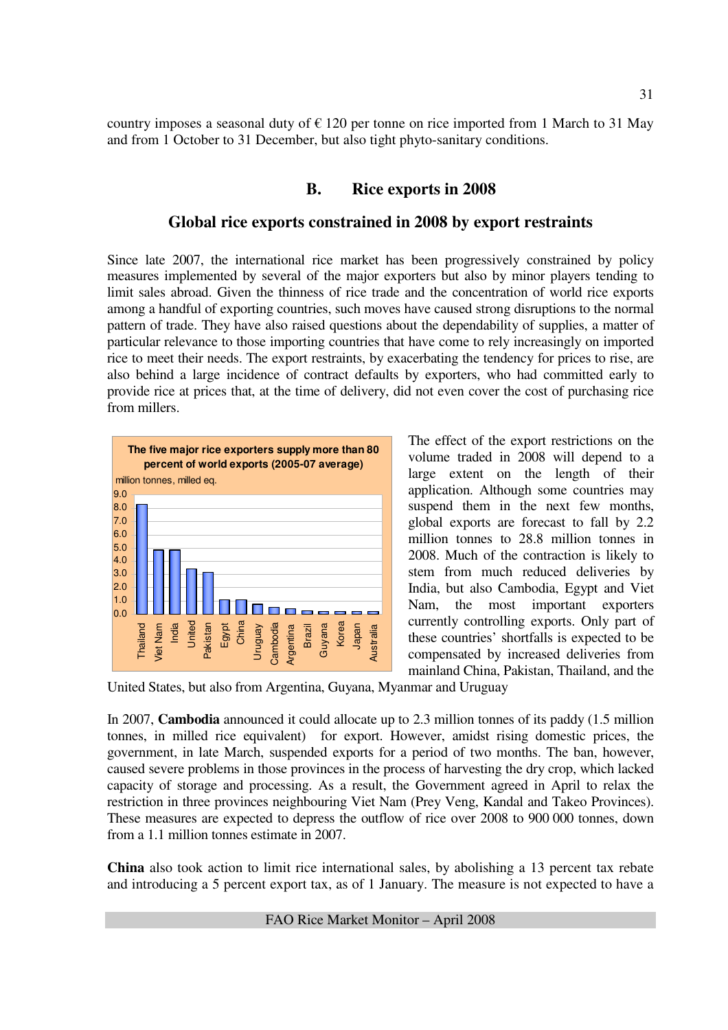country imposes a seasonal duty of € 120 per tonne on rice imported from 1 March to 31 May and from 1 October to 31 December, but also tight phyto-sanitary conditions.

## B. Rice exports in 2008

### Global rice exports constrained in 2008 by export restraints

Since late 2007, the international rice market has been progressively constrained by policy measures implemented by several of the major exporters but also by minor players tending to limit sales abroad. Given the thinness of rice trade and the concentration of world rice exports among a handful of exporting countries, such moves have caused strong disruptions to the normal pattern of trade. They have also raised questions about the dependability of supplies, a matter of particular relevance to those importing countries that have come to rely increasingly on imported rice to meet their needs. The export restraints, by exacerbating the tendency for prices to rise, are also behind a large incidence of contract defaults by exporters, who had committed early to provide rice at prices that, at the time of delivery, did not even cover the cost of purchasing rice from millers.

**The five major rice exporters supply more than 80 percent of world exports (2005-07 average)**

million tonnes, milled eq.

The effect of the export restrictions on the volume traded in 2008 will depend to a large extent on the length of their application. Although some countries may suspend them in the next few months, global exports are forecast to fall by 2.2 million tonnes to 28.8 million tonnes in 2008. Much of the contraction is likely to stem from much reduced deliveries by India, but also Cambodia, Egypt and Viet Nam, the most important exporters currently controlling exports. Only part of these countries' shortfalls is expected to be compensated by increased deliveries from mainland China, Pakistan, Thailand, and the United States, but also from Argentina, Guyana, Myanmar and Uruguay

In 2007, **Cambodia** announced it could allocate up to 2.3 million tonnes of its paddy (1.5 million tonnes, in milled rice equivalent) for export. However, amidst rising domestic prices, the government, in late March, suspended exports for a period of two months. The ban, however, caused severe problems in those provinces in the process of harvesting the dry crop, which lacked capacity of storage and processing. As a result, the Government agreed in April to relax the restriction in three provinces neighbouring Viet Nam (Prey Veng, Kandal and Takeo Provinces). These measures are expected to depress the outflow of rice over 2008 to 900 000 tonnes, down from a 1.1 million tonnes estimate in 2007.

**China** also took action to limit rice international sales, by abolishing a 13 percent tax rebate and introducing a 5 percent export tax, as of 1 January. The measure is not expected to have a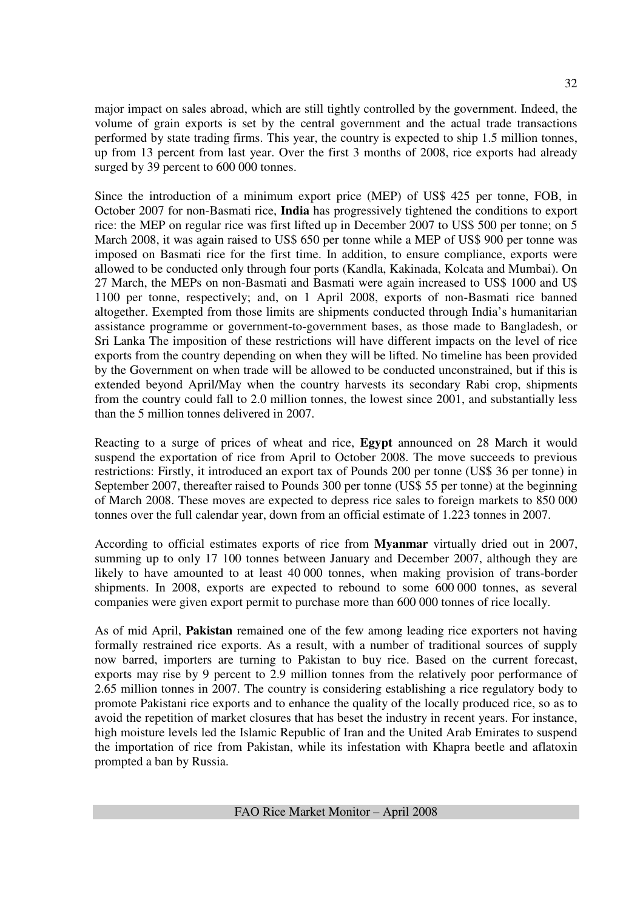major impact on sales abroad, which are still tightly controlled by the government. Indeed, the volume of grain exports is set by the central government and the actual trade transactions performed by state trading firms. This year, the country is expected to ship 1.5 million tonnes, up from 13 percent from last year. Over the first 3 months of 2008, rice exports had already surged by 39 percent to 600 000 tonnes.

Since the introduction of a minimum export price (MEP) of US$ 425 per tonne, FOB, in October 2007 for non-Basmati rice, **India** has progressively tightened the conditions to export rice: the MEP on regular rice was first lifted up in December 2007 to US$ 500 per tonne; on 5 March 2008, it was again raised to US$ 650 per tonne while a MEP of US$ 900 per tonne was imposed on Basmati rice for the first time. In addition, to ensure compliance, exports were allowed to be conducted only through four ports (Kandla, Kakinada, Kolcata and Mumbai). On 27 March, the MEPs on non-Basmati and Basmati were again increased to US$ 1000 and U$ 1100 per tonne, respectively; and, on 1 April 2008, exports of non-Basmati rice banned altogether. Exempted from those limits are shipments conducted through India's humanitarian assistance programme or government-to-government bases, as those made to Bangladesh, or Sri Lanka The imposition of these restrictions will have different impacts on the level of rice exports from the country depending on when they will be lifted. No timeline has been provided by the Government on when trade will be allowed to be conducted unconstrained, but if this is extended beyond April/May when the country harvests its secondary Rabi crop, shipments from the country could fall to 2.0 million tonnes, the lowest since 2001, and substantially less than the 5 million tonnes delivered in 2007.

Reacting to a surge of prices of wheat and rice, **Egypt** announced on 28 March it would suspend the exportation of rice from April to October 2008. The move succeeds to previous restrictions: Firstly, it introduced an export tax of Pounds 200 per tonne (US$ 36 per tonne) in September 2007, thereafter raised to Pounds 300 per tonne (US$ 55 per tonne) at the beginning of March 2008. These moves are expected to depress rice sales to foreign markets to 850 000 tonnes over the full calendar year, down from an official estimate of 1.223 tonnes in 2007.

According to official estimates exports of rice from **Myanmar** virtually dried out in 2007, summing up to only 17 100 tonnes between January and December 2007, although they are likely to have amounted to at least 40 000 tonnes, when making provision of trans-border shipments. In 2008, exports are expected to rebound to some 600 000 tonnes, as several companies were given export permit to purchase more than 600 000 tonnes of rice locally.

As of mid April, **Pakistan** remained one of the few among leading rice exporters not having formally restrained rice exports. As a result, with a number of traditional sources of supply now barred, importers are turning to Pakistan to buy rice. Based on the current forecast, exports may rise by 9 percent to 2.9 million tonnes from the relatively poor performance of 2.65 million tonnes in 2007. The country is considering establishing a rice regulatory body to promote Pakistani rice exports and to enhance the quality of the locally produced rice, so as to avoid the repetition of market closures that has beset the industry in recent years. For instance, high moisture levels led the Islamic Republic of Iran and the United Arab Emirates to suspend the importation of rice from Pakistan, while its infestation with Khapra beetle and aflatoxin prompted a ban by Russia.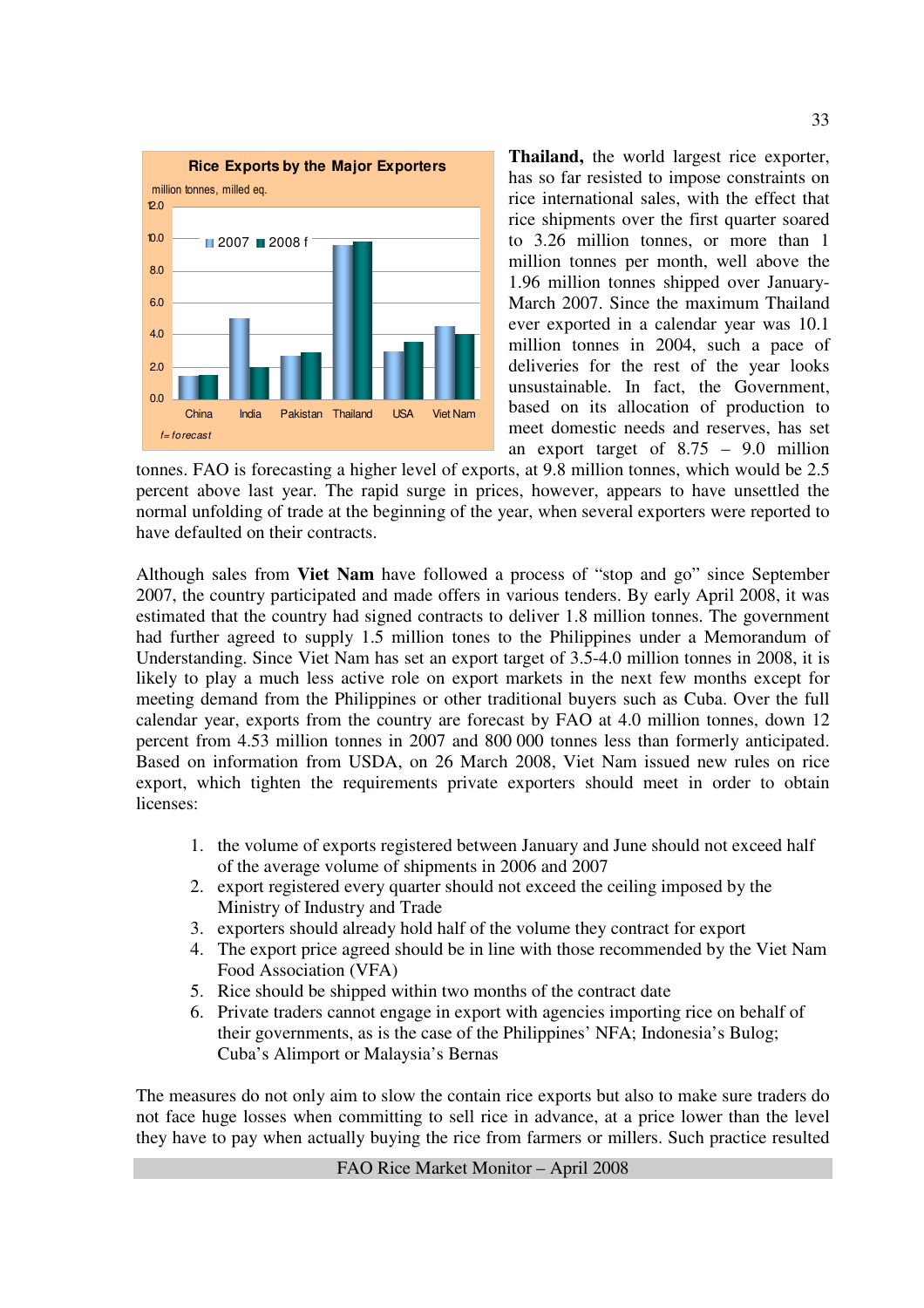**Thailand,** the world largest rice exporter, has so far resisted to impose constraints on rice international sales, with the effect that rice shipments over the first quarter soared to 3.26 million tonnes, or more than 1 million tonnes per month, well above the 1.96 million tonnes shipped over January-March 2007. Since the maximum Thailand ever exported in a calendar year was 10.1 million tonnes in 2004, such a pace of deliveries for the rest of the year looks unsustainable. In fact, the Government, based on its allocation of production to meet domestic needs and reserves, has set an export target of 8.75 – 9.0 million tonnes. FAO is forecasting a higher level of exports, at 9.8 million tonnes, which would be 2.5 percent above last year. The rapid surge in prices, however, appears to have unsettled the normal unfolding of trade at the beginning of the year, when several exporters were reported to have defaulted on their contracts.

Although sales from **Viet Nam** have followed a process of "stop and go" since September 2007, the country participated and made offers in various tenders. By early April 2008, it was estimated that the country had signed contracts to deliver 1.8 million tonnes. The government had further agreed to supply 1.5 million tones to the Philippines under a Memorandum of Understanding. Since Viet Nam has set an export target of 3.5-4.0 million tonnes in 2008, it is likely to play a much less active role on export markets in the next few months except for meeting demand from the Philippines or other traditional buyers such as Cuba. Over the full calendar year, exports from the country are forecast by FAO at 4.0 million tonnes, down 12 percent from 4.53 million tonnes in 2007 and 800 000 tonnes less than formerly anticipated. Based on information from USDA, on 26 March 2008, Viet Nam issued new rules on rice export, which tighten the requirements private exporters should meet in order to obtain licenses:

1. the volume of exports registered between January and June should not exceed half of the average volume of shipments in 2006 and 2007
2. export registered every quarter should not exceed the ceiling imposed by the Ministry of Industry and Trade
3. exporters should already hold half of the volume they contract for export
4. The export price agreed should be in line with those recommended by the Viet Nam Food Association (VFA)
5. Rice should be shipped within two months of the contract date
6. Private traders cannot engage in export with agencies importing rice on behalf of their governments, as is the case of the Philippines' NFA; Indonesia's Bulog; Cuba's Alimport or Malaysia's Bernas

The measures do not only aim to slow the contain rice exports but also to make sure traders do not face huge losses when committing to sell rice in advance, at a price lower than the level they have to pay when actually buying the rice from farmers or millers. Such practice resulted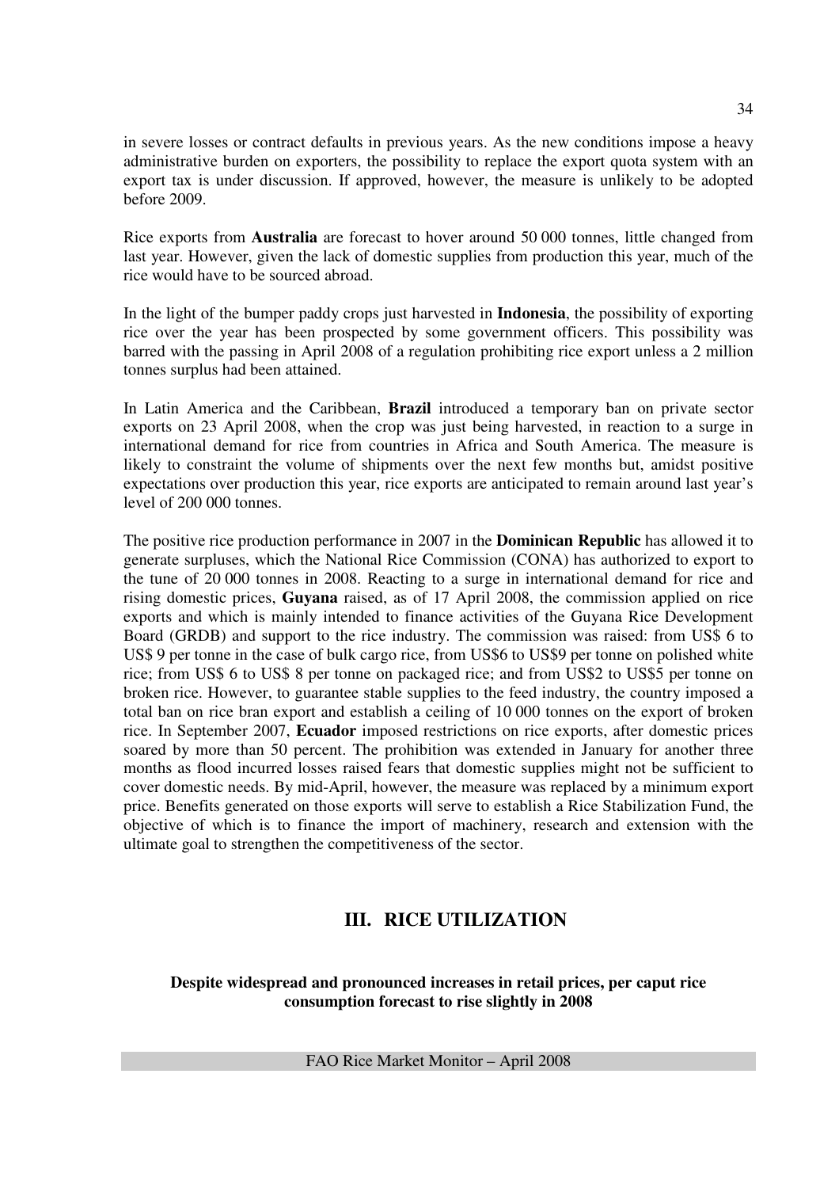in severe losses or contract defaults in previous years. As the new conditions impose a heavy administrative burden on exporters, the possibility to replace the export quota system with an export tax is under discussion. If approved, however, the measure is unlikely to be adopted before 2009.

Rice exports from **Australia** are forecast to hover around 50 000 tonnes, little changed from last year. However, given the lack of domestic supplies from production this year, much of the rice would have to be sourced abroad.

In the light of the bumper paddy crops just harvested in **Indonesia**, the possibility of exporting rice over the year has been prospected by some government officers. This possibility was barred with the passing in April 2008 of a regulation prohibiting rice export unless a 2 million tonnes surplus had been attained.

In Latin America and the Caribbean, **Brazil** introduced a temporary ban on private sector exports on 23 April 2008, when the crop was just being harvested, in reaction to a surge in international demand for rice from countries in Africa and South America. The measure is likely to constraint the volume of shipments over the next few months but, amidst positive expectations over production this year, rice exports are anticipated to remain around last year's level of 200 000 tonnes.

The positive rice production performance in 2007 in the **Dominican Republic** has allowed it to generate surpluses, which the National Rice Commission (CONA) has authorized to export to the tune of 20 000 tonnes in 2008. Reacting to a surge in international demand for rice and rising domestic prices, **Guyana** raised, as of 17 April 2008, the commission applied on rice exports and which is mainly intended to finance activities of the Guyana Rice Development Board (GRDB) and support to the rice industry. The commission was raised: from US$ 6 to US$ 9 per tonne in the case of bulk cargo rice, from US$6 to US$9 per tonne on polished white rice; from US$ 6 to US$ 8 per tonne on packaged rice; and from US$2 to US$5 per tonne on broken rice. However, to guarantee stable supplies to the feed industry, the country imposed a total ban on rice bran export and establish a ceiling of 10 000 tonnes on the export of broken rice. In September 2007, **Ecuador** imposed restrictions on rice exports, after domestic prices soared by more than 50 percent. The prohibition was extended in January for another three months as flood incurred losses raised fears that domestic supplies might not be sufficient to cover domestic needs. By mid-April, however, the measure was replaced by a minimum export price. Benefits generated on those exports will serve to establish a Rice Stabilization Fund, the objective of which is to finance the import of machinery, research and extension with the ultimate goal to strengthen the competitiveness of the sector.

## III. RICE UTILIZATION

**Despite widespread and pronounced increases in retail prices, per caput rice consumption forecast to rise slightly in 2008**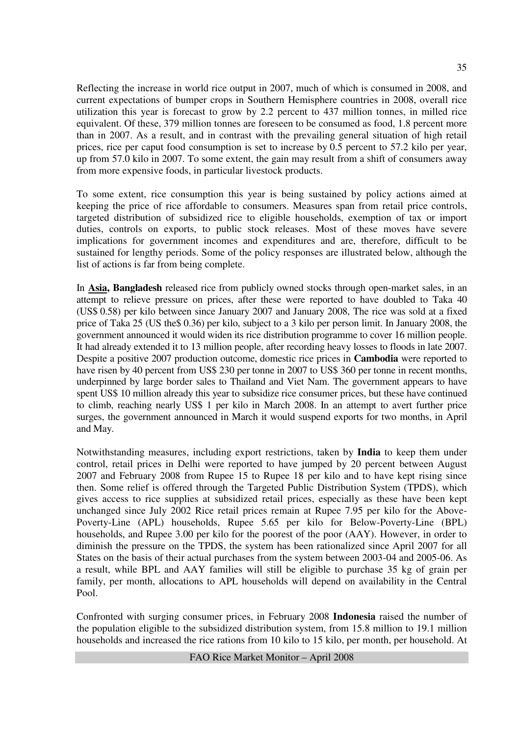Reflecting the increase in world rice output in 2007, much of which is consumed in 2008, and current expectations of bumper crops in Southern Hemisphere countries in 2008, overall rice utilization this year is forecast to grow by 2.2 percent to 437 million tonnes, in milled rice equivalent. Of these, 379 million tonnes are foreseen to be consumed as food, 1.8 percent more than in 2007. As a result, and in contrast with the prevailing general situation of high retail prices, rice per caput food consumption is set to increase by 0.5 percent to 57.2 kilo per year, up from 57.0 kilo in 2007. To some extent, the gain may result from a shift of consumers away from more expensive foods, in particular livestock products.

To some extent, rice consumption this year is being sustained by policy actions aimed at keeping the price of rice affordable to consumers. Measures span from retail price controls, targeted distribution of subsidized rice to eligible households, exemption of tax or import duties, controls on exports, to public stock releases. Most of these moves have severe implications for government incomes and expenditures and are, therefore, difficult to be sustained for lengthy periods. Some of the policy responses are illustrated below, although the list of actions is far from being complete.

In **Asia, Bangladesh** released rice from publicly owned stocks through open-market sales, in an attempt to relieve pressure on prices, after these were reported to have doubled to Taka 40 (US$ 0.58) per kilo between since January 2007 and January 2008, The rice was sold at a fixed price of Taka 25 (US the$ 0.36) per kilo, subject to a 3 kilo per person limit. In January 2008, the government announced it would widen its rice distribution programme to cover 16 million people. It had already extended it to 13 million people, after recording heavy losses to floods in late 2007. Despite a positive 2007 production outcome, domestic rice prices in **Cambodia** were reported to have risen by 40 percent from US$ 230 per tonne in 2007 to US$ 360 per tonne in recent months, underpinned by large border sales to Thailand and Viet Nam. The government appears to have spent US$ 10 million already this year to subsidize rice consumer prices, but these have continued to climb, reaching nearly US$ 1 per kilo in March 2008. In an attempt to avert further price surges, the government announced in March it would suspend exports for two months, in April and May.

Notwithstanding measures, including export restrictions, taken by **India** to keep them under control, retail prices in Delhi were reported to have jumped by 20 percent between August 2007 and February 2008 from Rupee 15 to Rupee 18 per kilo and to have kept rising since then. Some relief is offered through the Targeted Public Distribution System (TPDS), which gives access to rice supplies at subsidized retail prices, especially as these have been kept unchanged since July 2002 Rice retail prices remain at Rupee 7.95 per kilo for the Above-Poverty-Line (APL) households, Rupee 5.65 per kilo for Below-Poverty-Line (BPL) households, and Rupee 3.00 per kilo for the poorest of the poor (AAY). However, in order to diminish the pressure on the TPDS, the system has been rationalized since April 2007 for all States on the basis of their actual purchases from the system between 2003-04 and 2005-06. As a result, while BPL and AAY families will still be eligible to purchase 35 kg of grain per family, per month, allocations to APL households will depend on availability in the Central Pool.

Confronted with surging consumer prices, in February 2008 **Indonesia** raised the number of the population eligible to the subsidized distribution system, from 15.8 million to 19.1 million households and increased the rice rations from 10 kilo to 15 kilo, per month, per household. At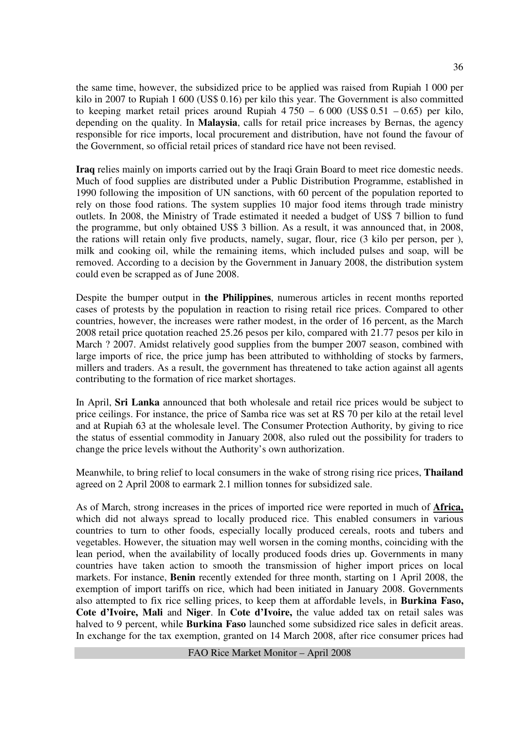the same time, however, the subsidized price to be applied was raised from Rupiah 1 000 per kilo in 2007 to Rupiah 1 600 (US$ 0.16) per kilo this year. The Government is also committed to keeping market retail prices around Rupiah 4 750 – 6 000 (US$ 0.51 – 0.65) per kilo, depending on the quality. In **Malaysia**, calls for retail price increases by Bernas, the agency responsible for rice imports, local procurement and distribution, have not found the favour of the Government, so official retail prices of standard rice have not been revised.

**Iraq** relies mainly on imports carried out by the Iraqi Grain Board to meet rice domestic needs. Much of food supplies are distributed under a Public Distribution Programme, established in 1990 following the imposition of UN sanctions, with 60 percent of the population reported to rely on those food rations. The system supplies 10 major food items through trade ministry outlets. In 2008, the Ministry of Trade estimated it needed a budget of US$ 7 billion to fund the programme, but only obtained US$ 3 billion. As a result, it was announced that, in 2008, the rations will retain only five products, namely, sugar, flour, rice (3 kilo per person, per ), milk and cooking oil, while the remaining items, which included pulses and soap, will be removed. According to a decision by the Government in January 2008, the distribution system could even be scrapped as of June 2008.

Despite the bumper output in **the Philippines**, numerous articles in recent months reported cases of protests by the population in reaction to rising retail rice prices. Compared to other countries, however, the increases were rather modest, in the order of 16 percent, as the March 2008 retail price quotation reached 25.26 pesos per kilo, compared with 21.77 pesos per kilo in March ? 2007. Amidst relatively good supplies from the bumper 2007 season, combined with large imports of rice, the price jump has been attributed to withholding of stocks by farmers, millers and traders. As a result, the government has threatened to take action against all agents contributing to the formation of rice market shortages.

In April, **Sri Lanka** announced that both wholesale and retail rice prices would be subject to price ceilings. For instance, the price of Samba rice was set at RS 70 per kilo at the retail level and at Rupiah 63 at the wholesale level. The Consumer Protection Authority, by giving to rice the status of essential commodity in January 2008, also ruled out the possibility for traders to change the price levels without the Authority's own authorization.

Meanwhile, to bring relief to local consumers in the wake of strong rising rice prices, **Thailand** agreed on 2 April 2008 to earmark 2.1 million tonnes for subsidized sale.

As of March, strong increases in the prices of imported rice were reported in much of **Africa,** which did not always spread to locally produced rice. This enabled consumers in various countries to turn to other foods, especially locally produced cereals, roots and tubers and vegetables. However, the situation may well worsen in the coming months, coinciding with the lean period, when the availability of locally produced foods dries up. Governments in many countries have taken action to smooth the transmission of higher import prices on local markets. For instance, **Benin** recently extended for three month, starting on 1 April 2008, the exemption of import tariffs on rice, which had been initiated in January 2008. Governments also attempted to fix rice selling prices, to keep them at affordable levels, in **Burkina Faso, Cote d'Ivoire, Mali** and **Niger**. In **Cote d'Ivoire,** the value added tax on retail sales was halved to 9 percent, while **Burkina Faso** launched some subsidized rice sales in deficit areas. In exchange for the tax exemption, granted on 14 March 2008, after rice consumer prices had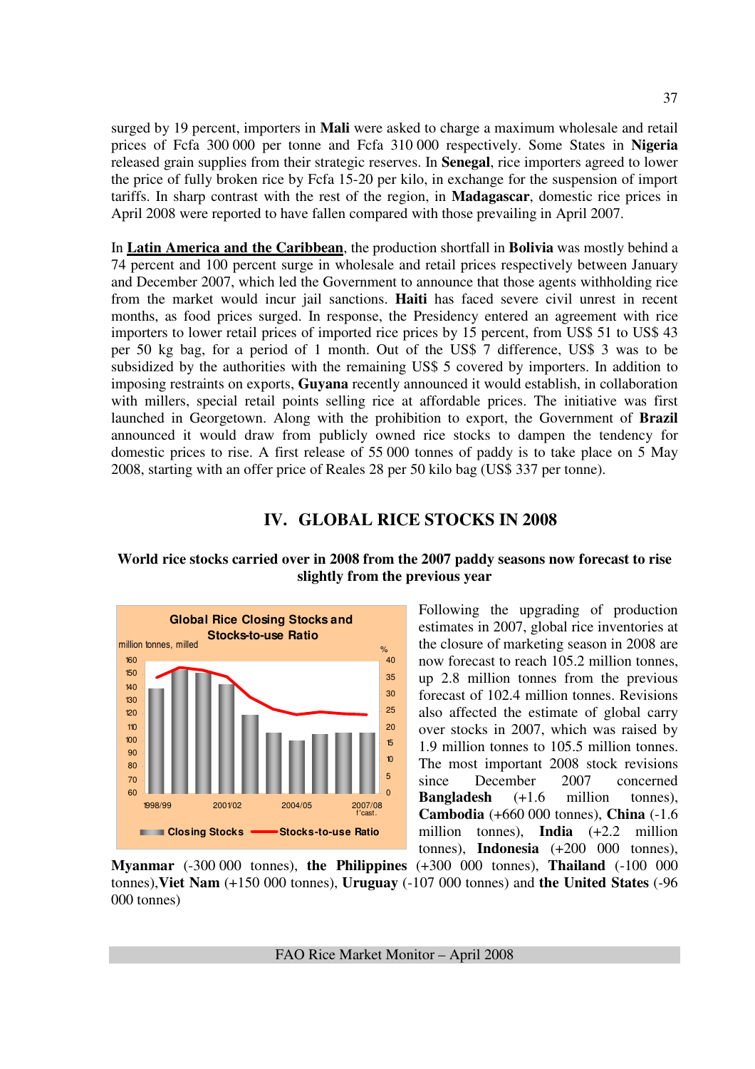surged by 19 percent, importers in **Mali** were asked to charge a maximum wholesale and retail prices of Fcfa 300 000 per tonne and Fcfa 310 000 respectively. Some States in **Nigeria** released grain supplies from their strategic reserves. In **Senegal**, rice importers agreed to lower the price of fully broken rice by Fcfa 15-20 per kilo, in exchange for the suspension of import tariffs. In sharp contrast with the rest of the region, in **Madagascar**, domestic rice prices in April 2008 were reported to have fallen compared with those prevailing in April 2007.

In **Latin America and the Caribbean**, the production shortfall in **Bolivia** was mostly behind a 74 percent and 100 percent surge in wholesale and retail prices respectively between January and December 2007, which led the Government to announce that those agents withholding rice from the market would incur jail sanctions. **Haiti** has faced severe civil unrest in recent months, as food prices surged. In response, the Presidency entered an agreement with rice importers to lower retail prices of imported rice prices by 15 percent, from US$ 51 to US$ 43 per 50 kg bag, for a period of 1 month. Out of the US$ 7 difference, US$ 3 was to be subsidized by the authorities with the remaining US$ 5 covered by importers. In addition to imposing restraints on exports, **Guyana** recently announced it would establish, in collaboration with millers, special retail points selling rice at affordable prices. The initiative was first launched in Georgetown. Along with the prohibition to export, the Government of **Brazil** announced it would draw from publicly owned rice stocks to dampen the tendency for domestic prices to rise. A first release of 55 000 tonnes of paddy is to take place on 5 May 2008, starting with an offer price of Reales 28 per 50 kilo bag (US$ 337 per tonne).

## IV. GLOBAL RICE STOCKS IN 2008

**World rice stocks carried over in 2008 from the 2007 paddy seasons now forecast to rise slightly from the previous year**

Following the upgrading of production estimates in 2007, global rice inventories at the closure of marketing season in 2008 are now forecast to reach 105.2 million tonnes, up 2.8 million tonnes from the previous forecast of 102.4 million tonnes. Revisions also affected the estimate of global carry over stocks in 2007, which was raised by 1.9 million tonnes to 105.5 million tonnes. The most important 2008 stock revisions since December 2007 concerned **Bangladesh** (+1.6 million tonnes), **Cambodia** (+660 000 tonnes), **China** (-1.6 million tonnes), **India** (+2.2 million tonnes), **Indonesia** (+200 000 tonnes), **Myanmar** (-300 000 tonnes), **the Philippines** (+300 000 tonnes), **Thailand** (-100 000 tonnes), **Viet Nam** (+150 000 tonnes), **Uruguay** (-107 000 tonnes) and **the United States** (-96 000 tonnes)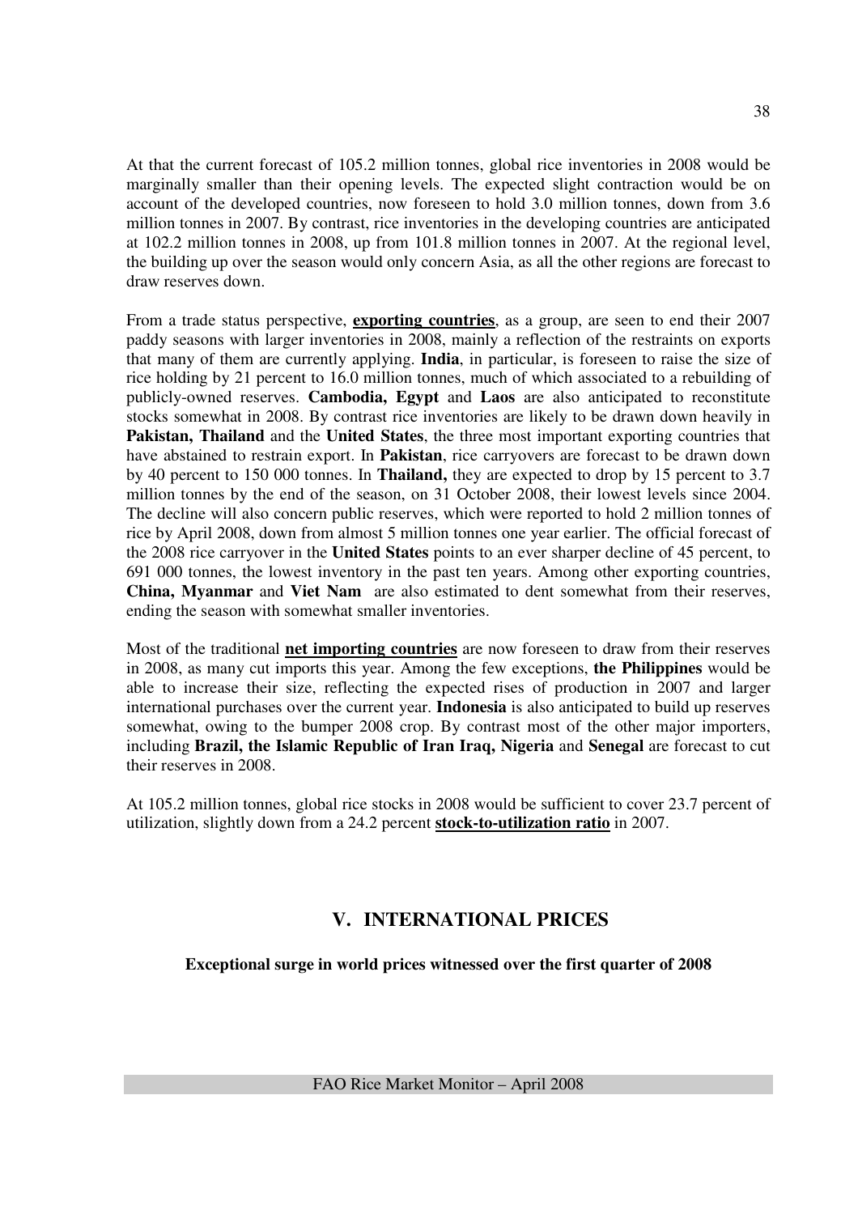At that the current forecast of 105.2 million tonnes, global rice inventories in 2008 would be marginally smaller than their opening levels. The expected slight contraction would be on account of the developed countries, now foreseen to hold 3.0 million tonnes, down from 3.6 million tonnes in 2007. By contrast, rice inventories in the developing countries are anticipated at 102.2 million tonnes in 2008, up from 101.8 million tonnes in 2007. At the regional level, the building up over the season would only concern Asia, as all the other regions are forecast to draw reserves down.

From a trade status perspective, **exporting countries**, as a group, are seen to end their 2007 paddy seasons with larger inventories in 2008, mainly a reflection of the restraints on exports that many of them are currently applying. **India**, in particular, is foreseen to raise the size of rice holding by 21 percent to 16.0 million tonnes, much of which associated to a rebuilding of publicly-owned reserves. **Cambodia, Egypt** and **Laos** are also anticipated to reconstitute stocks somewhat in 2008. By contrast rice inventories are likely to be drawn down heavily in **Pakistan, Thailand** and the **United States**, the three most important exporting countries that have abstained to restrain export. In **Pakistan**, rice carryovers are forecast to be drawn down by 40 percent to 150 000 tonnes. In **Thailand,** they are expected to drop by 15 percent to 3.7 million tonnes by the end of the season, on 31 October 2008, their lowest levels since 2004. The decline will also concern public reserves, which were reported to hold 2 million tonnes of rice by April 2008, down from almost 5 million tonnes one year earlier. The official forecast of the 2008 rice carryover in the **United States** points to an ever sharper decline of 45 percent, to 691 000 tonnes, the lowest inventory in the past ten years. Among other exporting countries, **China, Myanmar** and **Viet Nam** are also estimated to dent somewhat from their reserves, ending the season with somewhat smaller inventories.

Most of the traditional **net importing countries** are now foreseen to draw from their reserves in 2008, as many cut imports this year. Among the few exceptions, **the Philippines** would be able to increase their size, reflecting the expected rises of production in 2007 and larger international purchases over the current year. **Indonesia** is also anticipated to build up reserves somewhat, owing to the bumper 2008 crop. By contrast most of the other major importers, including **Brazil, the Islamic Republic of Iran Iraq, Nigeria** and **Senegal** are forecast to cut their reserves in 2008.

At 105.2 million tonnes, global rice stocks in 2008 would be sufficient to cover 23.7 percent of utilization, slightly down from a 24.2 percent **stock-to-utilization ratio** in 2007.

## V. INTERNATIONAL PRICES

**Exceptional surge in world prices witnessed over the first quarter of 2008**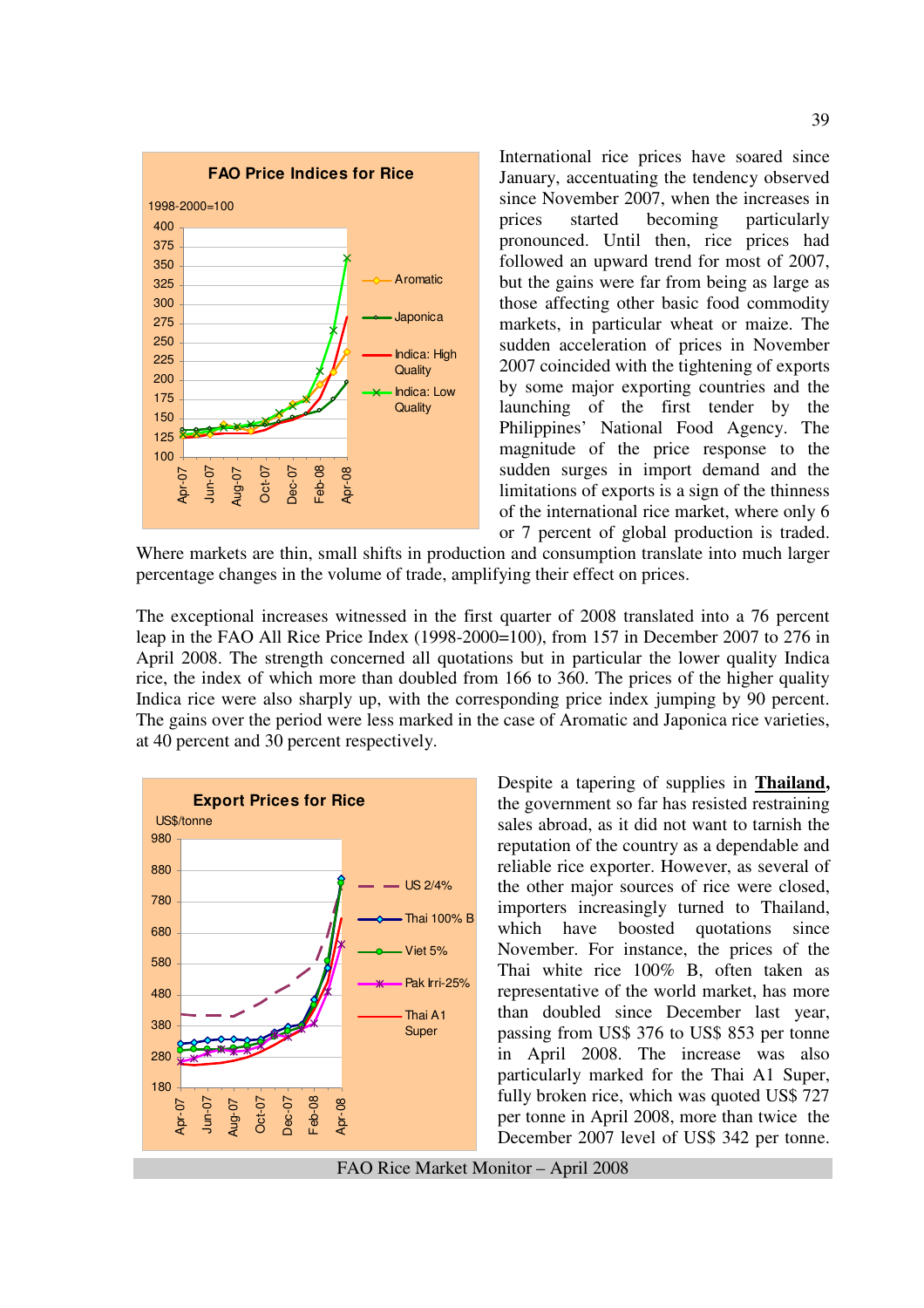International rice prices have soared since January, accentuating the tendency observed since November 2007, when the increases in prices started becoming particularly pronounced. Until then, rice prices had followed an upward trend for most of 2007, but the gains were far from being as large as those affecting other basic food commodity markets, in particular wheat or maize. The sudden acceleration of prices in November 2007 coincided with the tightening of exports by some major exporting countries and the launching of the first tender by the Philippines' National Food Agency. The magnitude of the price response to the sudden surges in import demand and the limitations of exports is a sign of the thinness of the international rice market, where only 6 or 7 percent of global production is traded. Where markets are thin, small shifts in production and consumption translate into much larger percentage changes in the volume of trade, amplifying their effect on prices.

The exceptional increases witnessed in the first quarter of 2008 translated into a 76 percent leap in the FAO All Rice Price Index (1998-2000=100), from 157 in December 2007 to 276 in April 2008. The strength concerned all quotations but in particular the lower quality Indica rice, the index of which more than doubled from 166 to 360. The prices of the higher quality Indica rice were also sharply up, with the corresponding price index jumping by 90 percent. The gains over the period were less marked in the case of Aromatic and Japonica rice varieties, at 40 percent and 30 percent respectively.

Despite a tapering of supplies in **Thailand,** the government so far has resisted restraining sales abroad, as it did not want to tarnish the reputation of the country as a dependable and reliable rice exporter. However, as several of the other major sources of rice were closed, importers increasingly turned to Thailand, which have boosted quotations since November. For instance, the prices of the Thai white rice 100% B, often taken as representative of the world market, has more than doubled since December last year, passing from US$ 376 to US$ 853 per tonne in April 2008. The increase was also particularly marked for the Thai A1 Super, fully broken rice, which was quoted US$ 727 per tonne in April 2008, more than twice the December 2007 level of US$ 342 per tonne.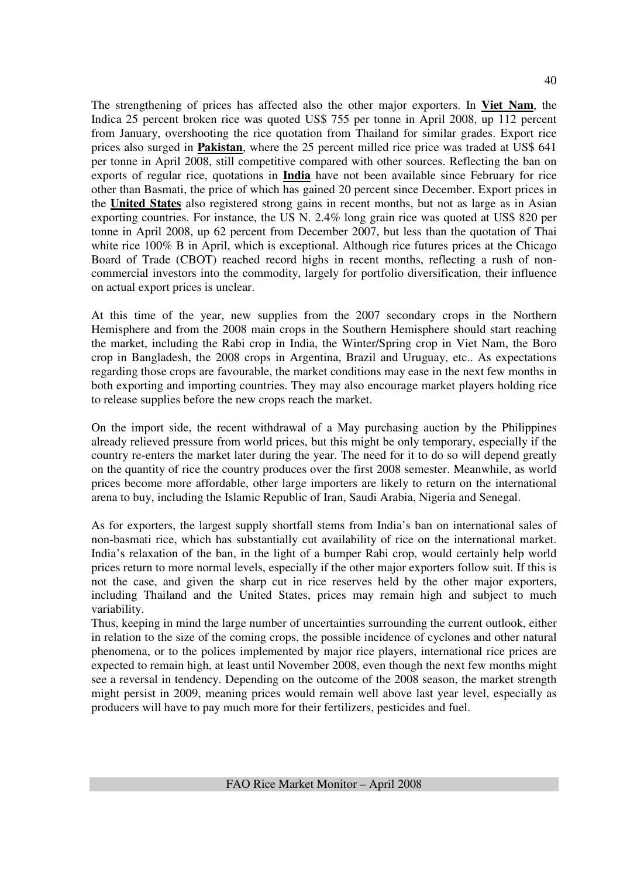The strengthening of prices has affected also the other major exporters. In **Viet Nam**, the Indica 25 percent broken rice was quoted US$ 755 per tonne in April 2008, up 112 percent from January, overshooting the rice quotation from Thailand for similar grades. Export rice prices also surged in **Pakistan**, where the 25 percent milled rice price was traded at US$ 641 per tonne in April 2008, still competitive compared with other sources. Reflecting the ban on exports of regular rice, quotations in **India** have not been available since February for rice other than Basmati, the price of which has gained 20 percent since December. Export prices in the **United States** also registered strong gains in recent months, but not as large as in Asian exporting countries. For instance, the US N. 2.4% long grain rice was quoted at US$ 820 per tonne in April 2008, up 62 percent from December 2007, but less than the quotation of Thai white rice 100% B in April, which is exceptional. Although rice futures prices at the Chicago Board of Trade (CBOT) reached record highs in recent months, reflecting a rush of non-commercial investors into the commodity, largely for portfolio diversification, their influence on actual export prices is unclear.

At this time of the year, new supplies from the 2007 secondary crops in the Northern Hemisphere and from the 2008 main crops in the Southern Hemisphere should start reaching the market, including the Rabi crop in India, the Winter/Spring crop in Viet Nam, the Boro crop in Bangladesh, the 2008 crops in Argentina, Brazil and Uruguay, etc.. As expectations regarding those crops are favourable, the market conditions may ease in the next few months in both exporting and importing countries. They may also encourage market players holding rice to release supplies before the new crops reach the market.

On the import side, the recent withdrawal of a May purchasing auction by the Philippines already relieved pressure from world prices, but this might be only temporary, especially if the country re-enters the market later during the year. The need for it to do so will depend greatly on the quantity of rice the country produces over the first 2008 semester. Meanwhile, as world prices become more affordable, other large importers are likely to return on the international arena to buy, including the Islamic Republic of Iran, Saudi Arabia, Nigeria and Senegal.

As for exporters, the largest supply shortfall stems from India's ban on international sales of non-basmati rice, which has substantially cut availability of rice on the international market. India's relaxation of the ban, in the light of a bumper Rabi crop, would certainly help world prices return to more normal levels, especially if the other major exporters follow suit. If this is not the case, and given the sharp cut in rice reserves held by the other major exporters, including Thailand and the United States, prices may remain high and subject to much variability.

Thus, keeping in mind the large number of uncertainties surrounding the current outlook, either in relation to the size of the coming crops, the possible incidence of cyclones and other natural phenomena, or to the polices implemented by major rice players, international rice prices are expected to remain high, at least until November 2008, even though the next few months might see a reversal in tendency. Depending on the outcome of the 2008 season, the market strength might persist in 2009, meaning prices would remain well above last year level, especially as producers will have to pay much more for their fertilizers, pesticides and fuel.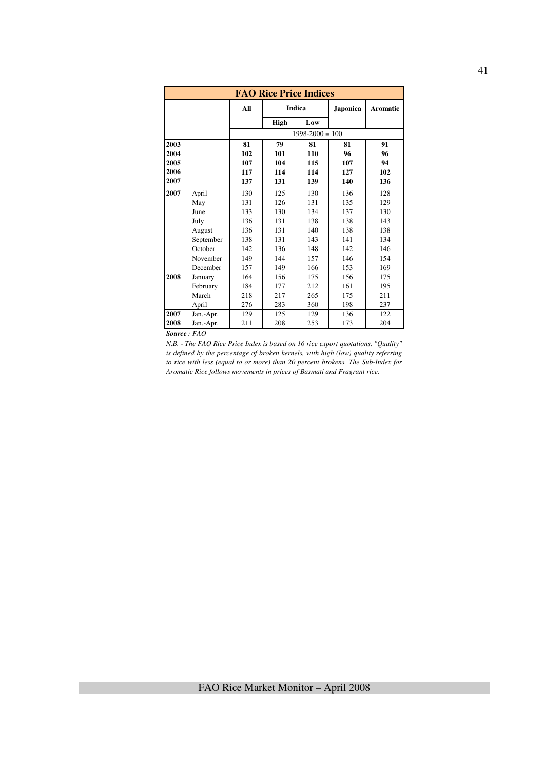| FAO Rice Price Indices | | | | | | |
|---|---|---|---|---|---|---|
| | | All | Indica | | Japonica | Aromatic |
| | | | High | Low | | |
| | | 1998-2000 = 100 | | | | |
| **2003** | | **81** | **79** | **81** | **81** | **91** |
| **2004** | | **102** | **101** | **110** | **96** | **96** |
| **2005** | | **107** | **104** | **115** | **107** | **94** |
| **2006** | | **117** | **114** | **114** | **127** | **102** |
| **2007** | | **137** | **131** | **139** | **140** | **136** |
| **2007** | April | 130 | 125 | 130 | 136 | 128 |
| | May | 131 | 126 | 131 | 135 | 129 |
| | June | 133 | 130 | 134 | 137 | 130 |
| | July | 136 | 131 | 138 | 138 | 143 |
| | August | 136 | 131 | 140 | 138 | 138 |
| | September | 138 | 131 | 143 | 141 | 134 |
| | October | 142 | 136 | 148 | 142 | 146 |
| | November | 149 | 144 | 157 | 146 | 154 |
| | December | 157 | 149 | 166 | 153 | 169 |
| **2008** | January | 164 | 156 | 175 | 156 | 175 |
| | February | 184 | 177 | 212 | 161 | 195 |
| | March | 218 | 217 | 265 | 175 | 211 |
| | April | 276 | 283 | 360 | 198 | 237 |
| **2007** | Jan.-Apr. | 129 | 125 | 129 | 136 | 122 |
| **2008** | Jan.-Apr. | 211 | 208 | 253 | 173 | 204 |

***Source** : FAO*

*N.B. - The FAO Rice Price Index is based on 16 rice export quotations. "Quality" is defined by the percentage of broken kernels, with high (low) quality referring to rice with less (equal to or more) than 20 percent brokens. The Sub-Index for Aromatic Rice follows movements in prices of Basmati and Fragrant rice.*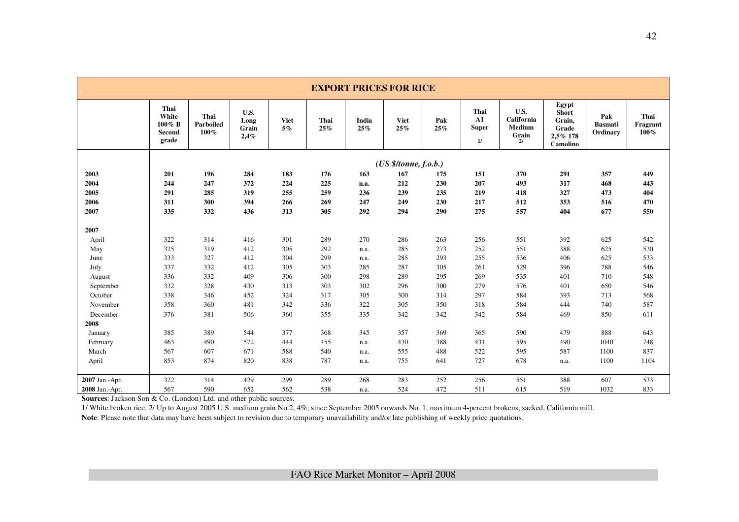## EXPORT PRICES FOR RICE

| | Thai White 100% B Second grade | Thai Parboiled 100% | U.S. Long Grain 2,4% | Viet 5% | Thai 25% | India 25% | Viet 25% | Pak 25% | Thai A1 Super 1/ | U.S. California Medium Grain 2/ | Egypt Short Grain, Grade 2,5% 178 Camolino | Pak Basmati Ordinary | Thai Fragrant 100% |
|---|---|---|---|---|---|---|---|---|---|---|---|---|---|
| | *(US $/tonne, f.o.b.)* | | | | | | | | | | | | |
| **2003** | **201** | **196** | **284** | **183** | **176** | **163** | **167** | **175** | **151** | **370** | **291** | **357** | **449** |
| **2004** | **244** | **247** | **372** | **224** | **225** | **n.a.** | **212** | **230** | **207** | **493** | **317** | **468** | **443** |
| **2005** | **291** | **285** | **319** | **255** | **259** | **236** | **239** | **235** | **219** | **418** | **327** | **473** | **404** |
| **2006** | **311** | **300** | **394** | **266** | **269** | **247** | **249** | **230** | **217** | **512** | **353** | **516** | **470** |
| **2007** | **335** | **332** | **436** | **313** | **305** | **292** | **294** | **290** | **275** | **557** | **404** | **677** | **550** |
| **2007** | | | | | | | | | | | | | |
| April | 322 | 314 | 416 | 301 | 289 | 270 | 286 | 263 | 256 | 551 | 392 | 625 | 542 |
| May | 325 | 319 | 412 | 305 | 292 | n.a. | 285 | 273 | 252 | 551 | 388 | 625 | 530 |
| June | 333 | 327 | 412 | 304 | 299 | n.a. | 285 | 293 | 255 | 536 | 406 | 625 | 533 |
| July | 337 | 332 | 412 | 305 | 303 | 285 | 287 | 305 | 261 | 529 | 396 | 788 | 546 |
| August | 336 | 332 | 409 | 306 | 300 | 298 | 289 | 295 | 269 | 535 | 401 | 710 | 548 |
| September | 332 | 328 | 430 | 313 | 303 | 302 | 296 | 300 | 279 | 576 | 401 | 650 | 546 |
| October | 338 | 346 | 452 | 324 | 317 | 305 | 300 | 314 | 297 | 584 | 393 | 713 | 568 |
| November | 358 | 360 | 481 | 342 | 336 | 322 | 305 | 350 | 318 | 584 | 444 | 740 | 587 |
| December | 376 | 381 | 506 | 360 | 355 | 335 | 342 | 342 | 342 | 584 | 469 | 850 | 611 |
| **2008** | | | | | | | | | | | | | |
| January | 385 | 389 | 544 | 377 | 368 | 345 | 357 | 369 | 365 | 590 | 479 | 888 | 643 |
| February | 463 | 490 | 572 | 444 | 455 | n.a. | 430 | 388 | 431 | 595 | 490 | 1040 | 748 |
| March | 567 | 607 | 671 | 588 | 540 | n.a. | 555 | 488 | 522 | 595 | 587 | 1100 | 837 |
| April | 853 | 874 | 820 | 838 | 787 | n.a. | 755 | 641 | 727 | 678 | n.a. | 1100 | 1104 |
| **2007** Jan.-Apr. | 322 | 314 | 429 | 299 | 289 | 268 | 283 | 252 | 256 | 551 | 388 | 607 | 533 |
| **2008** Jan.-Apr. | 567 | 590 | 652 | 562 | 538 | n.a. | 524 | 472 | 511 | 615 | 519 | 1032 | 833 |

**Sources**: Jackson Son & Co. (London) Ltd. and other public sources.

1/ White broken rice. 2/ Up to August 2005 U.S. medium grain No.2, 4%; since September 2005 onwards No. 1, maximum 4-percent brokens, sacked, California mill.

**Note**: Please note that data may have been subject to revision due to temporary unavailability and/or late publishing of weekly price quotations.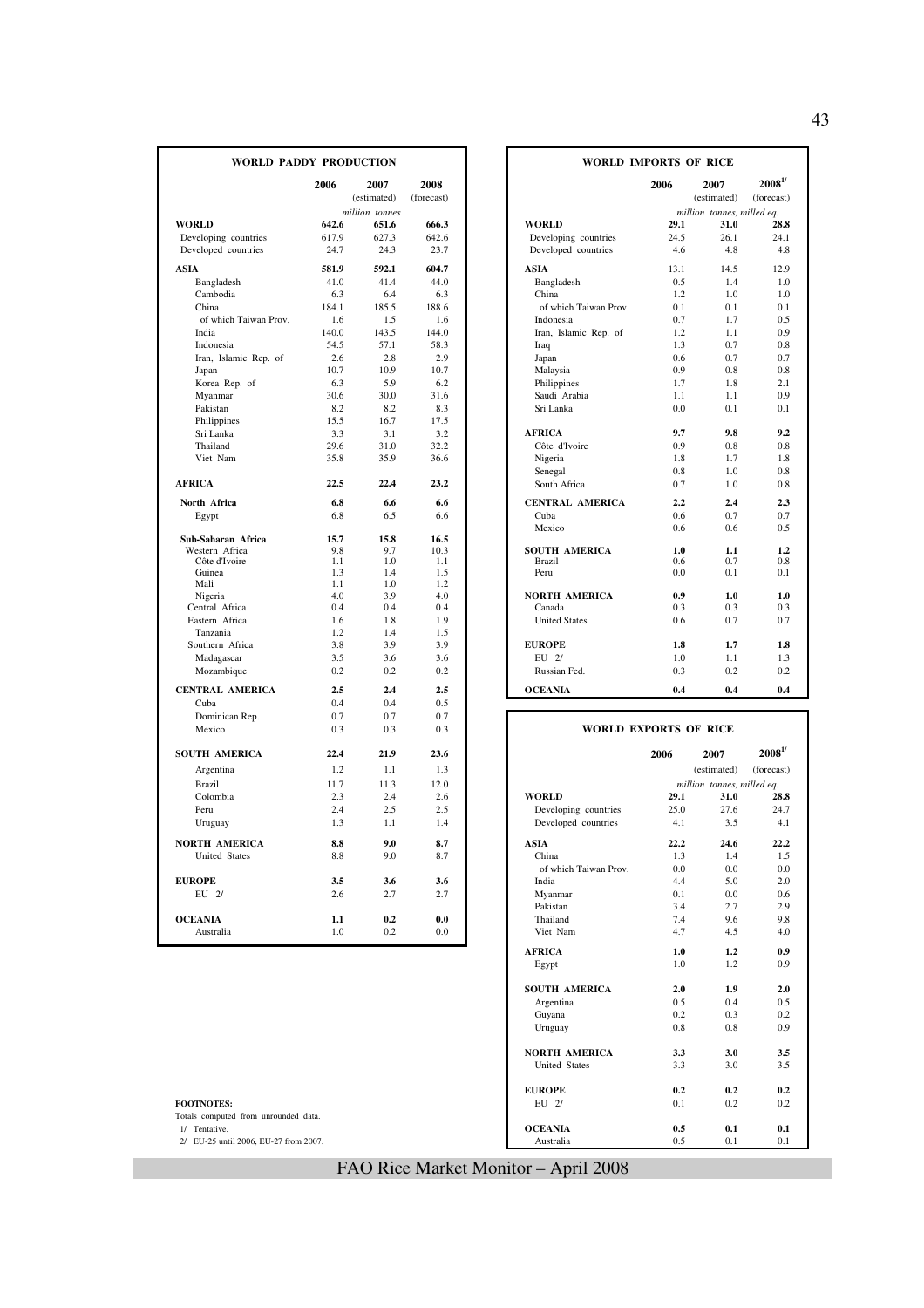## WORLD PADDY PRODUCTION

| | 2006 | 2007 (estimated) | 2008 (forecast) |
|---|---|---|---|
| | | million tonnes | |
| **WORLD** | **642.6** | **651.6** | **666.3** |
| Developing countries | 617.9 | 627.3 | 642.6 |
| Developed countries | 24.7 | 24.3 | 23.7 |
| **ASIA** | **581.9** | **592.1** | **604.7** |
| Bangladesh | 41.0 | 41.4 | 44.0 |
| Cambodia | 6.3 | 6.4 | 6.3 |
| China | 184.1 | 185.5 | 188.6 |
| of which Taiwan Prov. | 1.6 | 1.5 | 1.6 |
| India | 140.0 | 143.5 | 144.0 |
| Indonesia | 54.5 | 57.1 | 58.3 |
| Iran, Islamic Rep. of | 2.6 | 2.8 | 2.9 |
| Japan | 10.7 | 10.9 | 10.7 |
| Korea Rep. of | 6.3 | 5.9 | 6.2 |
| Myanmar | 30.6 | 30.0 | 31.6 |
| Pakistan | 8.2 | 8.2 | 8.3 |
| Philippines | 15.5 | 16.7 | 17.5 |
| Sri Lanka | 3.3 | 3.1 | 3.2 |
| Thailand | 29.6 | 31.0 | 32.2 |
| Viet Nam | 35.8 | 35.9 | 36.6 |
| **AFRICA** | **22.5** | **22.4** | **23.2** |
| **North Africa** | **6.8** | **6.6** | **6.6** |
| Egypt | 6.8 | 6.5 | 6.6 |
| **Sub-Saharan Africa** | **15.7** | **15.8** | **16.5** |
| Western Africa | 9.8 | 9.7 | 10.3 |
| Côte d'Ivoire | 1.1 | 1.0 | 1.1 |
| Guinea | 1.3 | 1.4 | 1.5 |
| Mali | 1.1 | 1.0 | 1.2 |
| Nigeria | 4.0 | 3.9 | 4.0 |
| Central Africa | 0.4 | 0.4 | 0.4 |
| Eastern Africa | 1.6 | 1.8 | 1.9 |
| Tanzania | 1.2 | 1.4 | 1.5 |
| Southern Africa | 3.8 | 3.9 | 3.9 |
| Madagascar | 3.5 | 3.6 | 3.6 |
| Mozambique | 0.2 | 0.2 | 0.2 |
| **CENTRAL AMERICA** | **2.5** | **2.4** | **2.5** |
| Cuba | 0.4 | 0.4 | 0.5 |
| Dominican Rep. | 0.7 | 0.7 | 0.7 |
| Mexico | 0.3 | 0.3 | 0.3 |
| **SOUTH AMERICA** | **22.4** | **21.9** | **23.6** |
| Argentina | 1.2 | 1.1 | 1.3 |
| Brazil | 11.7 | 11.3 | 12.0 |
| Colombia | 2.3 | 2.4 | 2.6 |
| Peru | 2.4 | 2.5 | 2.5 |
| Uruguay | 1.3 | 1.1 | 1.4 |
| **NORTH AMERICA** | **8.8** | **9.0** | **8.7** |
| United States | 8.8 | 9.0 | 8.7 |
| **EUROPE** | **3.5** | **3.6** | **3.6** |
| EU 2/ | 2.6 | 2.7 | 2.7 |
| **OCEANIA** | **1.1** | **0.2** | **0.0** |
| Australia | 1.0 | 0.2 | 0.0 |

## WORLD IMPORTS OF RICE

| | 2006 | 2007 (estimated) | 2008 1/ (forecast) |
|---|---|---|---|
| | | million tonnes, milled eq. | |
| **WORLD** | **29.1** | **31.0** | **28.8** |
| Developing countries | 24.5 | 26.1 | 24.1 |
| Developed countries | 4.6 | 4.8 | 4.8 |
| **ASIA** | 13.1 | 14.5 | 12.9 |
| Bangladesh | 0.5 | 1.4 | 1.0 |
| China | 1.2 | 1.0 | 1.0 |
| of which Taiwan Prov. | 0.1 | 0.1 | 0.1 |
| Indonesia | 0.7 | 1.7 | 0.5 |
| Iran, Islamic Rep. of | 1.2 | 1.1 | 0.9 |
| Iraq | 1.3 | 0.7 | 0.8 |
| Japan | 0.6 | 0.7 | 0.7 |
| Malaysia | 0.9 | 0.8 | 0.8 |
| Philippines | 1.7 | 1.8 | 2.1 |
| Saudi Arabia | 1.1 | 1.1 | 0.9 |
| Sri Lanka | 0.0 | 0.1 | 0.1 |
| **AFRICA** | **9.7** | **9.8** | **9.2** |
| Côte d'Ivoire | 0.9 | 0.8 | 0.8 |
| Nigeria | 1.8 | 1.7 | 1.8 |
| Senegal | 0.8 | 1.0 | 0.8 |
| South Africa | 0.7 | 1.0 | 0.8 |
| **CENTRAL AMERICA** | **2.2** | **2.4** | **2.3** |
| Cuba | 0.6 | 0.7 | 0.7 |
| Mexico | 0.6 | 0.6 | 0.5 |
| **SOUTH AMERICA** | **1.0** | **1.1** | **1.2** |
| Brazil | 0.6 | 0.7 | 0.8 |
| Peru | 0.0 | 0.1 | 0.1 |
| **NORTH AMERICA** | **0.9** | **1.0** | **1.0** |
| Canada | 0.3 | 0.3 | 0.3 |
| United States | 0.6 | 0.7 | 0.7 |
| **EUROPE** | **1.8** | **1.7** | **1.8** |
| EU 2/ | 1.0 | 1.1 | 1.3 |
| Russian Fed. | 0.3 | 0.2 | 0.2 |
| **OCEANIA** | **0.4** | **0.4** | **0.4** |

## WORLD EXPORTS OF RICE

| | 2006 | 2007 (estimated) | 2008 1/ (forecast) |
|---|---|---|---|
| | | million tonnes, milled eq. | |
| **WORLD** | **29.1** | **31.0** | **28.8** |
| Developing countries | 25.0 | 27.6 | 24.7 |
| Developed countries | 4.1 | 3.5 | 4.1 |
| **ASIA** | **22.2** | **24.6** | **22.2** |
| China | 1.3 | 1.4 | 1.5 |
| of which Taiwan Prov. | 0.0 | 0.0 | 0.0 |
| India | 4.4 | 5.0 | 2.0 |
| Myanmar | 0.1 | 0.0 | 0.6 |
| Pakistan | 3.4 | 2.7 | 2.9 |
| Thailand | 7.4 | 9.6 | 9.8 |
| Viet Nam | 4.7 | 4.5 | 4.0 |
| **AFRICA** | **1.0** | **1.2** | **0.9** |
| Egypt | 1.0 | 1.2 | 0.9 |
| **SOUTH AMERICA** | **2.0** | **1.9** | **2.0** |
| Argentina | 0.5 | 0.4 | 0.5 |
| Guyana | 0.2 | 0.3 | 0.2 |
| Uruguay | 0.8 | 0.8 | 0.9 |
| **NORTH AMERICA** | **3.3** | **3.0** | **3.5** |
| United States | 3.3 | 3.0 | 3.5 |
| **EUROPE** | **0.2** | **0.2** | **0.2** |
| EU 2/ | 0.1 | 0.2 | 0.2 |
| **OCEANIA** | **0.5** | **0.1** | **0.1** |
| Australia | 0.5 | 0.1 | 0.1 |

**FOOTNOTES:**
Totals computed from unrounded data.
1/ Tentative.
2/ EU-25 until 2006, EU-27 from 2007.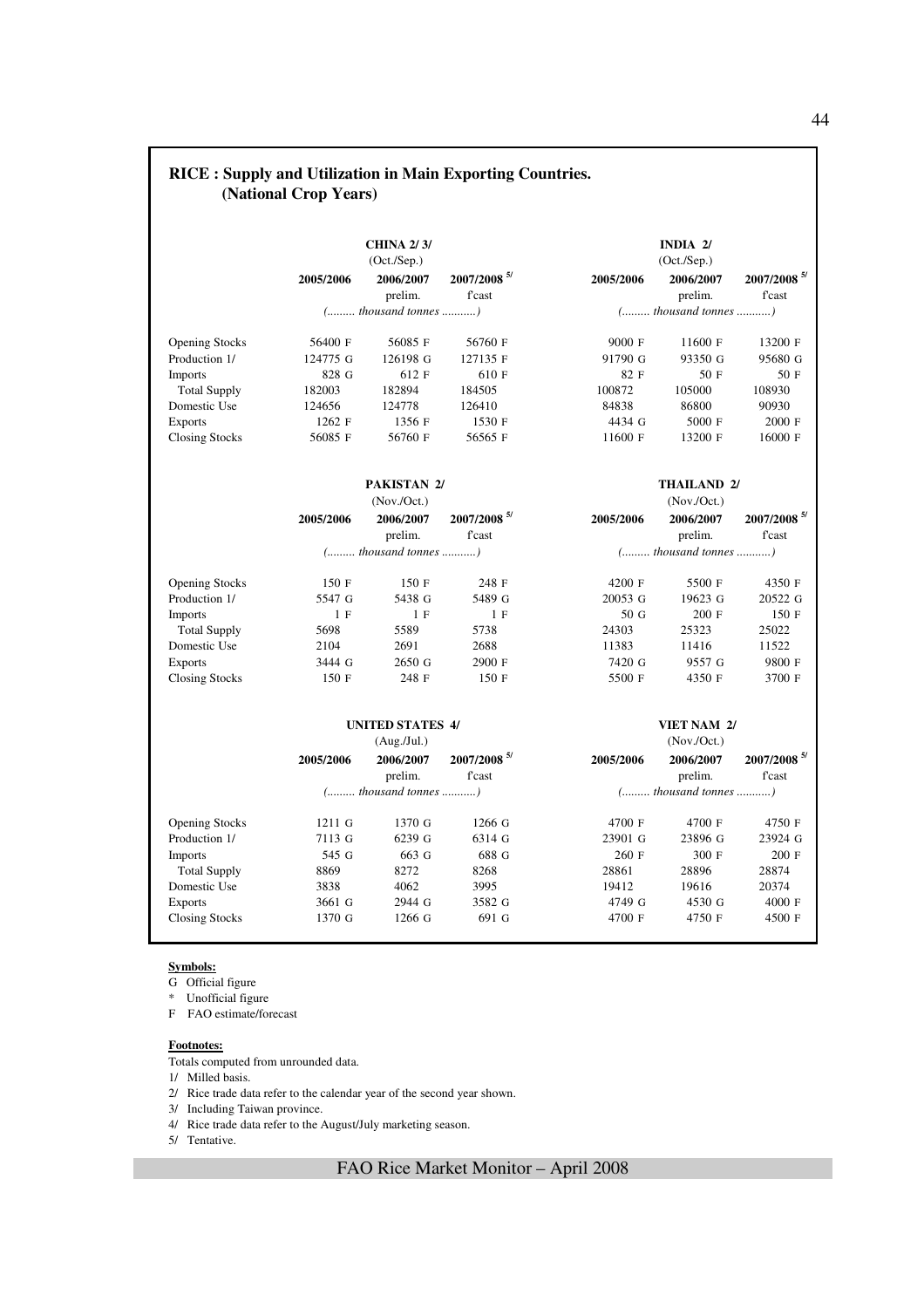## RICE : Supply and Utilization in Main Exporting Countries. (National Crop Years)

| | CHINA 2/ 3/ (Oct./Sep.) | | | INDIA 2/ (Oct./Sep.) | | |
|---|---|---|---|---|---|---|
| | 2005/2006 | 2006/2007 prelim. | 2007/2008 5/ f'cast | 2005/2006 | 2006/2007 prelim. | 2007/2008 5/ f'cast |
| | (......... thousand tonnes ...........) | | | (......... thousand tonnes ...........) | | |
| Opening Stocks | 56400 F | 56085 F | 56760 F | 9000 F | 11600 F | 13200 F |
| Production 1/ | 124775 G | 126198 G | 127135 F | 91790 G | 93350 G | 95680 G |
| Imports | 828 G | 612 F | 610 F | 82 F | 50 F | 50 F |
| Total Supply | 182003 | 182894 | 184505 | 100872 | 105000 | 108930 |
| Domestic Use | 124656 | 124778 | 126410 | 84838 | 86800 | 90930 |
| Exports | 1262 F | 1356 F | 1530 F | 4434 G | 5000 F | 2000 F |
| Closing Stocks | 56085 F | 56760 F | 56565 F | 11600 F | 13200 F | 16000 F |

| | PAKISTAN 2/ (Nov./Oct.) | | | THAILAND 2/ (Nov./Oct.) | | |
|---|---|---|---|---|---|---|
| | 2005/2006 | 2006/2007 prelim. | 2007/2008 5/ f'cast | 2005/2006 | 2006/2007 prelim. | 2007/2008 5/ f'cast |
| | (......... thousand tonnes ...........) | | | (......... thousand tonnes ...........) | | |
| Opening Stocks | 150 F | 150 F | 248 F | 4200 F | 5500 F | 4350 F |
| Production 1/ | 5547 G | 5438 G | 5489 G | 20053 G | 19623 G | 20522 G |
| Imports | 1 F | 1 F | 1 F | 50 G | 200 F | 150 F |
| Total Supply | 5698 | 5589 | 5738 | 24303 | 25323 | 25022 |
| Domestic Use | 2104 | 2691 | 2688 | 11383 | 11416 | 11522 |
| Exports | 3444 G | 2650 G | 2900 F | 7420 G | 9557 G | 9800 F |
| Closing Stocks | 150 F | 248 F | 150 F | 5500 F | 4350 F | 3700 F |

| | UNITED STATES 4/ (Aug./Jul.) | | | VIET NAM 2/ (Nov./Oct.) | | |
|---|---|---|---|---|---|---|
| | 2005/2006 | 2006/2007 prelim. | 2007/2008 5/ f'cast | 2005/2006 | 2006/2007 prelim. | 2007/2008 5/ f'cast |
| | (......... thousand tonnes ...........) | | | (......... thousand tonnes ...........) | | |
| Opening Stocks | 1211 G | 1370 G | 1266 G | 4700 F | 4700 F | 4750 F |
| Production 1/ | 7113 G | 6239 G | 6314 G | 23901 G | 23896 G | 23924 G |
| Imports | 545 G | 663 G | 688 G | 260 F | 300 F | 200 F |
| Total Supply | 8869 | 8272 | 8268 | 28861 | 28896 | 28874 |
| Domestic Use | 3838 | 4062 | 3995 | 19412 | 19616 | 20374 |
| Exports | 3661 G | 2944 G | 3582 G | 4749 G | 4530 G | 4000 F |
| Closing Stocks | 1370 G | 1266 G | 691 G | 4700 F | 4750 F | 4500 F |

**Symbols:**

G Official figure
* Unofficial figure
F FAO estimate/forecast

**Footnotes:**

Totals computed from unrounded data.
1/ Milled basis.
2/ Rice trade data refer to the calendar year of the second year shown.
3/ Including Taiwan province.
4/ Rice trade data refer to the August/July marketing season.
5/ Tentative.